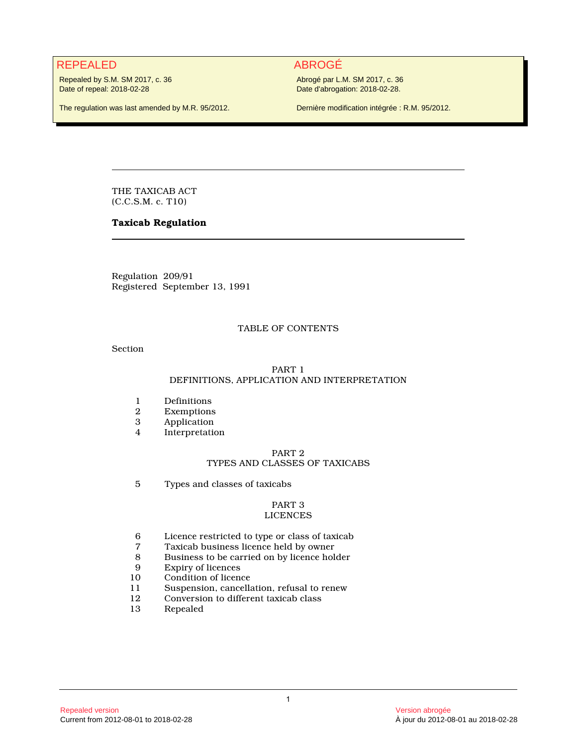**REPEALED**

Repealed by S.M. SM 2017, c. 36
Date of repeal: 2018-02-28

The regulation was last amended by M.R. 95/2012.

**ABROGÉ**

Abrogé par L.M. SM 2017, c. 36
Date d'abrogation: 2018-02-28.

Dernière modification intégrée : R.M. 95/2012.

---

THE TAXICAB ACT
(C.C.S.M. c. T10)

# Taxicab Regulation

---

Regulation 209/91
Registered September 13, 1991

## TABLE OF CONTENTS

Section

### PART 1
### DEFINITIONS, APPLICATION AND INTERPRETATION

| | |
|---|---|
| 1 | Definitions |
| 2 | Exemptions |
| 3 | Application |
| 4 | Interpretation |

### PART 2
### TYPES AND CLASSES OF TAXICABS

| | |
|---|---|
| 5 | Types and classes of taxicabs |

### PART 3
### LICENCES

| | |
|---|---|
| 6 | Licence restricted to type or class of taxicab |
| 7 | Taxicab business licence held by owner |
| 8 | Business to be carried on by licence holder |
| 9 | Expiry of licences |
| 10 | Condition of licence |
| 11 | Suspension, cancellation, refusal to renew |
| 12 | Conversion to different taxicab class |
| 13 | Repealed |

Repealed version
Current from 2012-08-01 to 2018-02-28

Version abrogée
À jour du 2012-08-01 au 2018-02-28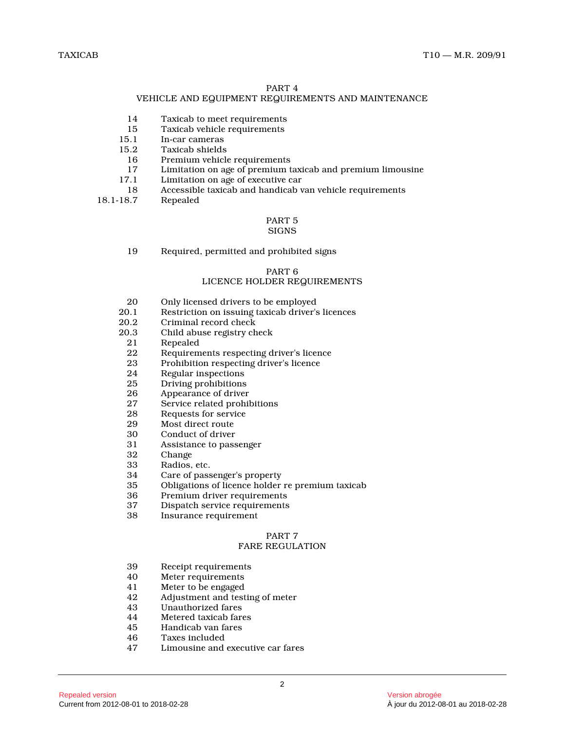## PART 4
## VEHICLE AND EQUIPMENT REQUIREMENTS AND MAINTENANCE

| | |
|---|---|
| 14 | Taxicab to meet requirements |
| 15 | Taxicab vehicle requirements |
| 15.1 | In-car cameras |
| 15.2 | Taxicab shields |
| 16 | Premium vehicle requirements |
| 17 | Limitation on age of premium taxicab and premium limousine |
| 17.1 | Limitation on age of executive car |
| 18 | Accessible taxicab and handicab van vehicle requirements |
| 18.1-18.7 | Repealed |

## PART 5
## SIGNS

| | |
|---|---|
| 19 | Required, permitted and prohibited signs |

## PART 6
## LICENCE HOLDER REQUIREMENTS

| | |
|---|---|
| 20 | Only licensed drivers to be employed |
| 20.1 | Restriction on issuing taxicab driver's licences |
| 20.2 | Criminal record check |
| 20.3 | Child abuse registry check |
| 21 | Repealed |
| 22 | Requirements respecting driver's licence |
| 23 | Prohibition respecting driver's licence |
| 24 | Regular inspections |
| 25 | Driving prohibitions |
| 26 | Appearance of driver |
| 27 | Service related prohibitions |
| 28 | Requests for service |
| 29 | Most direct route |
| 30 | Conduct of driver |
| 31 | Assistance to passenger |
| 32 | Change |
| 33 | Radios, etc. |
| 34 | Care of passenger's property |
| 35 | Obligations of licence holder re premium taxicab |
| 36 | Premium driver requirements |
| 37 | Dispatch service requirements |
| 38 | Insurance requirement |

## PART 7
## FARE REGULATION

| | |
|---|---|
| 39 | Receipt requirements |
| 40 | Meter requirements |
| 41 | Meter to be engaged |
| 42 | Adjustment and testing of meter |
| 43 | Unauthorized fares |
| 44 | Metered taxicab fares |
| 45 | Handicab van fares |
| 46 | Taxes included |
| 47 | Limousine and executive car fares |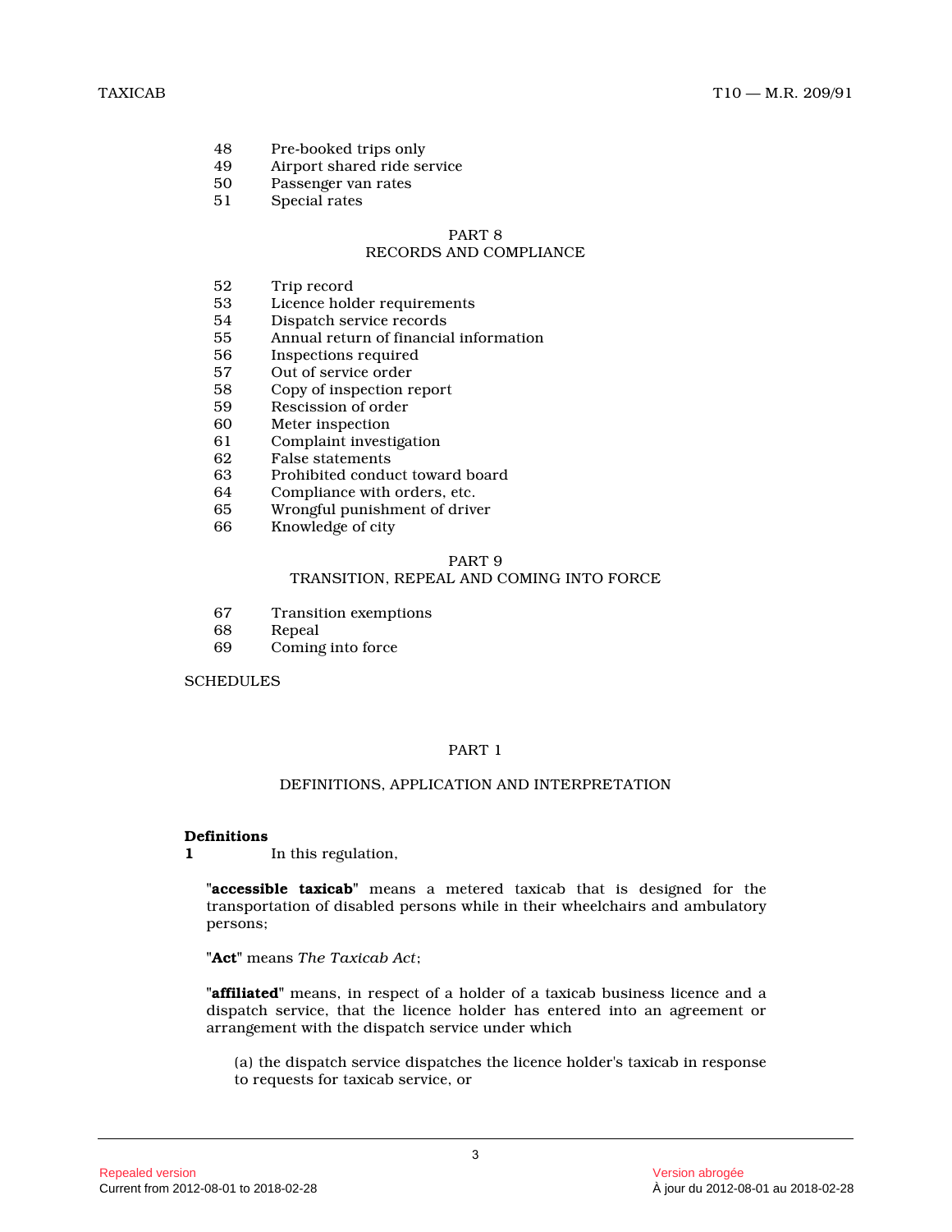48 Pre-booked trips only
49 Airport shared ride service
50 Passenger van rates
51 Special rates

PART 8
RECORDS AND COMPLIANCE

52 Trip record
53 Licence holder requirements
54 Dispatch service records
55 Annual return of financial information
56 Inspections required
57 Out of service order
58 Copy of inspection report
59 Rescission of order
60 Meter inspection
61 Complaint investigation
62 False statements
63 Prohibited conduct toward board
64 Compliance with orders, etc.
65 Wrongful punishment of driver
66 Knowledge of city

PART 9
TRANSITION, REPEAL AND COMING INTO FORCE

67 Transition exemptions
68 Repeal
69 Coming into force

SCHEDULES

## PART 1

## DEFINITIONS, APPLICATION AND INTERPRETATION

**Definitions**

**1** In this regulation,

"**accessible taxicab**" means a metered taxicab that is designed for the transportation of disabled persons while in their wheelchairs and ambulatory persons;

"**Act**" means *The Taxicab Act*;

"**affiliated**" means, in respect of a holder of a taxicab business licence and a dispatch service, that the licence holder has entered into an agreement or arrangement with the dispatch service under which

(a) the dispatch service dispatches the licence holder's taxicab in response to requests for taxicab service, or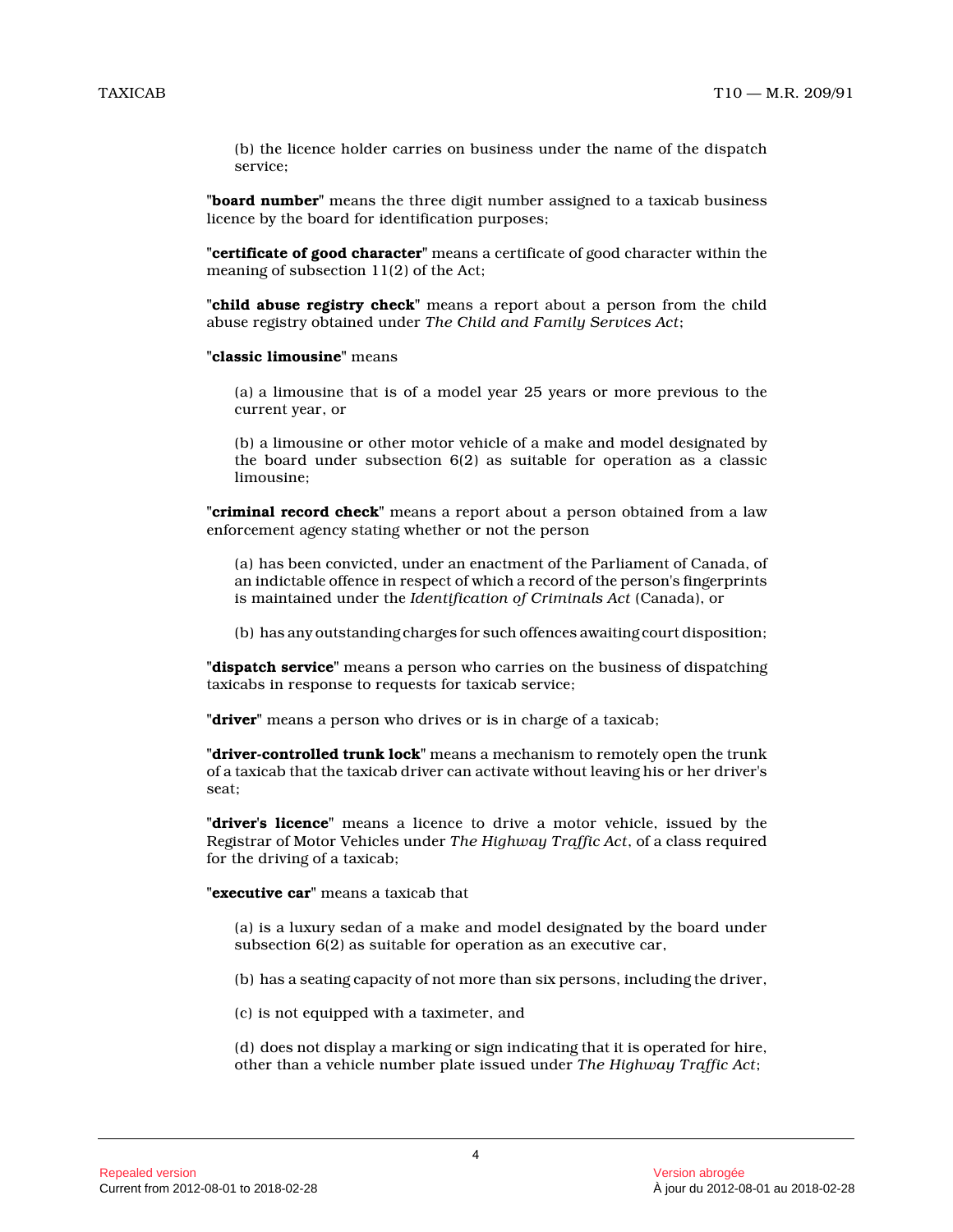(b) the licence holder carries on business under the name of the dispatch service;

"**board number**" means the three digit number assigned to a taxicab business licence by the board for identification purposes;

"**certificate of good character**" means a certificate of good character within the meaning of subsection 11(2) of the Act;

"**child abuse registry check**" means a report about a person from the child abuse registry obtained under *The Child and Family Services Act*;

"**classic limousine**" means

(a) a limousine that is of a model year 25 years or more previous to the current year, or

(b) a limousine or other motor vehicle of a make and model designated by the board under subsection 6(2) as suitable for operation as a classic limousine;

"**criminal record check**" means a report about a person obtained from a law enforcement agency stating whether or not the person

(a) has been convicted, under an enactment of the Parliament of Canada, of an indictable offence in respect of which a record of the person's fingerprints is maintained under the *Identification of Criminals Act* (Canada), or

(b) has any outstanding charges for such offences awaiting court disposition;

"**dispatch service**" means a person who carries on the business of dispatching taxicabs in response to requests for taxicab service;

"**driver**" means a person who drives or is in charge of a taxicab;

"**driver-controlled trunk lock**" means a mechanism to remotely open the trunk of a taxicab that the taxicab driver can activate without leaving his or her driver's seat;

"**driver's licence**" means a licence to drive a motor vehicle, issued by the Registrar of Motor Vehicles under *The Highway Traffic Act*, of a class required for the driving of a taxicab;

"**executive car**" means a taxicab that

(a) is a luxury sedan of a make and model designated by the board under subsection 6(2) as suitable for operation as an executive car,

(b) has a seating capacity of not more than six persons, including the driver,

(c) is not equipped with a taximeter, and

(d) does not display a marking or sign indicating that it is operated for hire, other than a vehicle number plate issued under *The Highway Traffic Act*;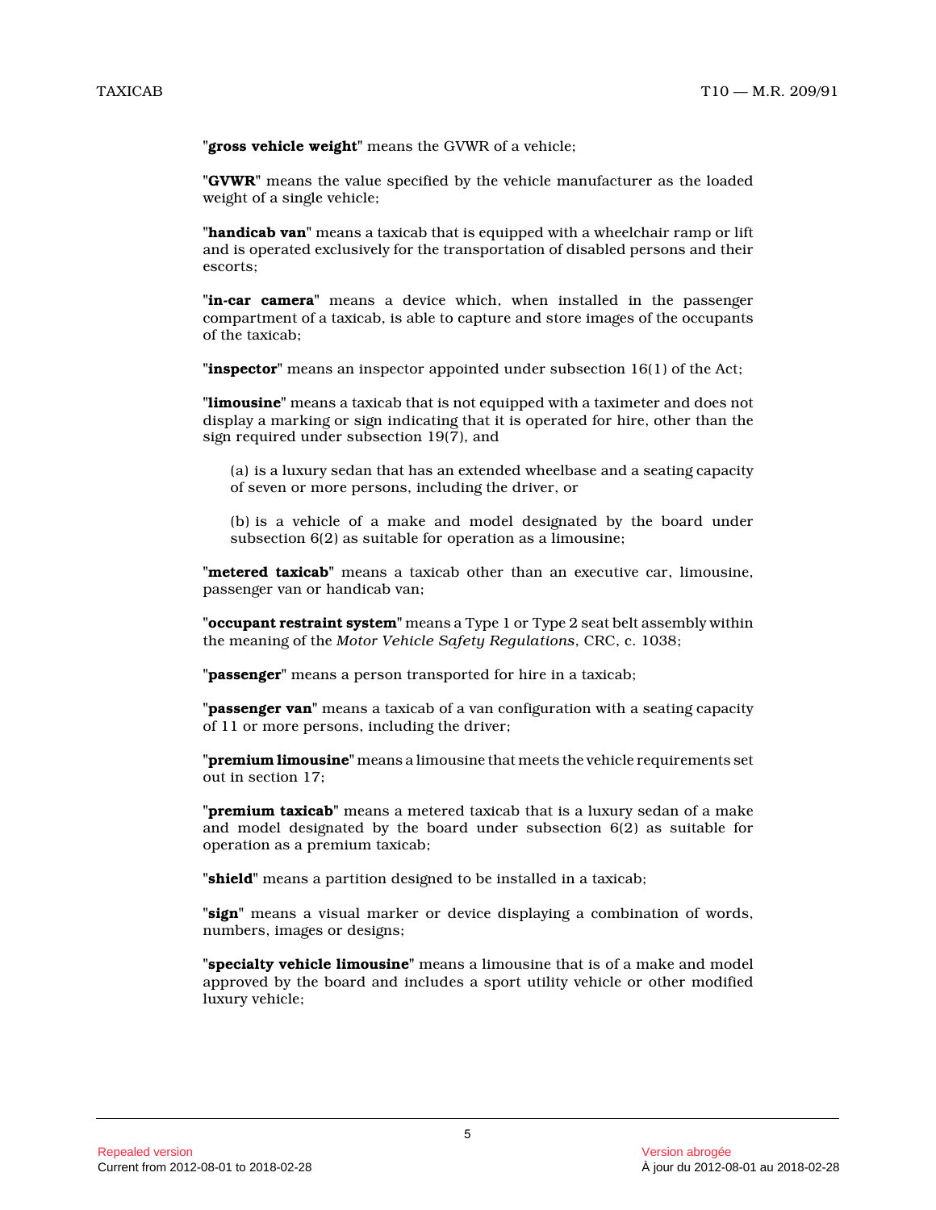"**gross vehicle weight**" means the GVWR of a vehicle;

"**GVWR**" means the value specified by the vehicle manufacturer as the loaded weight of a single vehicle;

"**handicab van**" means a taxicab that is equipped with a wheelchair ramp or lift and is operated exclusively for the transportation of disabled persons and their escorts;

"**in-car camera**" means a device which, when installed in the passenger compartment of a taxicab, is able to capture and store images of the occupants of the taxicab;

"**inspector**" means an inspector appointed under subsection 16(1) of the Act;

"**limousine**" means a taxicab that is not equipped with a taximeter and does not display a marking or sign indicating that it is operated for hire, other than the sign required under subsection 19(7), and

(a) is a luxury sedan that has an extended wheelbase and a seating capacity of seven or more persons, including the driver, or

(b) is a vehicle of a make and model designated by the board under subsection 6(2) as suitable for operation as a limousine;

"**metered taxicab**" means a taxicab other than an executive car, limousine, passenger van or handicab van;

"**occupant restraint system**" means a Type 1 or Type 2 seat belt assembly within the meaning of the *Motor Vehicle Safety Regulations*, CRC, c. 1038;

"**passenger**" means a person transported for hire in a taxicab;

"**passenger van**" means a taxicab of a van configuration with a seating capacity of 11 or more persons, including the driver;

"**premium limousine**" means a limousine that meets the vehicle requirements set out in section 17;

"**premium taxicab**" means a metered taxicab that is a luxury sedan of a make and model designated by the board under subsection 6(2) as suitable for operation as a premium taxicab;

"**shield**" means a partition designed to be installed in a taxicab;

"**sign**" means a visual marker or device displaying a combination of words, numbers, images or designs;

"**specialty vehicle limousine**" means a limousine that is of a make and model approved by the board and includes a sport utility vehicle or other modified luxury vehicle;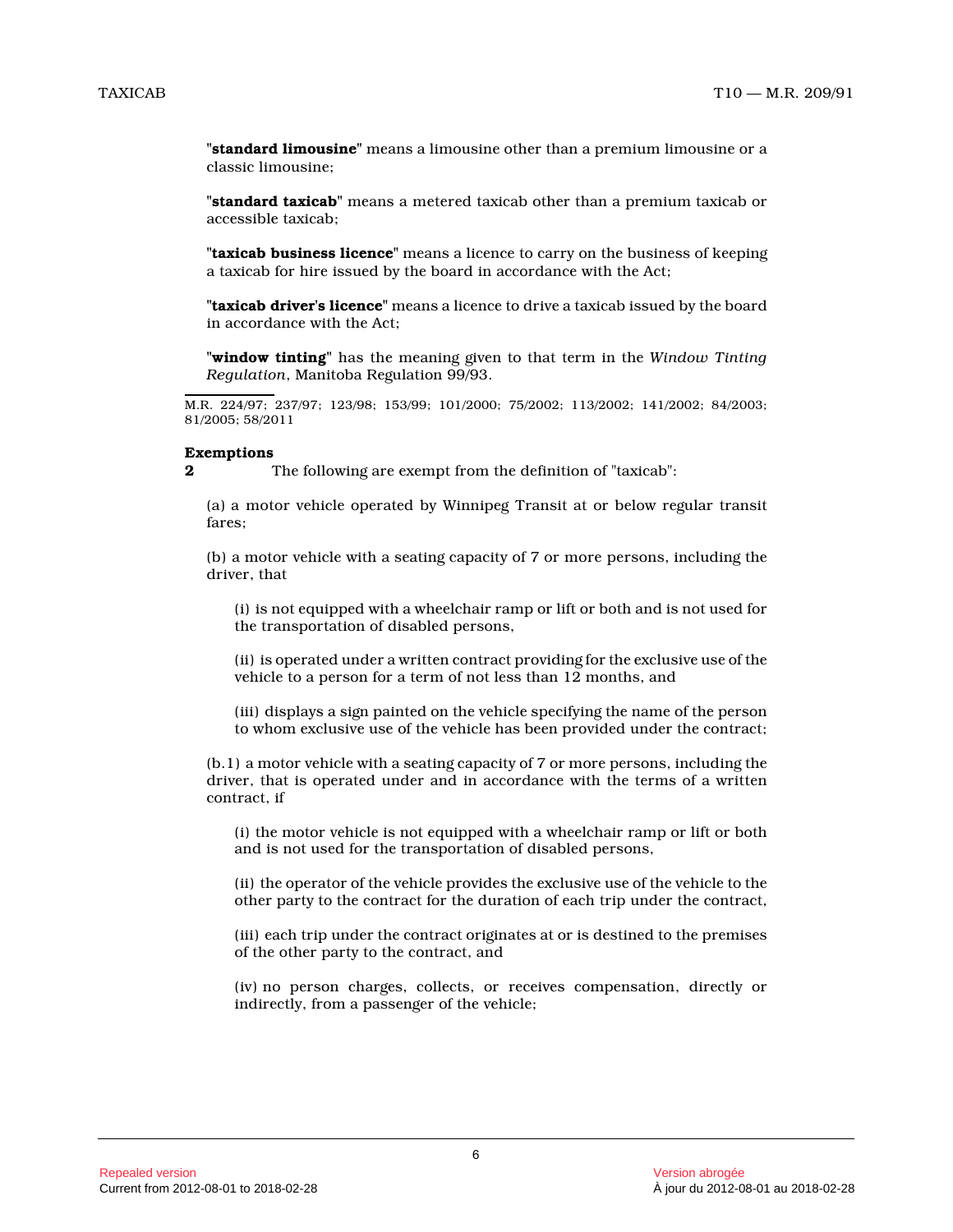"**standard limousine**" means a limousine other than a premium limousine or a classic limousine;

"**standard taxicab**" means a metered taxicab other than a premium taxicab or accessible taxicab;

"**taxicab business licence**" means a licence to carry on the business of keeping a taxicab for hire issued by the board in accordance with the Act;

"**taxicab driver's licence**" means a licence to drive a taxicab issued by the board in accordance with the Act;

"**window tinting**" has the meaning given to that term in the *Window Tinting Regulation*, Manitoba Regulation 99/93.

M.R. 224/97; 237/97; 123/98; 153/99; 101/2000; 75/2002; 113/2002; 141/2002; 84/2003; 81/2005; 58/2011

**Exemptions**

**2** The following are exempt from the definition of "taxicab":

(a) a motor vehicle operated by Winnipeg Transit at or below regular transit fares;

(b) a motor vehicle with a seating capacity of 7 or more persons, including the driver, that

(i) is not equipped with a wheelchair ramp or lift or both and is not used for the transportation of disabled persons,

(ii) is operated under a written contract providing for the exclusive use of the vehicle to a person for a term of not less than 12 months, and

(iii) displays a sign painted on the vehicle specifying the name of the person to whom exclusive use of the vehicle has been provided under the contract;

(b.1) a motor vehicle with a seating capacity of 7 or more persons, including the driver, that is operated under and in accordance with the terms of a written contract, if

(i) the motor vehicle is not equipped with a wheelchair ramp or lift or both and is not used for the transportation of disabled persons,

(ii) the operator of the vehicle provides the exclusive use of the vehicle to the other party to the contract for the duration of each trip under the contract,

(iii) each trip under the contract originates at or is destined to the premises of the other party to the contract, and

(iv) no person charges, collects, or receives compensation, directly or indirectly, from a passenger of the vehicle;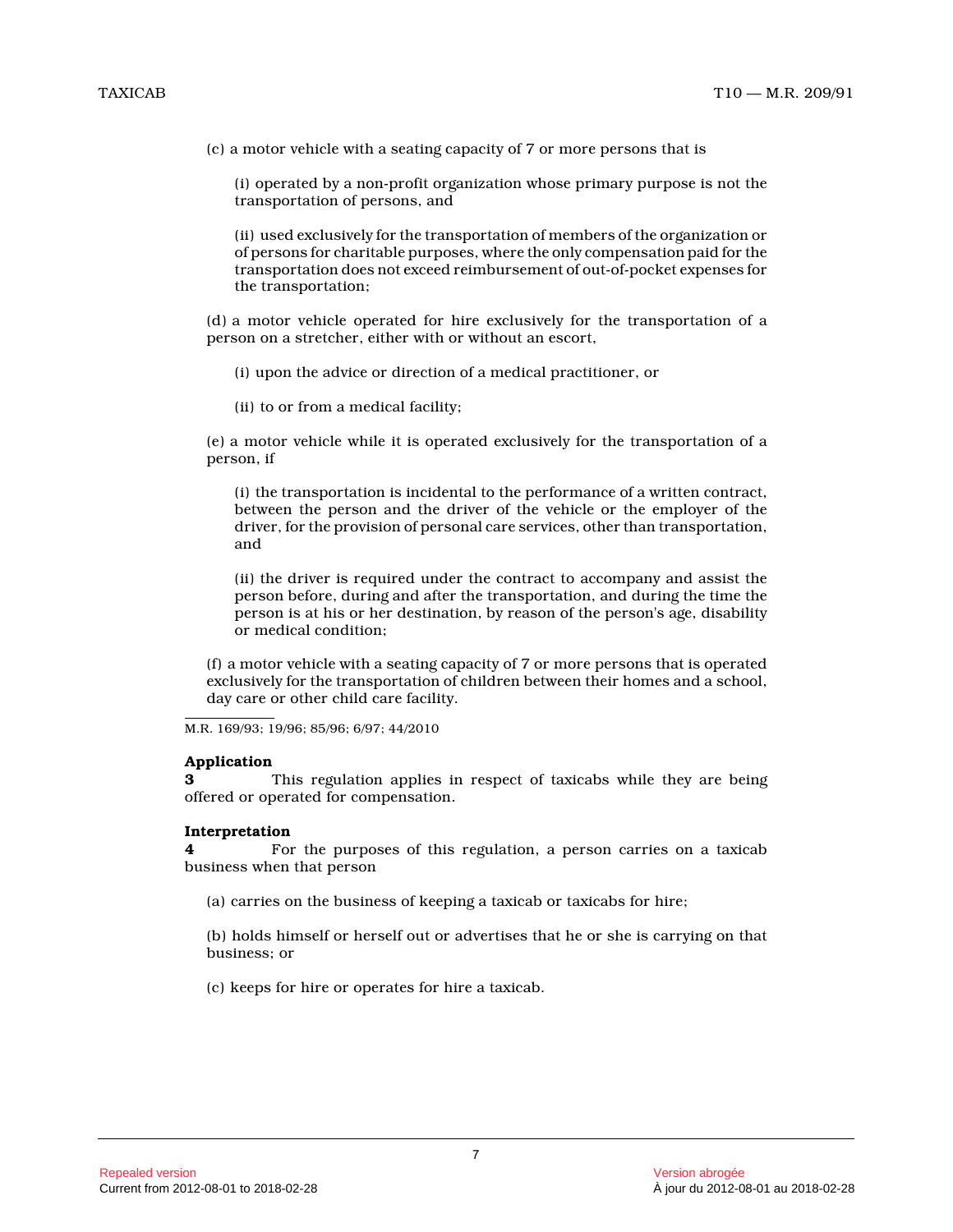(c) a motor vehicle with a seating capacity of 7 or more persons that is

(i) operated by a non-profit organization whose primary purpose is not the transportation of persons, and

(ii) used exclusively for the transportation of members of the organization or of persons for charitable purposes, where the only compensation paid for the transportation does not exceed reimbursement of out-of-pocket expenses for the transportation;

(d) a motor vehicle operated for hire exclusively for the transportation of a person on a stretcher, either with or without an escort,

(i) upon the advice or direction of a medical practitioner, or

(ii) to or from a medical facility;

(e) a motor vehicle while it is operated exclusively for the transportation of a person, if

(i) the transportation is incidental to the performance of a written contract, between the person and the driver of the vehicle or the employer of the driver, for the provision of personal care services, other than transportation, and

(ii) the driver is required under the contract to accompany and assist the person before, during and after the transportation, and during the time the person is at his or her destination, by reason of the person's age, disability or medical condition;

(f) a motor vehicle with a seating capacity of 7 or more persons that is operated exclusively for the transportation of children between their homes and a school, day care or other child care facility.

M.R. 169/93; 19/96; 85/96; 6/97; 44/2010

**Application**

**3** This regulation applies in respect of taxicabs while they are being offered or operated for compensation.

**Interpretation**

**4** For the purposes of this regulation, a person carries on a taxicab business when that person

(a) carries on the business of keeping a taxicab or taxicabs for hire;

(b) holds himself or herself out or advertises that he or she is carrying on that business; or

(c) keeps for hire or operates for hire a taxicab.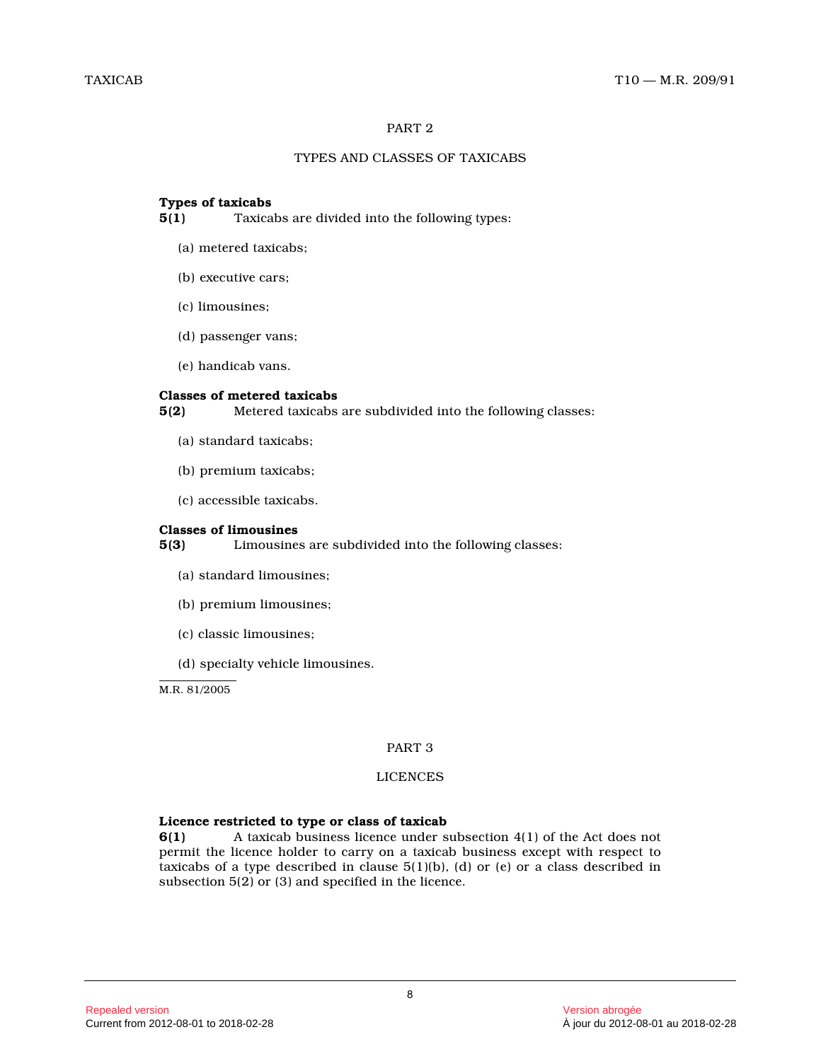## PART 2

## TYPES AND CLASSES OF TAXICABS

**Types of taxicabs**

**5(1)** Taxicabs are divided into the following types:

(a) metered taxicabs;

(b) executive cars;

(c) limousines;

(d) passenger vans;

(e) handicab vans.

**Classes of metered taxicabs**

**5(2)** Metered taxicabs are subdivided into the following classes:

(a) standard taxicabs;

(b) premium taxicabs;

(c) accessible taxicabs.

**Classes of limousines**

**5(3)** Limousines are subdivided into the following classes:

(a) standard limousines;

(b) premium limousines;

(c) classic limousines;

(d) specialty vehicle limousines.

M.R. 81/2005

## PART 3

## LICENCES

**Licence restricted to type or class of taxicab**

**6(1)** A taxicab business licence under subsection 4(1) of the Act does not permit the licence holder to carry on a taxicab business except with respect to taxicabs of a type described in clause 5(1)(b), (d) or (e) or a class described in subsection 5(2) or (3) and specified in the licence.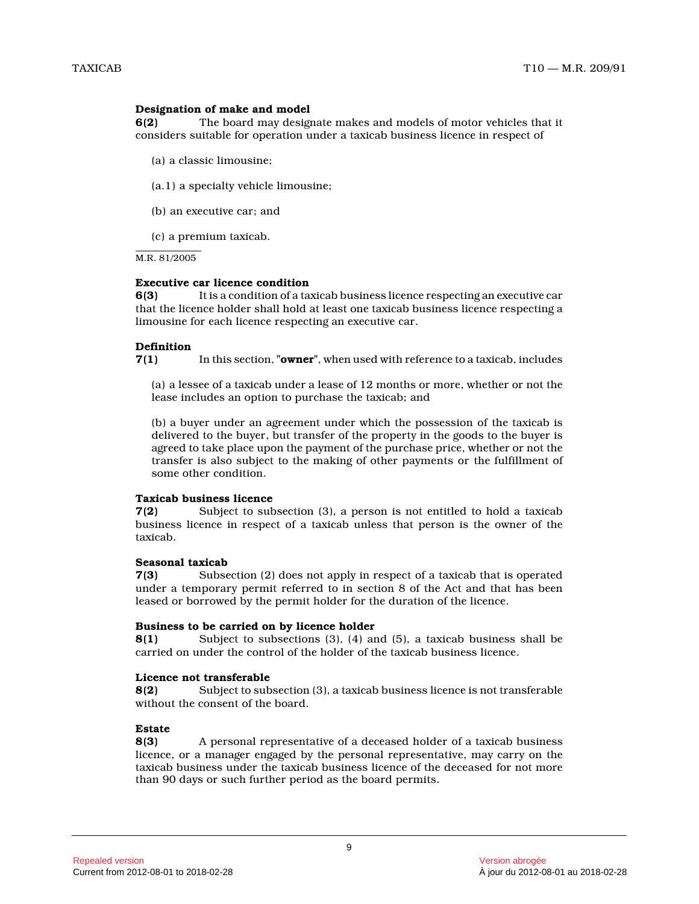**Designation of make and model**

**6(2)** The board may designate makes and models of motor vehicles that it considers suitable for operation under a taxicab business licence in respect of

(a) a classic limousine;

(a.1) a specialty vehicle limousine;

(b) an executive car; and

(c) a premium taxicab.

M.R. 81/2005

**Executive car licence condition**

**6(3)** It is a condition of a taxicab business licence respecting an executive car that the licence holder shall hold at least one taxicab business licence respecting a limousine for each licence respecting an executive car.

**Definition**

**7(1)** In this section, "**owner**", when used with reference to a taxicab, includes

(a) a lessee of a taxicab under a lease of 12 months or more, whether or not the lease includes an option to purchase the taxicab; and

(b) a buyer under an agreement under which the possession of the taxicab is delivered to the buyer, but transfer of the property in the goods to the buyer is agreed to take place upon the payment of the purchase price, whether or not the transfer is also subject to the making of other payments or the fulfillment of some other condition.

**Taxicab business licence**

**7(2)** Subject to subsection (3), a person is not entitled to hold a taxicab business licence in respect of a taxicab unless that person is the owner of the taxicab.

**Seasonal taxicab**

**7(3)** Subsection (2) does not apply in respect of a taxicab that is operated under a temporary permit referred to in section 8 of the Act and that has been leased or borrowed by the permit holder for the duration of the licence.

**Business to be carried on by licence holder**

**8(1)** Subject to subsections (3), (4) and (5), a taxicab business shall be carried on under the control of the holder of the taxicab business licence.

**Licence not transferable**

**8(2)** Subject to subsection (3), a taxicab business licence is not transferable without the consent of the board.

**Estate**

**8(3)** A personal representative of a deceased holder of a taxicab business licence, or a manager engaged by the personal representative, may carry on the taxicab business under the taxicab business licence of the deceased for not more than 90 days or such further period as the board permits.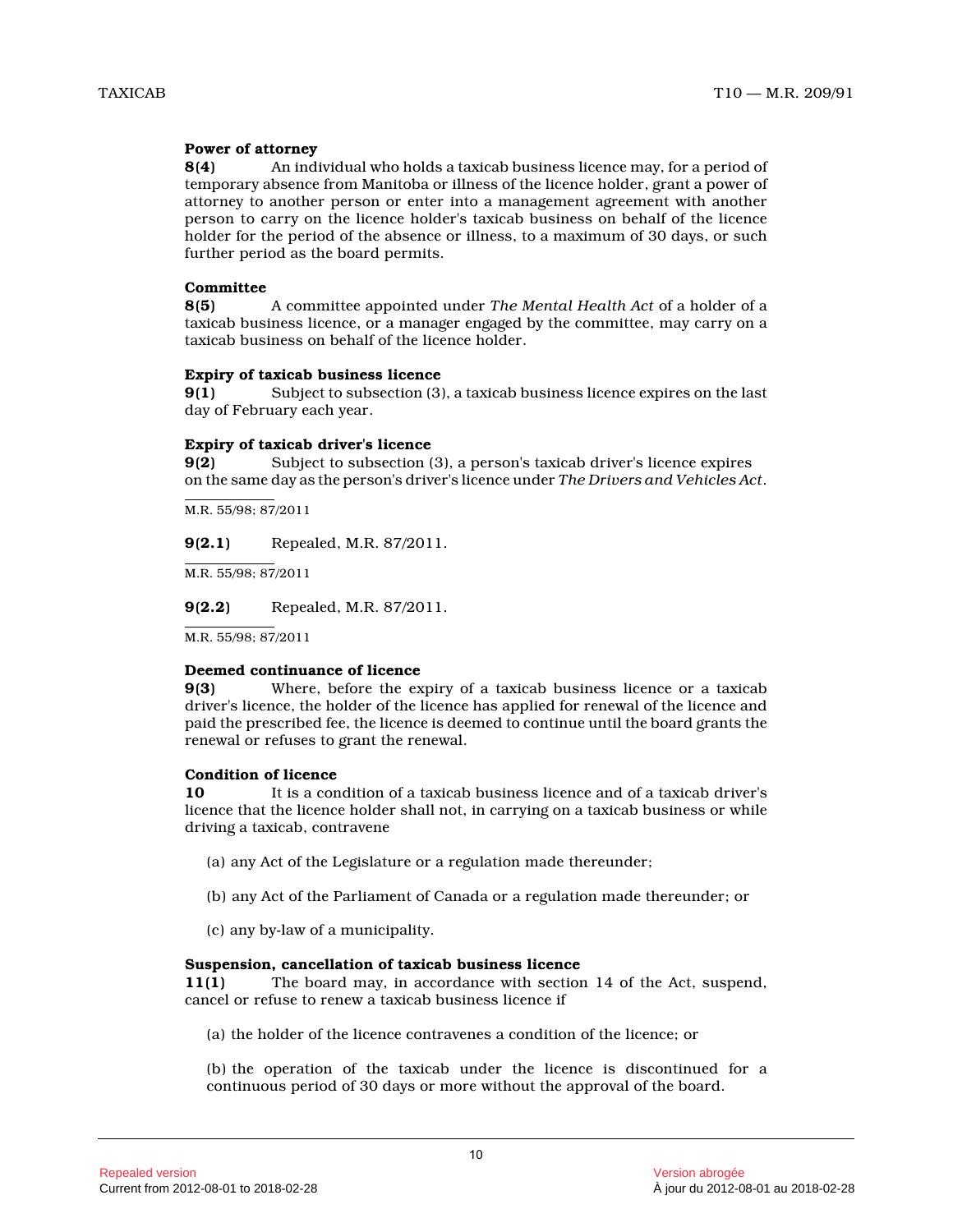**Power of attorney**

**8(4)** An individual who holds a taxicab business licence may, for a period of temporary absence from Manitoba or illness of the licence holder, grant a power of attorney to another person or enter into a management agreement with another person to carry on the licence holder's taxicab business on behalf of the licence holder for the period of the absence or illness, to a maximum of 30 days, or such further period as the board permits.

**Committee**

**8(5)** A committee appointed under *The Mental Health Act* of a holder of a taxicab business licence, or a manager engaged by the committee, may carry on a taxicab business on behalf of the licence holder.

**Expiry of taxicab business licence**

**9(1)** Subject to subsection (3), a taxicab business licence expires on the last day of February each year.

**Expiry of taxicab driver's licence**

**9(2)** Subject to subsection (3), a person's taxicab driver's licence expires on the same day as the person's driver's licence under *The Drivers and Vehicles Act*.

M.R. 55/98; 87/2011

**9(2.1)** Repealed, M.R. 87/2011.

M.R. 55/98; 87/2011

**9(2.2)** Repealed, M.R. 87/2011.

M.R. 55/98; 87/2011

**Deemed continuance of licence**

**9(3)** Where, before the expiry of a taxicab business licence or a taxicab driver's licence, the holder of the licence has applied for renewal of the licence and paid the prescribed fee, the licence is deemed to continue until the board grants the renewal or refuses to grant the renewal.

**Condition of licence**

**10** It is a condition of a taxicab business licence and of a taxicab driver's licence that the licence holder shall not, in carrying on a taxicab business or while driving a taxicab, contravene

(a) any Act of the Legislature or a regulation made thereunder;

(b) any Act of the Parliament of Canada or a regulation made thereunder; or

(c) any by-law of a municipality.

**Suspension, cancellation of taxicab business licence**

**11(1)** The board may, in accordance with section 14 of the Act, suspend, cancel or refuse to renew a taxicab business licence if

(a) the holder of the licence contravenes a condition of the licence; or

(b) the operation of the taxicab under the licence is discontinued for a continuous period of 30 days or more without the approval of the board.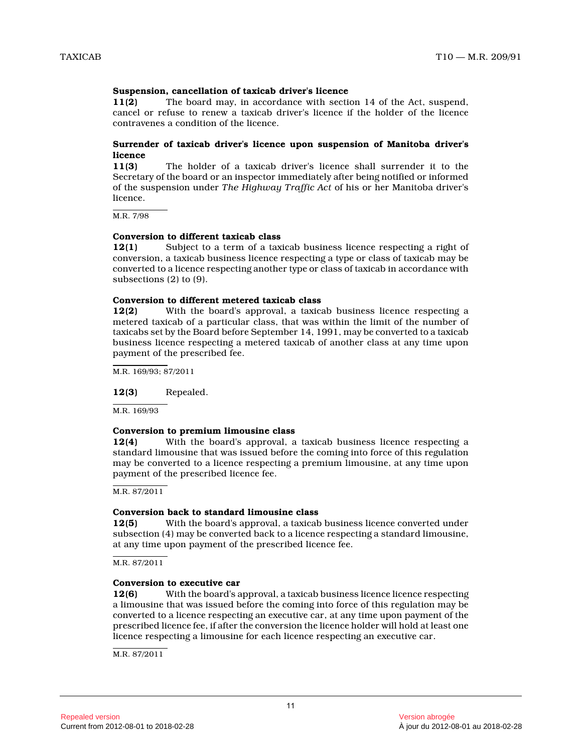**Suspension, cancellation of taxicab driver's licence**

**11(2)** The board may, in accordance with section 14 of the Act, suspend, cancel or refuse to renew a taxicab driver's licence if the holder of the licence contravenes a condition of the licence.

**Surrender of taxicab driver's licence upon suspension of Manitoba driver's licence**

**11(3)** The holder of a taxicab driver's licence shall surrender it to the Secretary of the board or an inspector immediately after being notified or informed of the suspension under *The Highway Traffic Act* of his or her Manitoba driver's licence.

M.R. 7/98

**Conversion to different taxicab class**

**12(1)** Subject to a term of a taxicab business licence respecting a right of conversion, a taxicab business licence respecting a type or class of taxicab may be converted to a licence respecting another type or class of taxicab in accordance with subsections (2) to (9).

**Conversion to different metered taxicab class**

**12(2)** With the board's approval, a taxicab business licence respecting a metered taxicab of a particular class, that was within the limit of the number of taxicabs set by the Board before September 14, 1991, may be converted to a taxicab business licence respecting a metered taxicab of another class at any time upon payment of the prescribed fee.

M.R. 169/93; 87/2011

**12(3)** Repealed.

M.R. 169/93

**Conversion to premium limousine class**

**12(4)** With the board's approval, a taxicab business licence respecting a standard limousine that was issued before the coming into force of this regulation may be converted to a licence respecting a premium limousine, at any time upon payment of the prescribed licence fee.

M.R. 87/2011

**Conversion back to standard limousine class**

**12(5)** With the board's approval, a taxicab business licence converted under subsection (4) may be converted back to a licence respecting a standard limousine, at any time upon payment of the prescribed licence fee.

M.R. 87/2011

**Conversion to executive car**

**12(6)** With the board's approval, a taxicab business licence licence respecting a limousine that was issued before the coming into force of this regulation may be converted to a licence respecting an executive car, at any time upon payment of the prescribed licence fee, if after the conversion the licence holder will hold at least one licence respecting a limousine for each licence respecting an executive car.

M.R. 87/2011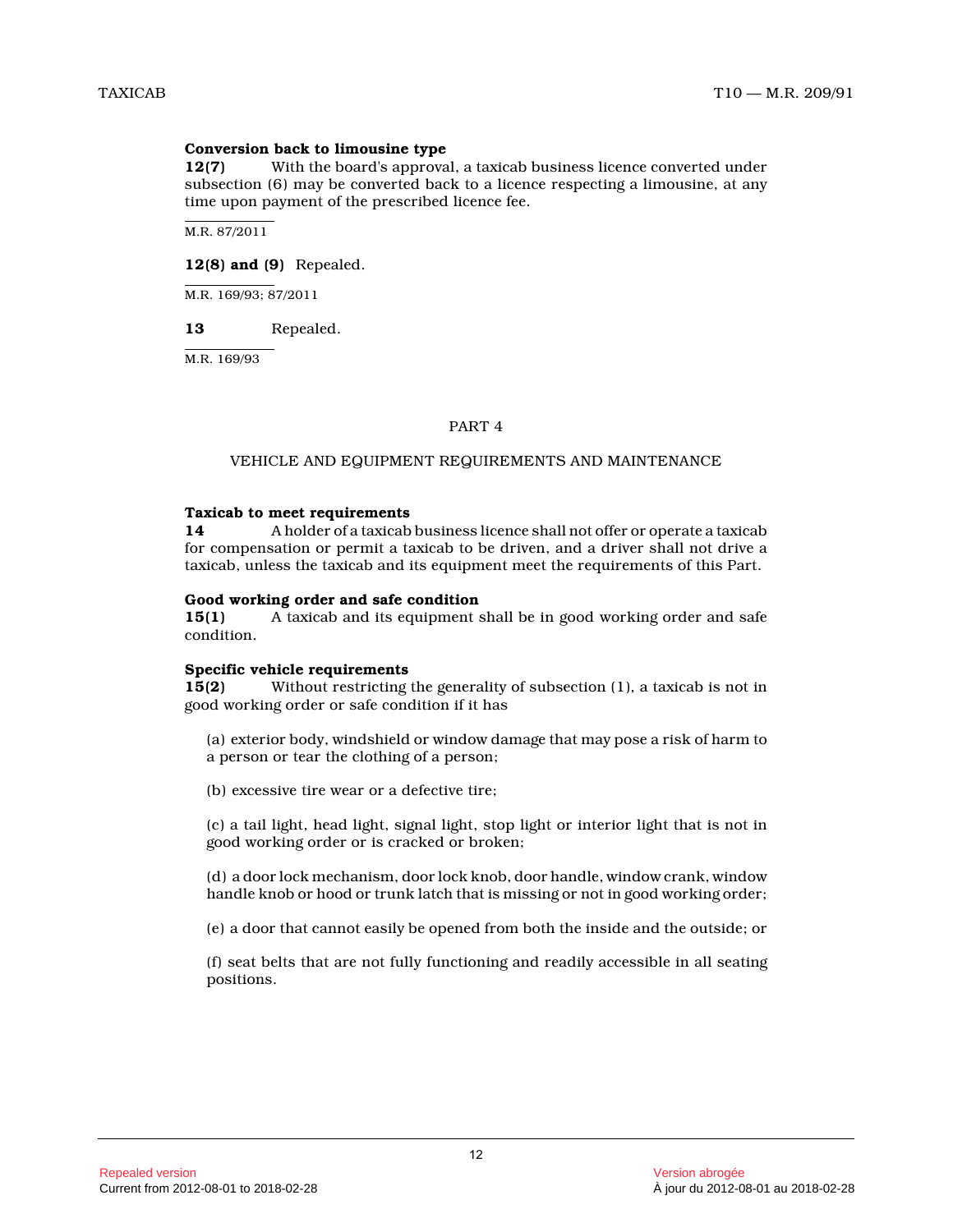**Conversion back to limousine type**

**12(7)** With the board's approval, a taxicab business licence converted under subsection (6) may be converted back to a licence respecting a limousine, at any time upon payment of the prescribed licence fee.

M.R. 87/2011

**12(8) and (9)** Repealed.

M.R. 169/93; 87/2011

**13** Repealed.

M.R. 169/93

## PART 4

## VEHICLE AND EQUIPMENT REQUIREMENTS AND MAINTENANCE

**Taxicab to meet requirements**

**14** A holder of a taxicab business licence shall not offer or operate a taxicab for compensation or permit a taxicab to be driven, and a driver shall not drive a taxicab, unless the taxicab and its equipment meet the requirements of this Part.

**Good working order and safe condition**

**15(1)** A taxicab and its equipment shall be in good working order and safe condition.

**Specific vehicle requirements**

**15(2)** Without restricting the generality of subsection (1), a taxicab is not in good working order or safe condition if it has

(a) exterior body, windshield or window damage that may pose a risk of harm to a person or tear the clothing of a person;

(b) excessive tire wear or a defective tire;

(c) a tail light, head light, signal light, stop light or interior light that is not in good working order or is cracked or broken;

(d) a door lock mechanism, door lock knob, door handle, window crank, window handle knob or hood or trunk latch that is missing or not in good working order;

(e) a door that cannot easily be opened from both the inside and the outside; or

(f) seat belts that are not fully functioning and readily accessible in all seating positions.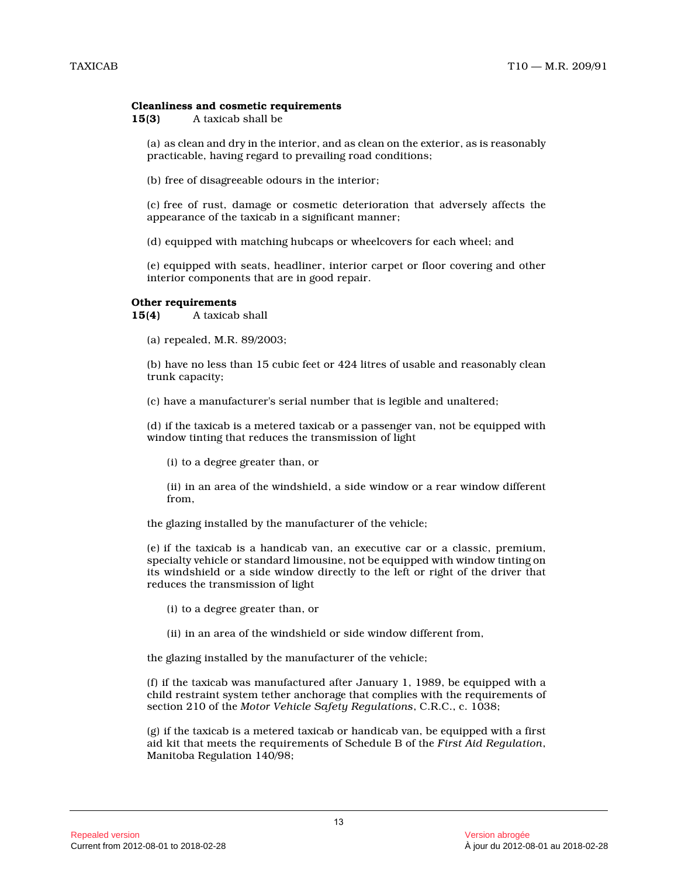**Cleanliness and cosmetic requirements**

**15(3)** A taxicab shall be

(a) as clean and dry in the interior, and as clean on the exterior, as is reasonably practicable, having regard to prevailing road conditions;

(b) free of disagreeable odours in the interior;

(c) free of rust, damage or cosmetic deterioration that adversely affects the appearance of the taxicab in a significant manner;

(d) equipped with matching hubcaps or wheelcovers for each wheel; and

(e) equipped with seats, headliner, interior carpet or floor covering and other interior components that are in good repair.

**Other requirements**

**15(4)** A taxicab shall

(a) repealed, M.R. 89/2003;

(b) have no less than 15 cubic feet or 424 litres of usable and reasonably clean trunk capacity;

(c) have a manufacturer's serial number that is legible and unaltered;

(d) if the taxicab is a metered taxicab or a passenger van, not be equipped with window tinting that reduces the transmission of light

(i) to a degree greater than, or

(ii) in an area of the windshield, a side window or a rear window different from,

the glazing installed by the manufacturer of the vehicle;

(e) if the taxicab is a handicab van, an executive car or a classic, premium, specialty vehicle or standard limousine, not be equipped with window tinting on its windshield or a side window directly to the left or right of the driver that reduces the transmission of light

(i) to a degree greater than, or

(ii) in an area of the windshield or side window different from,

the glazing installed by the manufacturer of the vehicle;

(f) if the taxicab was manufactured after January 1, 1989, be equipped with a child restraint system tether anchorage that complies with the requirements of section 210 of the *Motor Vehicle Safety Regulations*, C.R.C., c. 1038;

(g) if the taxicab is a metered taxicab or handicab van, be equipped with a first aid kit that meets the requirements of Schedule B of the *First Aid Regulation*, Manitoba Regulation 140/98;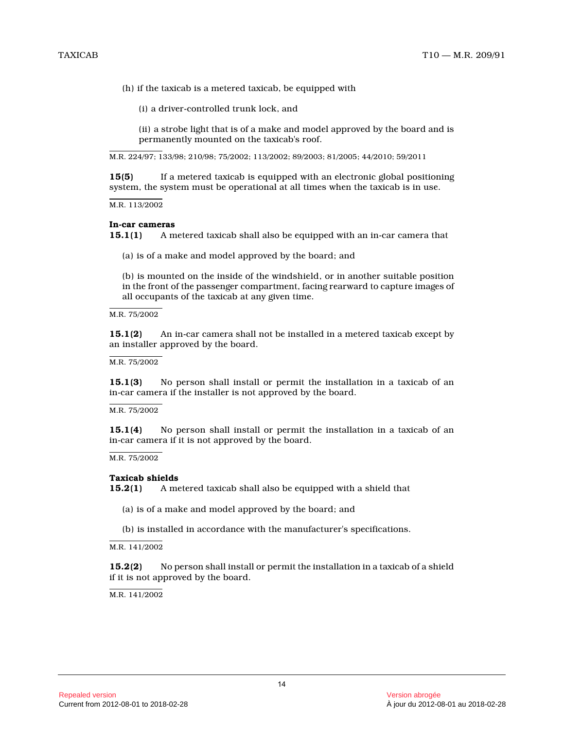(h) if the taxicab is a metered taxicab, be equipped with

(i) a driver-controlled trunk lock, and

(ii) a strobe light that is of a make and model approved by the board and is permanently mounted on the taxicab's roof.

M.R. 224/97; 133/98; 210/98; 75/2002; 113/2002; 89/2003; 81/2005; 44/2010; 59/2011

**15(5)** If a metered taxicab is equipped with an electronic global positioning system, the system must be operational at all times when the taxicab is in use.

M.R. 113/2002

**In-car cameras**

**15.1(1)** A metered taxicab shall also be equipped with an in-car camera that

(a) is of a make and model approved by the board; and

(b) is mounted on the inside of the windshield, or in another suitable position in the front of the passenger compartment, facing rearward to capture images of all occupants of the taxicab at any given time.

M.R. 75/2002

**15.1(2)** An in-car camera shall not be installed in a metered taxicab except by an installer approved by the board.

M.R. 75/2002

**15.1(3)** No person shall install or permit the installation in a taxicab of an in-car camera if the installer is not approved by the board.

M.R. 75/2002

**15.1(4)** No person shall install or permit the installation in a taxicab of an in-car camera if it is not approved by the board.

M.R. 75/2002

**Taxicab shields**

**15.2(1)** A metered taxicab shall also be equipped with a shield that

(a) is of a make and model approved by the board; and

(b) is installed in accordance with the manufacturer's specifications.

M.R. 141/2002

**15.2(2)** No person shall install or permit the installation in a taxicab of a shield if it is not approved by the board.

M.R. 141/2002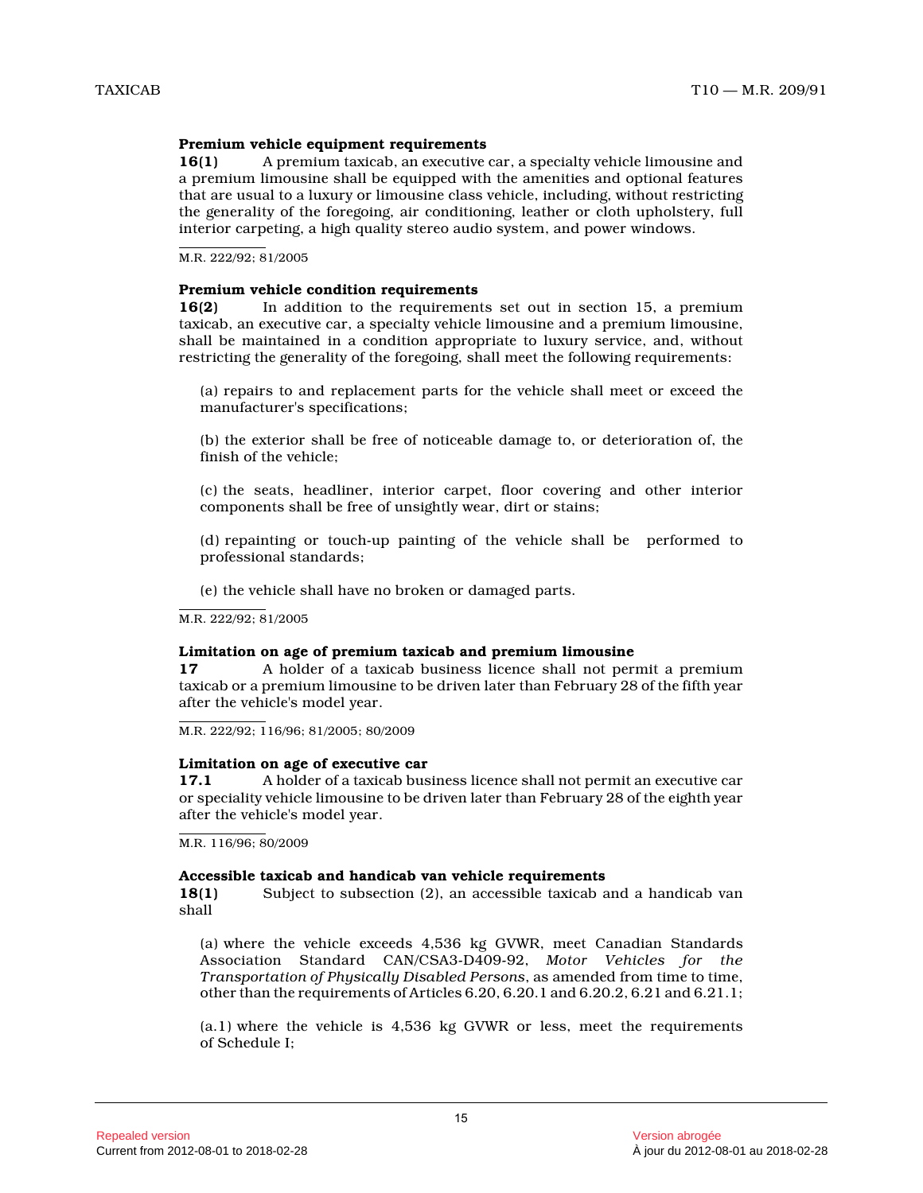**Premium vehicle equipment requirements**

**16(1)** A premium taxicab, an executive car, a specialty vehicle limousine and a premium limousine shall be equipped with the amenities and optional features that are usual to a luxury or limousine class vehicle, including, without restricting the generality of the foregoing, air conditioning, leather or cloth upholstery, full interior carpeting, a high quality stereo audio system, and power windows.

M.R. 222/92; 81/2005

**Premium vehicle condition requirements**

**16(2)** In addition to the requirements set out in section 15, a premium taxicab, an executive car, a specialty vehicle limousine and a premium limousine, shall be maintained in a condition appropriate to luxury service, and, without restricting the generality of the foregoing, shall meet the following requirements:

(a) repairs to and replacement parts for the vehicle shall meet or exceed the manufacturer's specifications;

(b) the exterior shall be free of noticeable damage to, or deterioration of, the finish of the vehicle;

(c) the seats, headliner, interior carpet, floor covering and other interior components shall be free of unsightly wear, dirt or stains;

(d) repainting or touch-up painting of the vehicle shall be performed to professional standards;

(e) the vehicle shall have no broken or damaged parts.

M.R. 222/92; 81/2005

**Limitation on age of premium taxicab and premium limousine**

**17** A holder of a taxicab business licence shall not permit a premium taxicab or a premium limousine to be driven later than February 28 of the fifth year after the vehicle's model year.

M.R. 222/92; 116/96; 81/2005; 80/2009

**Limitation on age of executive car**

**17.1** A holder of a taxicab business licence shall not permit an executive car or speciality vehicle limousine to be driven later than February 28 of the eighth year after the vehicle's model year.

M.R. 116/96; 80/2009

**Accessible taxicab and handicab van vehicle requirements**

**18(1)** Subject to subsection (2), an accessible taxicab and a handicab van shall

(a) where the vehicle exceeds 4,536 kg GVWR, meet Canadian Standards Association Standard CAN/CSA3-D409-92, *Motor Vehicles for the Transportation of Physically Disabled Persons*, as amended from time to time, other than the requirements of Articles 6.20, 6.20.1 and 6.20.2, 6.21 and 6.21.1;

(a.1) where the vehicle is 4,536 kg GVWR or less, meet the requirements of Schedule I;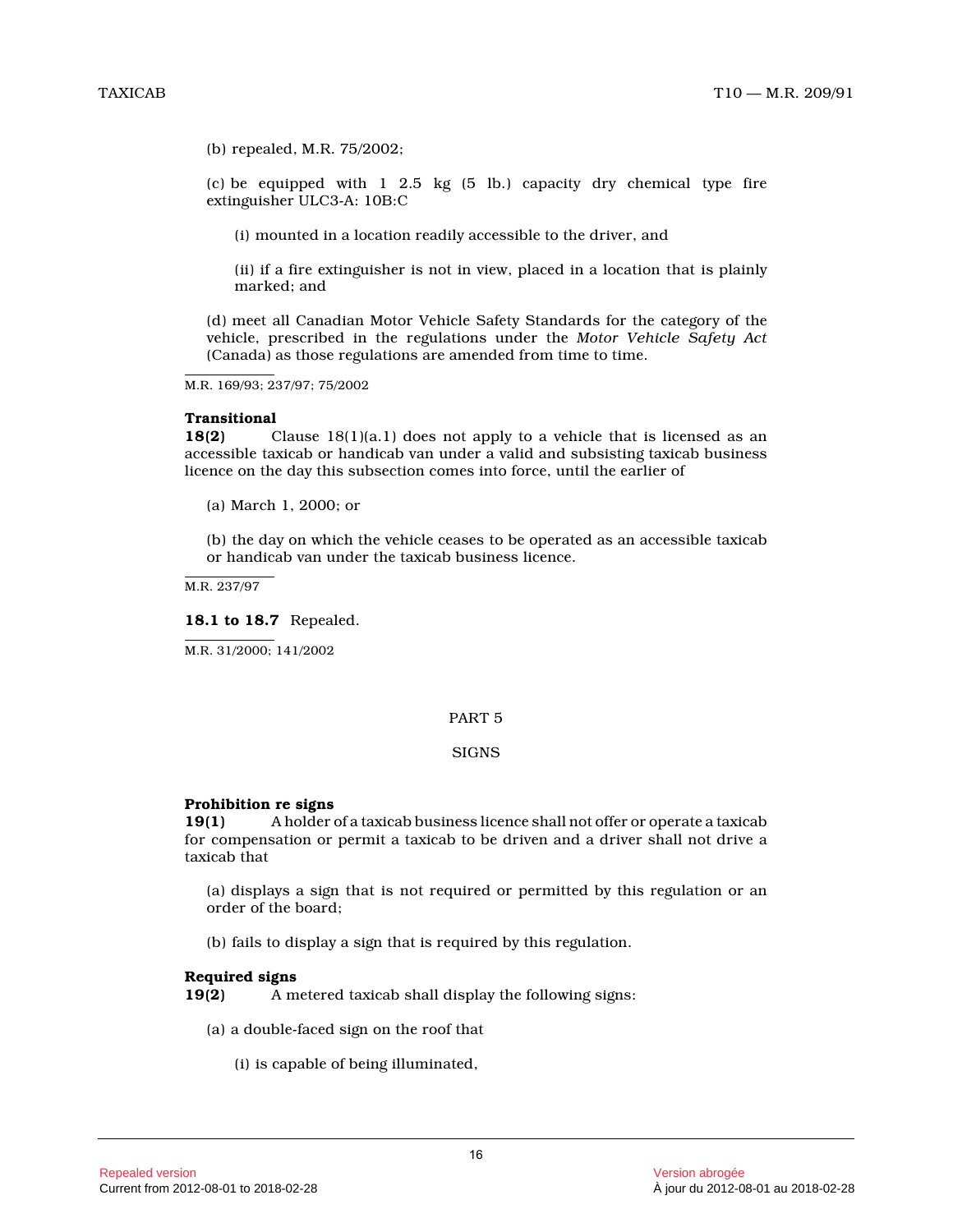(b) repealed, M.R. 75/2002;

(c) be equipped with 1 2.5 kg (5 lb.) capacity dry chemical type fire extinguisher ULC3-A: 10B:C

(i) mounted in a location readily accessible to the driver, and

(ii) if a fire extinguisher is not in view, placed in a location that is plainly marked; and

(d) meet all Canadian Motor Vehicle Safety Standards for the category of the vehicle, prescribed in the regulations under the *Motor Vehicle Safety Act* (Canada) as those regulations are amended from time to time.

M.R. 169/93; 237/97; 75/2002

**Transitional**

**18(2)** Clause 18(1)(a.1) does not apply to a vehicle that is licensed as an accessible taxicab or handicab van under a valid and subsisting taxicab business licence on the day this subsection comes into force, until the earlier of

(a) March 1, 2000; or

(b) the day on which the vehicle ceases to be operated as an accessible taxicab or handicab van under the taxicab business licence.

M.R. 237/97

**18.1 to 18.7** Repealed.

M.R. 31/2000; 141/2002

## PART 5

## SIGNS

**Prohibition re signs**

**19(1)** A holder of a taxicab business licence shall not offer or operate a taxicab for compensation or permit a taxicab to be driven and a driver shall not drive a taxicab that

(a) displays a sign that is not required or permitted by this regulation or an order of the board;

(b) fails to display a sign that is required by this regulation.

**Required signs**

**19(2)** A metered taxicab shall display the following signs:

(a) a double-faced sign on the roof that

(i) is capable of being illuminated,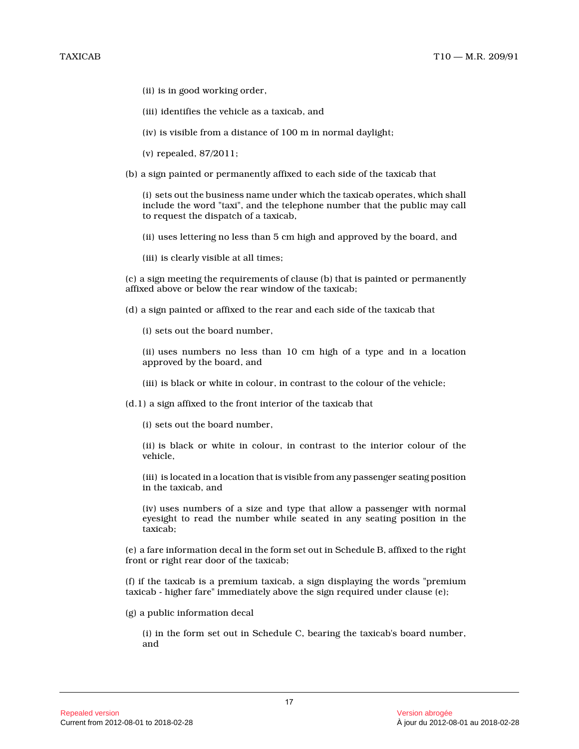(ii) is in good working order,

(iii) identifies the vehicle as a taxicab, and

(iv) is visible from a distance of 100 m in normal daylight;

(v) repealed, 87/2011;

(b) a sign painted or permanently affixed to each side of the taxicab that

(i) sets out the business name under which the taxicab operates, which shall include the word "taxi", and the telephone number that the public may call to request the dispatch of a taxicab,

(ii) uses lettering no less than 5 cm high and approved by the board, and

(iii) is clearly visible at all times;

(c) a sign meeting the requirements of clause (b) that is painted or permanently affixed above or below the rear window of the taxicab;

(d) a sign painted or affixed to the rear and each side of the taxicab that

(i) sets out the board number,

(ii) uses numbers no less than 10 cm high of a type and in a location approved by the board, and

(iii) is black or white in colour, in contrast to the colour of the vehicle;

(d.1) a sign affixed to the front interior of the taxicab that

(i) sets out the board number,

(ii) is black or white in colour, in contrast to the interior colour of the vehicle,

(iii) is located in a location that is visible from any passenger seating position in the taxicab, and

(iv) uses numbers of a size and type that allow a passenger with normal eyesight to read the number while seated in any seating position in the taxicab;

(e) a fare information decal in the form set out in Schedule B, affixed to the right front or right rear door of the taxicab;

(f) if the taxicab is a premium taxicab, a sign displaying the words "premium taxicab - higher fare" immediately above the sign required under clause (e);

(g) a public information decal

(i) in the form set out in Schedule C, bearing the taxicab's board number, and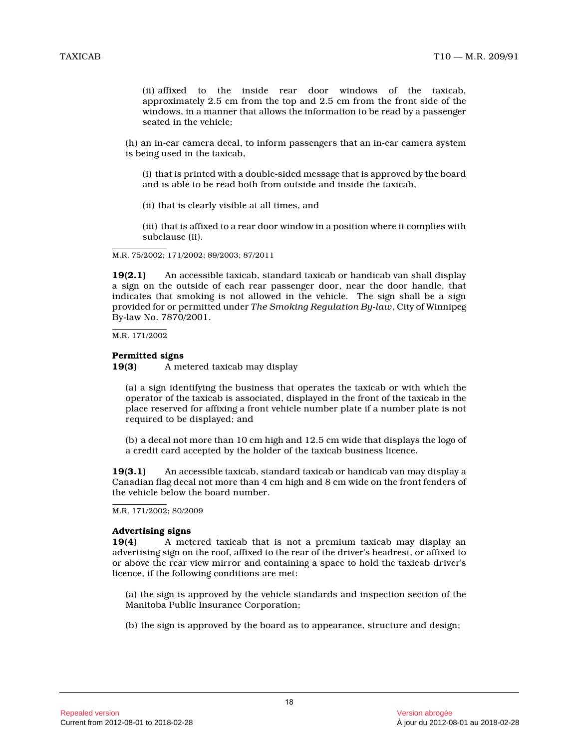(ii) affixed to the inside rear door windows of the taxicab, approximately 2.5 cm from the top and 2.5 cm from the front side of the windows, in a manner that allows the information to be read by a passenger seated in the vehicle;

(h) an in-car camera decal, to inform passengers that an in-car camera system is being used in the taxicab,

(i) that is printed with a double-sided message that is approved by the board and is able to be read both from outside and inside the taxicab,

(ii) that is clearly visible at all times, and

(iii) that is affixed to a rear door window in a position where it complies with subclause (ii).

M.R. 75/2002; 171/2002; 89/2003; 87/2011

**19(2.1)** An accessible taxicab, standard taxicab or handicab van shall display a sign on the outside of each rear passenger door, near the door handle, that indicates that smoking is not allowed in the vehicle. The sign shall be a sign provided for or permitted under *The Smoking Regulation By-law*, City of Winnipeg By-law No. 7870/2001.

M.R. 171/2002

**Permitted signs**

**19(3)** A metered taxicab may display

(a) a sign identifying the business that operates the taxicab or with which the operator of the taxicab is associated, displayed in the front of the taxicab in the place reserved for affixing a front vehicle number plate if a number plate is not required to be displayed; and

(b) a decal not more than 10 cm high and 12.5 cm wide that displays the logo of a credit card accepted by the holder of the taxicab business licence.

**19(3.1)** An accessible taxicab, standard taxicab or handicab van may display a Canadian flag decal not more than 4 cm high and 8 cm wide on the front fenders of the vehicle below the board number.

M.R. 171/2002; 80/2009

**Advertising signs**

**19(4)** A metered taxicab that is not a premium taxicab may display an advertising sign on the roof, affixed to the rear of the driver's headrest, or affixed to or above the rear view mirror and containing a space to hold the taxicab driver's licence, if the following conditions are met:

(a) the sign is approved by the vehicle standards and inspection section of the Manitoba Public Insurance Corporation;

(b) the sign is approved by the board as to appearance, structure and design;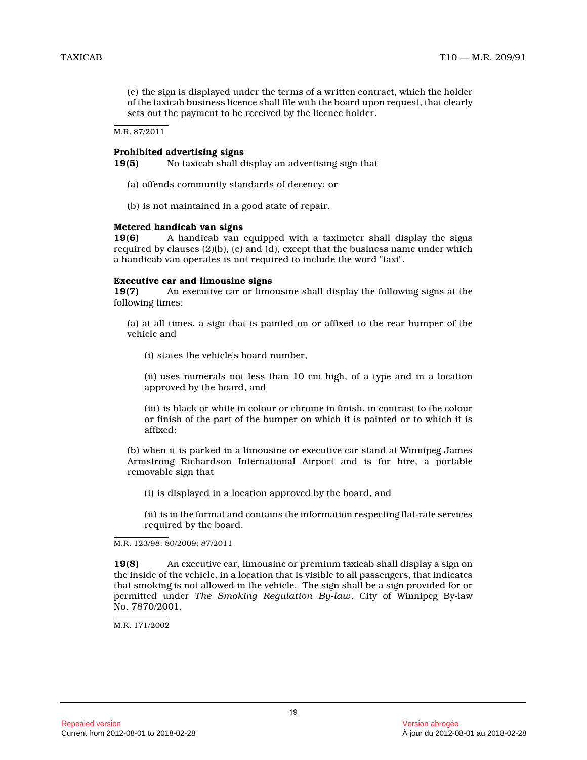(c) the sign is displayed under the terms of a written contract, which the holder of the taxicab business licence shall file with the board upon request, that clearly sets out the payment to be received by the licence holder.

M.R. 87/2011

**Prohibited advertising signs**

**19(5)** No taxicab shall display an advertising sign that

(a) offends community standards of decency; or

(b) is not maintained in a good state of repair.

**Metered handicab van signs**

**19(6)** A handicab van equipped with a taximeter shall display the signs required by clauses (2)(b), (c) and (d), except that the business name under which a handicab van operates is not required to include the word "taxi".

**Executive car and limousine signs**

**19(7)** An executive car or limousine shall display the following signs at the following times:

(a) at all times, a sign that is painted on or affixed to the rear bumper of the vehicle and

(i) states the vehicle's board number,

(ii) uses numerals not less than 10 cm high, of a type and in a location approved by the board, and

(iii) is black or white in colour or chrome in finish, in contrast to the colour or finish of the part of the bumper on which it is painted or to which it is affixed;

(b) when it is parked in a limousine or executive car stand at Winnipeg James Armstrong Richardson International Airport and is for hire, a portable removable sign that

(i) is displayed in a location approved by the board, and

(ii) is in the format and contains the information respecting flat-rate services required by the board.

M.R. 123/98; 80/2009; 87/2011

**19(8)** An executive car, limousine or premium taxicab shall display a sign on the inside of the vehicle, in a location that is visible to all passengers, that indicates that smoking is not allowed in the vehicle. The sign shall be a sign provided for or permitted under *The Smoking Regulation By-law*, City of Winnipeg By-law No. 7870/2001.

M.R. 171/2002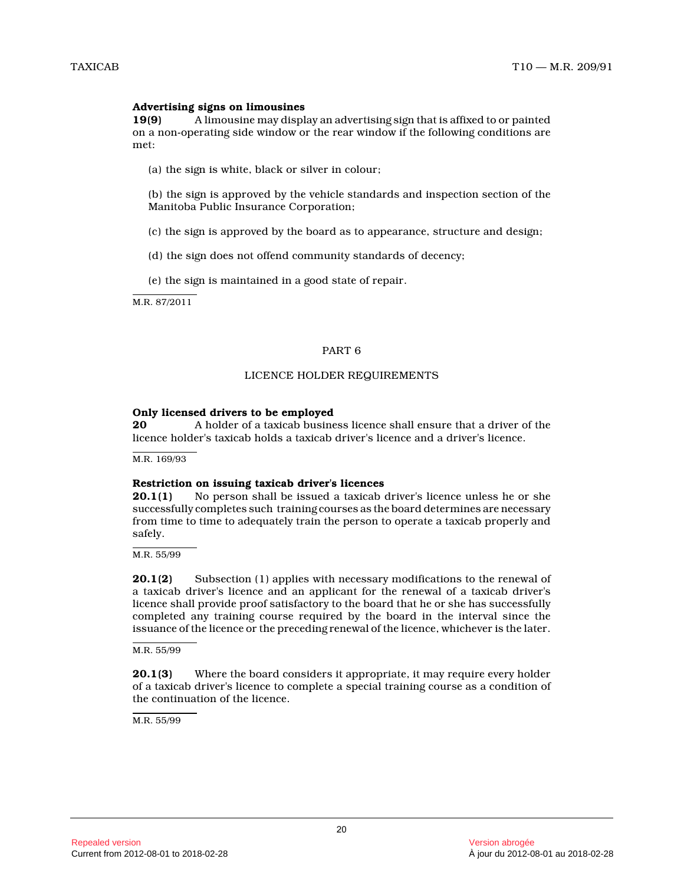**Advertising signs on limousines**

**19(9)** A limousine may display an advertising sign that is affixed to or painted on a non-operating side window or the rear window if the following conditions are met:

(a) the sign is white, black or silver in colour;

(b) the sign is approved by the vehicle standards and inspection section of the Manitoba Public Insurance Corporation;

(c) the sign is approved by the board as to appearance, structure and design;

(d) the sign does not offend community standards of decency;

(e) the sign is maintained in a good state of repair.

M.R. 87/2011

PART 6

LICENCE HOLDER REQUIREMENTS

**Only licensed drivers to be employed**

**20** A holder of a taxicab business licence shall ensure that a driver of the licence holder's taxicab holds a taxicab driver's licence and a driver's licence.

M.R. 169/93

**Restriction on issuing taxicab driver's licences**

**20.1(1)** No person shall be issued a taxicab driver's licence unless he or she successfully completes such training courses as the board determines are necessary from time to time to adequately train the person to operate a taxicab properly and safely.

M.R. 55/99

**20.1(2)** Subsection (1) applies with necessary modifications to the renewal of a taxicab driver's licence and an applicant for the renewal of a taxicab driver's licence shall provide proof satisfactory to the board that he or she has successfully completed any training course required by the board in the interval since the issuance of the licence or the preceding renewal of the licence, whichever is the later.

M.R. 55/99

**20.1(3)** Where the board considers it appropriate, it may require every holder of a taxicab driver's licence to complete a special training course as a condition of the continuation of the licence.

M.R. 55/99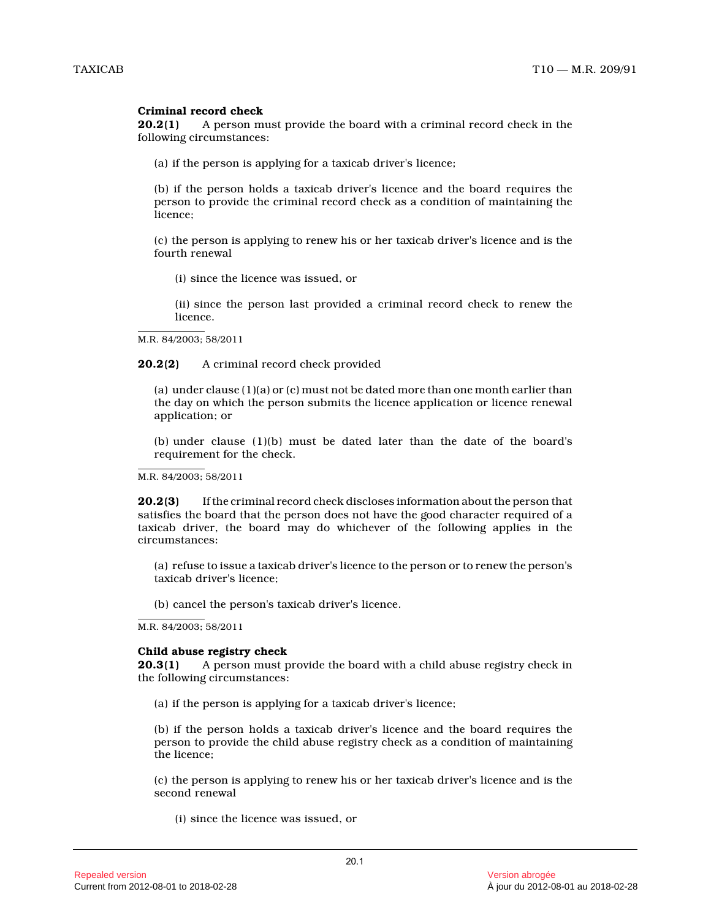**Criminal record check**

**20.2(1)** A person must provide the board with a criminal record check in the following circumstances:

(a) if the person is applying for a taxicab driver's licence;

(b) if the person holds a taxicab driver's licence and the board requires the person to provide the criminal record check as a condition of maintaining the licence;

(c) the person is applying to renew his or her taxicab driver's licence and is the fourth renewal

(i) since the licence was issued, or

(ii) since the person last provided a criminal record check to renew the licence.

M.R. 84/2003; 58/2011

**20.2(2)** A criminal record check provided

(a) under clause (1)(a) or (c) must not be dated more than one month earlier than the day on which the person submits the licence application or licence renewal application; or

(b) under clause (1)(b) must be dated later than the date of the board's requirement for the check.

M.R. 84/2003; 58/2011

**20.2(3)** If the criminal record check discloses information about the person that satisfies the board that the person does not have the good character required of a taxicab driver, the board may do whichever of the following applies in the circumstances:

(a) refuse to issue a taxicab driver's licence to the person or to renew the person's taxicab driver's licence;

(b) cancel the person's taxicab driver's licence.

M.R. 84/2003; 58/2011

**Child abuse registry check**

**20.3(1)** A person must provide the board with a child abuse registry check in the following circumstances:

(a) if the person is applying for a taxicab driver's licence;

(b) if the person holds a taxicab driver's licence and the board requires the person to provide the child abuse registry check as a condition of maintaining the licence;

(c) the person is applying to renew his or her taxicab driver's licence and is the second renewal

(i) since the licence was issued, or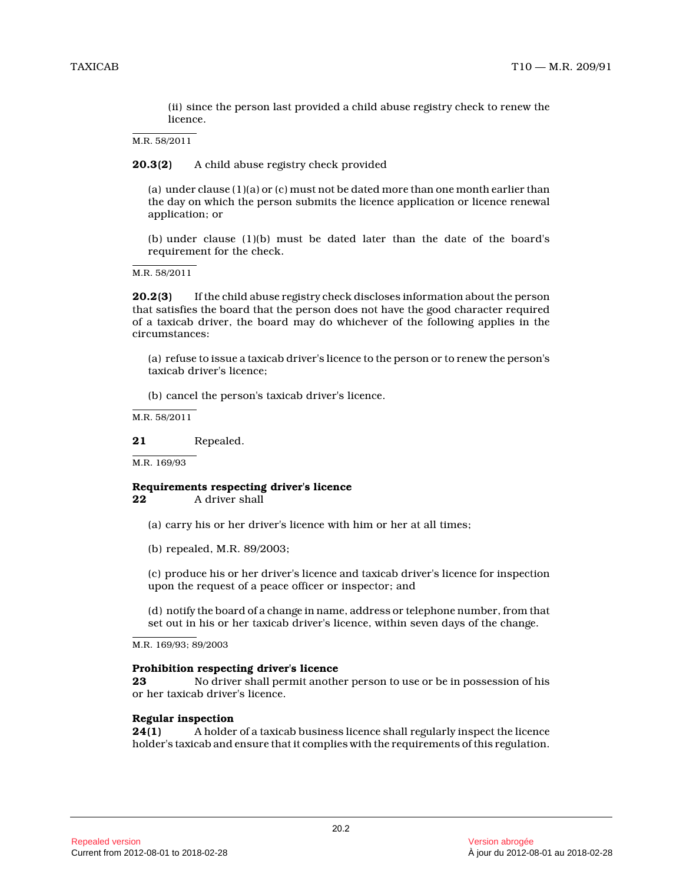(ii) since the person last provided a child abuse registry check to renew the licence.

M.R. 58/2011

**20.3(2)** A child abuse registry check provided

(a) under clause (1)(a) or (c) must not be dated more than one month earlier than the day on which the person submits the licence application or licence renewal application; or

(b) under clause (1)(b) must be dated later than the date of the board's requirement for the check.

M.R. 58/2011

**20.2(3)** If the child abuse registry check discloses information about the person that satisfies the board that the person does not have the good character required of a taxicab driver, the board may do whichever of the following applies in the circumstances:

(a) refuse to issue a taxicab driver's licence to the person or to renew the person's taxicab driver's licence;

(b) cancel the person's taxicab driver's licence.

M.R. 58/2011

**21** Repealed.

M.R. 169/93

**Requirements respecting driver's licence**

**22** A driver shall

(a) carry his or her driver's licence with him or her at all times;

(b) repealed, M.R. 89/2003;

(c) produce his or her driver's licence and taxicab driver's licence for inspection upon the request of a peace officer or inspector; and

(d) notify the board of a change in name, address or telephone number, from that set out in his or her taxicab driver's licence, within seven days of the change.

M.R. 169/93; 89/2003

**Prohibition respecting driver's licence**

**23** No driver shall permit another person to use or be in possession of his or her taxicab driver's licence.

**Regular inspection**

**24(1)** A holder of a taxicab business licence shall regularly inspect the licence holder's taxicab and ensure that it complies with the requirements of this regulation.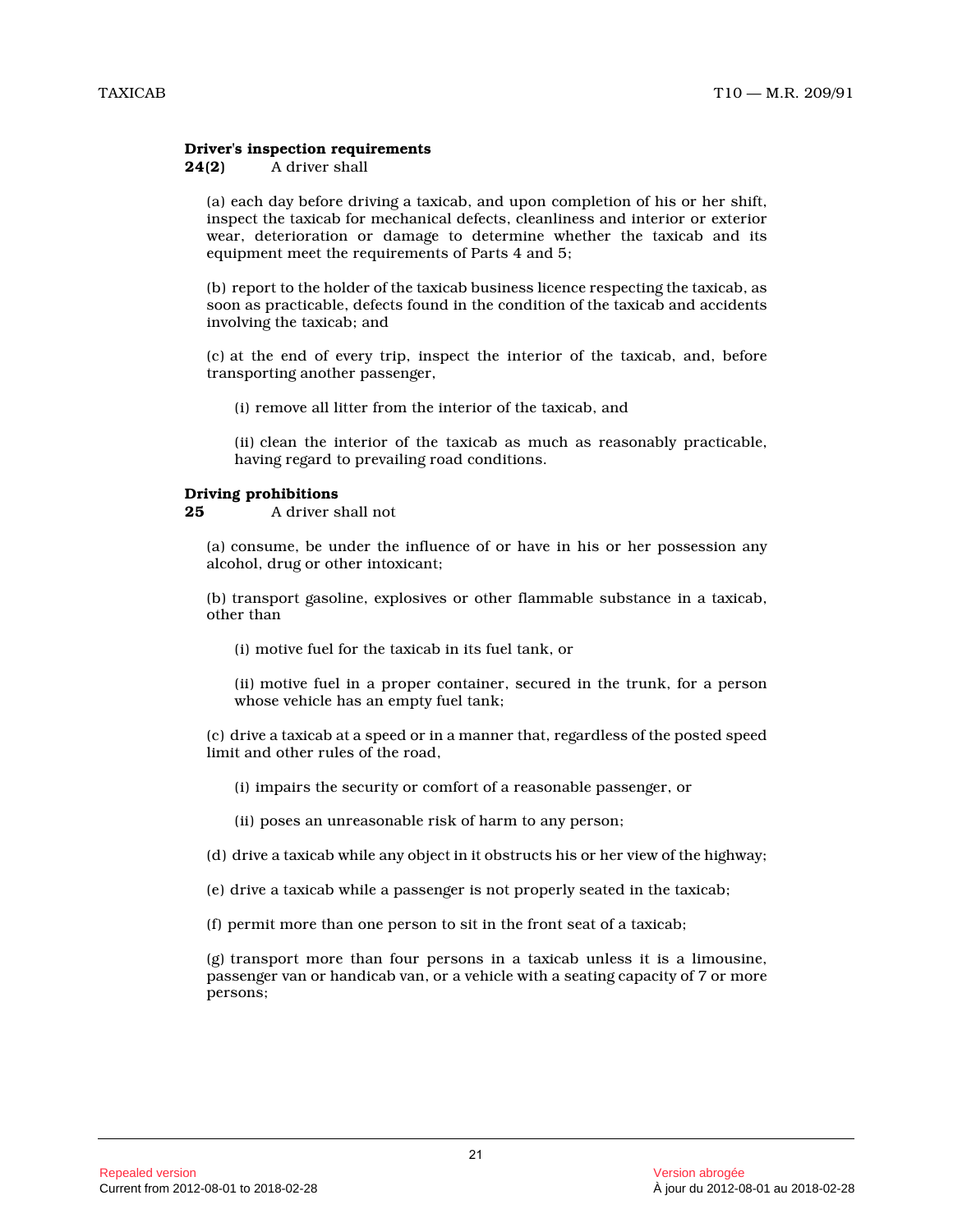**Driver's inspection requirements**

**24(2)** A driver shall

(a) each day before driving a taxicab, and upon completion of his or her shift, inspect the taxicab for mechanical defects, cleanliness and interior or exterior wear, deterioration or damage to determine whether the taxicab and its equipment meet the requirements of Parts 4 and 5;

(b) report to the holder of the taxicab business licence respecting the taxicab, as soon as practicable, defects found in the condition of the taxicab and accidents involving the taxicab; and

(c) at the end of every trip, inspect the interior of the taxicab, and, before transporting another passenger,

(i) remove all litter from the interior of the taxicab, and

(ii) clean the interior of the taxicab as much as reasonably practicable, having regard to prevailing road conditions.

**Driving prohibitions**

**25** A driver shall not

(a) consume, be under the influence of or have in his or her possession any alcohol, drug or other intoxicant;

(b) transport gasoline, explosives or other flammable substance in a taxicab, other than

(i) motive fuel for the taxicab in its fuel tank, or

(ii) motive fuel in a proper container, secured in the trunk, for a person whose vehicle has an empty fuel tank;

(c) drive a taxicab at a speed or in a manner that, regardless of the posted speed limit and other rules of the road,

(i) impairs the security or comfort of a reasonable passenger, or

(ii) poses an unreasonable risk of harm to any person;

(d) drive a taxicab while any object in it obstructs his or her view of the highway;

(e) drive a taxicab while a passenger is not properly seated in the taxicab;

(f) permit more than one person to sit in the front seat of a taxicab;

(g) transport more than four persons in a taxicab unless it is a limousine, passenger van or handicab van, or a vehicle with a seating capacity of 7 or more persons;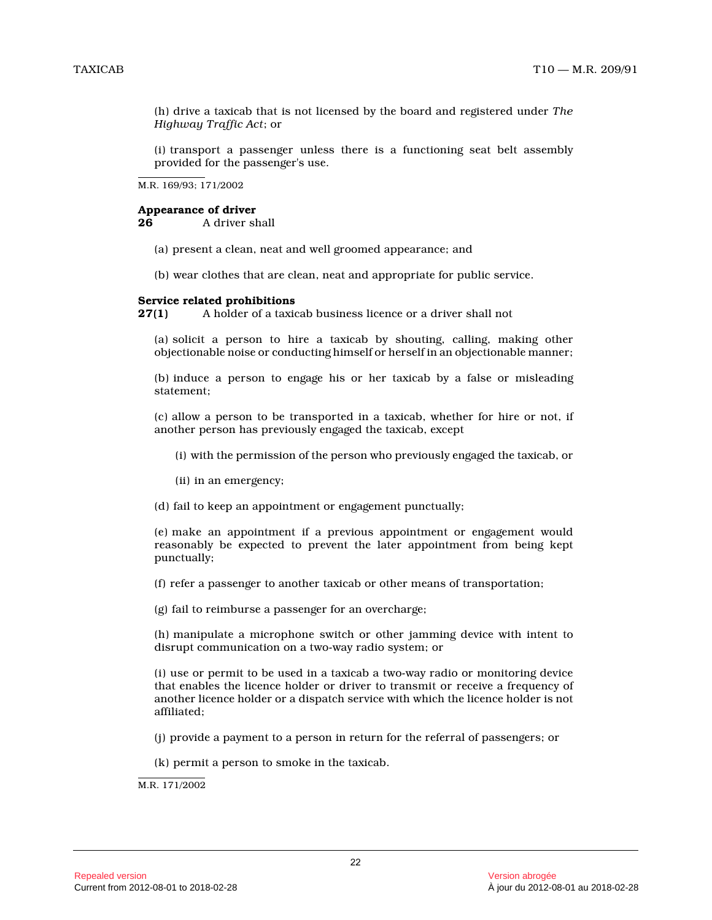(h) drive a taxicab that is not licensed by the board and registered under *The Highway Traffic Act*; or

(i) transport a passenger unless there is a functioning seat belt assembly provided for the passenger's use.

M.R. 169/93; 171/2002

**Appearance of driver**

**26** A driver shall

(a) present a clean, neat and well groomed appearance; and

(b) wear clothes that are clean, neat and appropriate for public service.

**Service related prohibitions**

**27(1)** A holder of a taxicab business licence or a driver shall not

(a) solicit a person to hire a taxicab by shouting, calling, making other objectionable noise or conducting himself or herself in an objectionable manner;

(b) induce a person to engage his or her taxicab by a false or misleading statement;

(c) allow a person to be transported in a taxicab, whether for hire or not, if another person has previously engaged the taxicab, except

(i) with the permission of the person who previously engaged the taxicab, or

(ii) in an emergency;

(d) fail to keep an appointment or engagement punctually;

(e) make an appointment if a previous appointment or engagement would reasonably be expected to prevent the later appointment from being kept punctually;

(f) refer a passenger to another taxicab or other means of transportation;

(g) fail to reimburse a passenger for an overcharge;

(h) manipulate a microphone switch or other jamming device with intent to disrupt communication on a two-way radio system; or

(i) use or permit to be used in a taxicab a two-way radio or monitoring device that enables the licence holder or driver to transmit or receive a frequency of another licence holder or a dispatch service with which the licence holder is not affiliated;

(j) provide a payment to a person in return for the referral of passengers; or

(k) permit a person to smoke in the taxicab.

M.R. 171/2002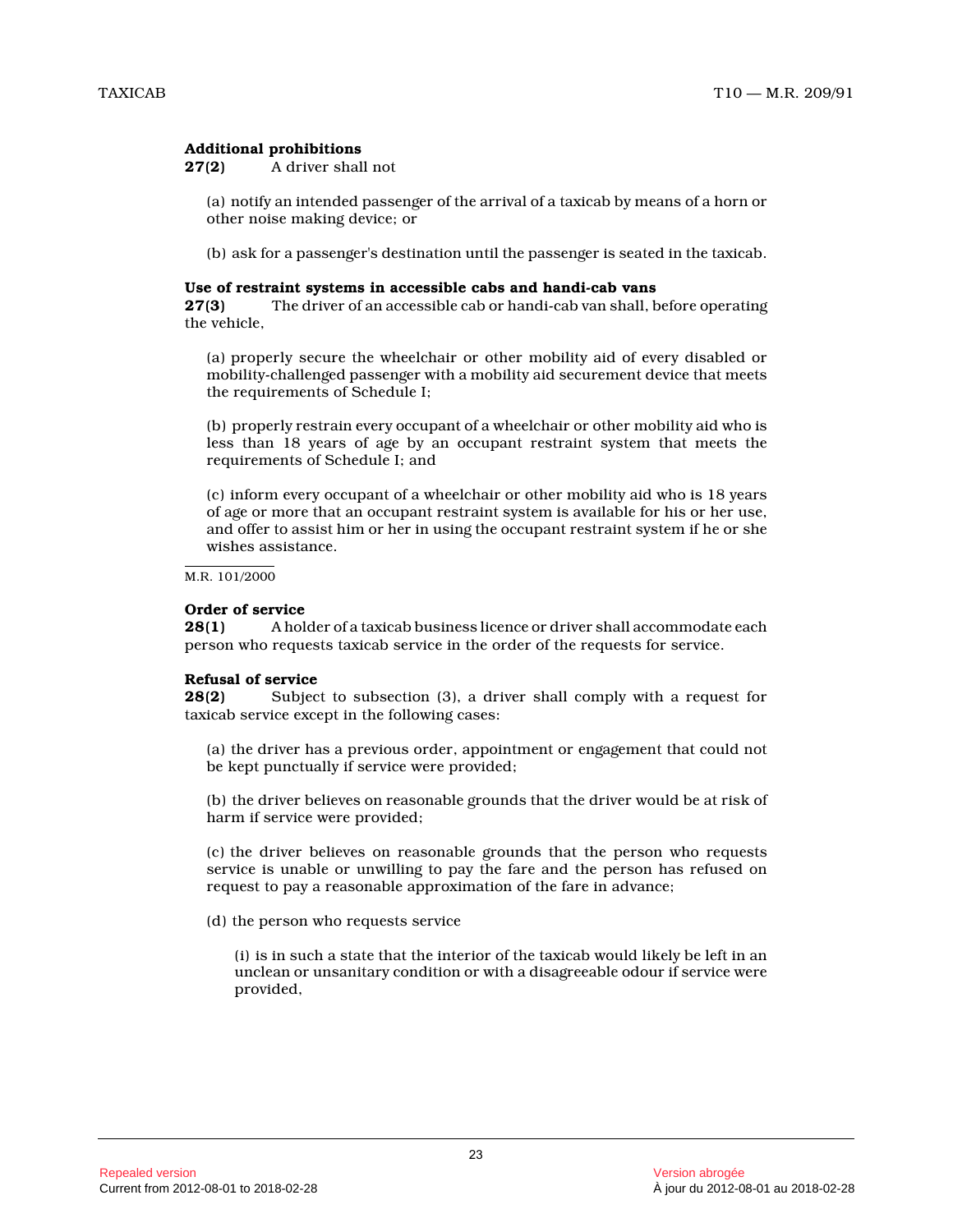**Additional prohibitions**

**27(2)** A driver shall not

(a) notify an intended passenger of the arrival of a taxicab by means of a horn or other noise making device; or

(b) ask for a passenger's destination until the passenger is seated in the taxicab.

**Use of restraint systems in accessible cabs and handi-cab vans**

**27(3)** The driver of an accessible cab or handi-cab van shall, before operating the vehicle,

(a) properly secure the wheelchair or other mobility aid of every disabled or mobility-challenged passenger with a mobility aid securement device that meets the requirements of Schedule I;

(b) properly restrain every occupant of a wheelchair or other mobility aid who is less than 18 years of age by an occupant restraint system that meets the requirements of Schedule I; and

(c) inform every occupant of a wheelchair or other mobility aid who is 18 years of age or more that an occupant restraint system is available for his or her use, and offer to assist him or her in using the occupant restraint system if he or she wishes assistance.

M.R. 101/2000

**Order of service**

**28(1)** A holder of a taxicab business licence or driver shall accommodate each person who requests taxicab service in the order of the requests for service.

**Refusal of service**

**28(2)** Subject to subsection (3), a driver shall comply with a request for taxicab service except in the following cases:

(a) the driver has a previous order, appointment or engagement that could not be kept punctually if service were provided;

(b) the driver believes on reasonable grounds that the driver would be at risk of harm if service were provided;

(c) the driver believes on reasonable grounds that the person who requests service is unable or unwilling to pay the fare and the person has refused on request to pay a reasonable approximation of the fare in advance;

(d) the person who requests service

(i) is in such a state that the interior of the taxicab would likely be left in an unclean or unsanitary condition or with a disagreeable odour if service were provided,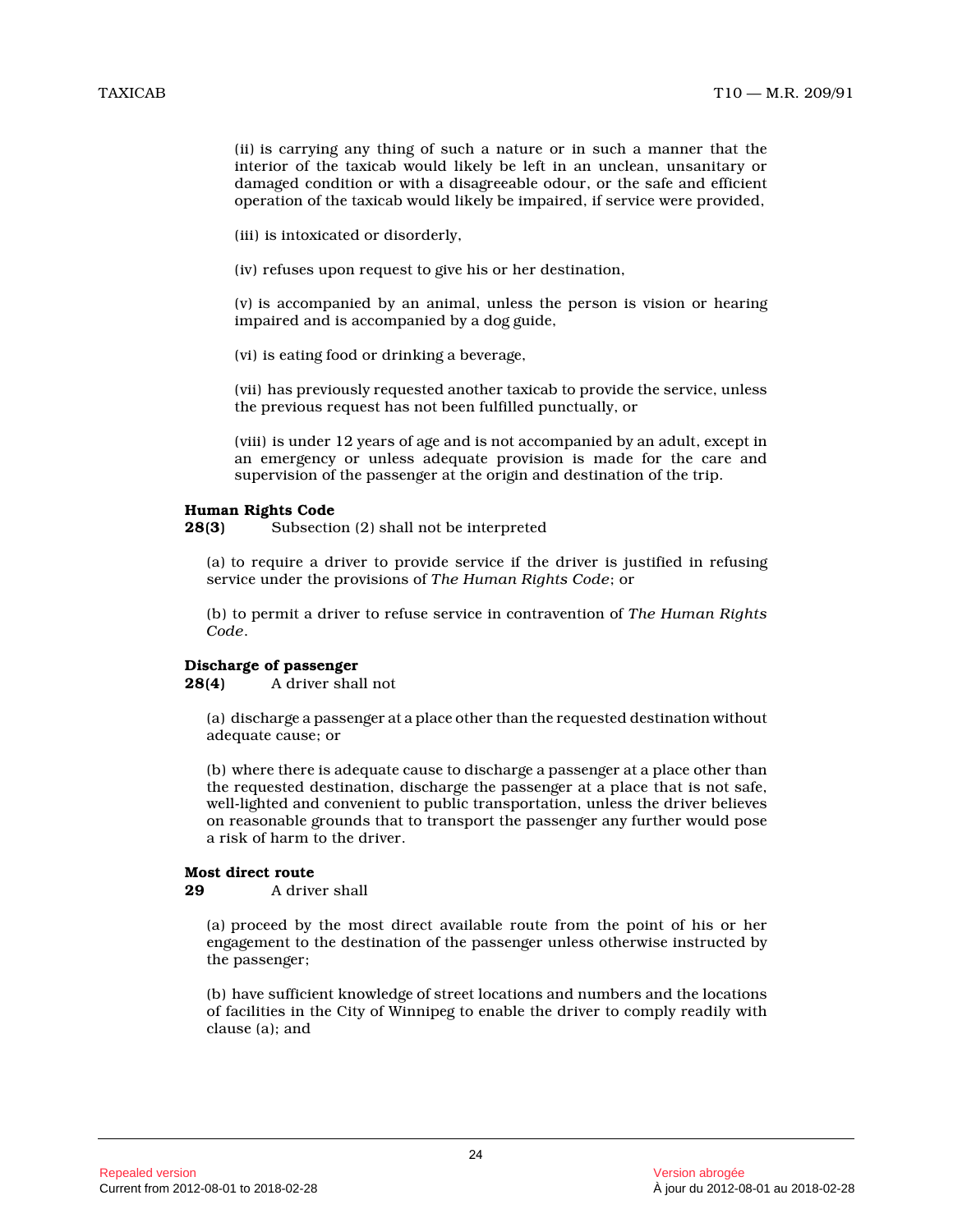(ii) is carrying any thing of such a nature or in such a manner that the interior of the taxicab would likely be left in an unclean, unsanitary or damaged condition or with a disagreeable odour, or the safe and efficient operation of the taxicab would likely be impaired, if service were provided,

(iii) is intoxicated or disorderly,

(iv) refuses upon request to give his or her destination,

(v) is accompanied by an animal, unless the person is vision or hearing impaired and is accompanied by a dog guide,

(vi) is eating food or drinking a beverage,

(vii) has previously requested another taxicab to provide the service, unless the previous request has not been fulfilled punctually, or

(viii) is under 12 years of age and is not accompanied by an adult, except in an emergency or unless adequate provision is made for the care and supervision of the passenger at the origin and destination of the trip.

**Human Rights Code**

**28(3)** Subsection (2) shall not be interpreted

(a) to require a driver to provide service if the driver is justified in refusing service under the provisions of *The Human Rights Code*; or

(b) to permit a driver to refuse service in contravention of *The Human Rights Code*.

**Discharge of passenger**

**28(4)** A driver shall not

(a) discharge a passenger at a place other than the requested destination without adequate cause; or

(b) where there is adequate cause to discharge a passenger at a place other than the requested destination, discharge the passenger at a place that is not safe, well-lighted and convenient to public transportation, unless the driver believes on reasonable grounds that to transport the passenger any further would pose a risk of harm to the driver.

**Most direct route**

**29** A driver shall

(a) proceed by the most direct available route from the point of his or her engagement to the destination of the passenger unless otherwise instructed by the passenger;

(b) have sufficient knowledge of street locations and numbers and the locations of facilities in the City of Winnipeg to enable the driver to comply readily with clause (a); and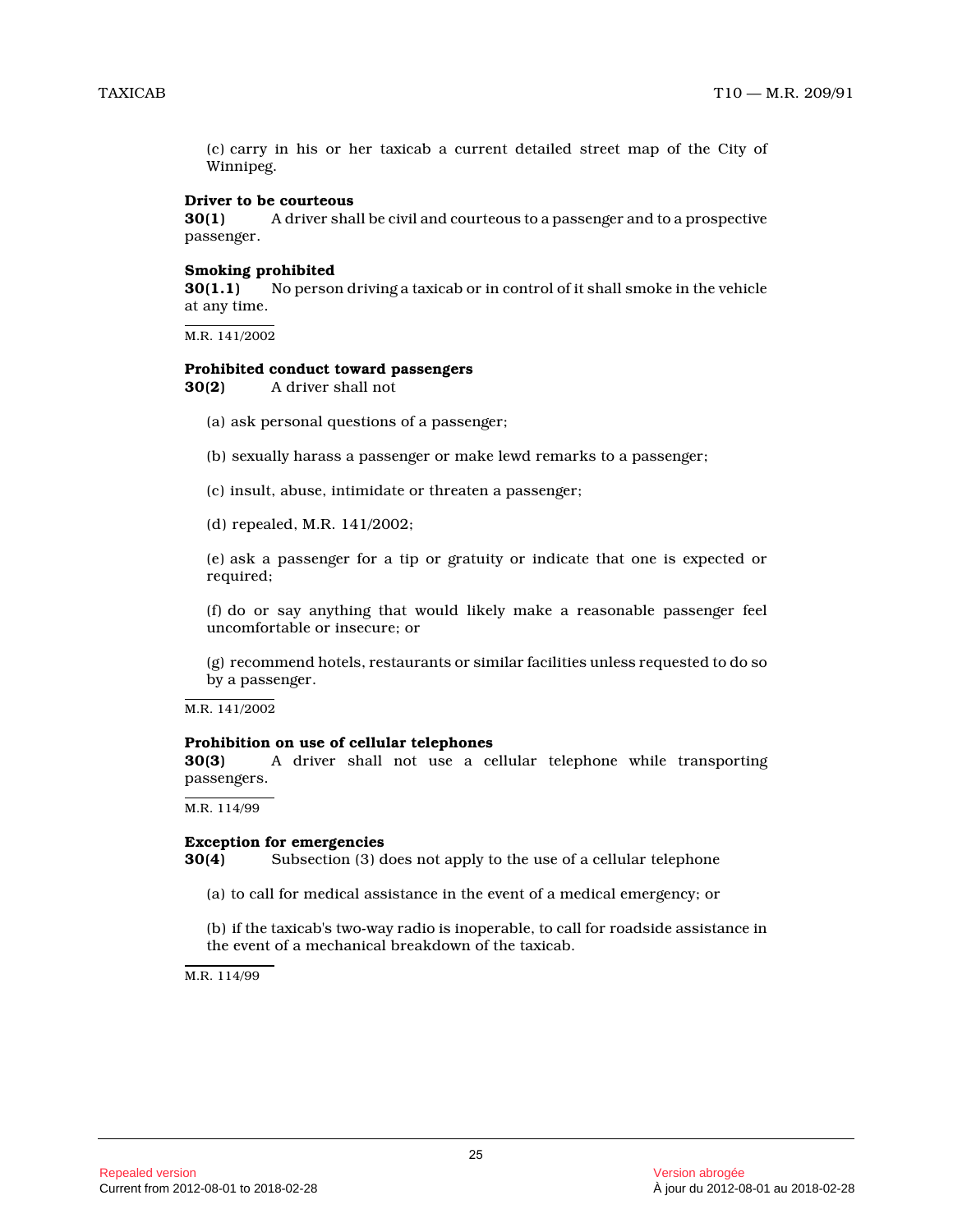(c) carry in his or her taxicab a current detailed street map of the City of Winnipeg.

**Driver to be courteous**

**30(1)** A driver shall be civil and courteous to a passenger and to a prospective passenger.

**Smoking prohibited**

**30(1.1)** No person driving a taxicab or in control of it shall smoke in the vehicle at any time.

M.R. 141/2002

**Prohibited conduct toward passengers**

**30(2)** A driver shall not

(a) ask personal questions of a passenger;

(b) sexually harass a passenger or make lewd remarks to a passenger;

(c) insult, abuse, intimidate or threaten a passenger;

(d) repealed, M.R. 141/2002;

(e) ask a passenger for a tip or gratuity or indicate that one is expected or required;

(f) do or say anything that would likely make a reasonable passenger feel uncomfortable or insecure; or

(g) recommend hotels, restaurants or similar facilities unless requested to do so by a passenger.

M.R. 141/2002

**Prohibition on use of cellular telephones**

**30(3)** A driver shall not use a cellular telephone while transporting passengers.

M.R. 114/99

**Exception for emergencies**

**30(4)** Subsection (3) does not apply to the use of a cellular telephone

(a) to call for medical assistance in the event of a medical emergency; or

(b) if the taxicab's two-way radio is inoperable, to call for roadside assistance in the event of a mechanical breakdown of the taxicab.

M.R. 114/99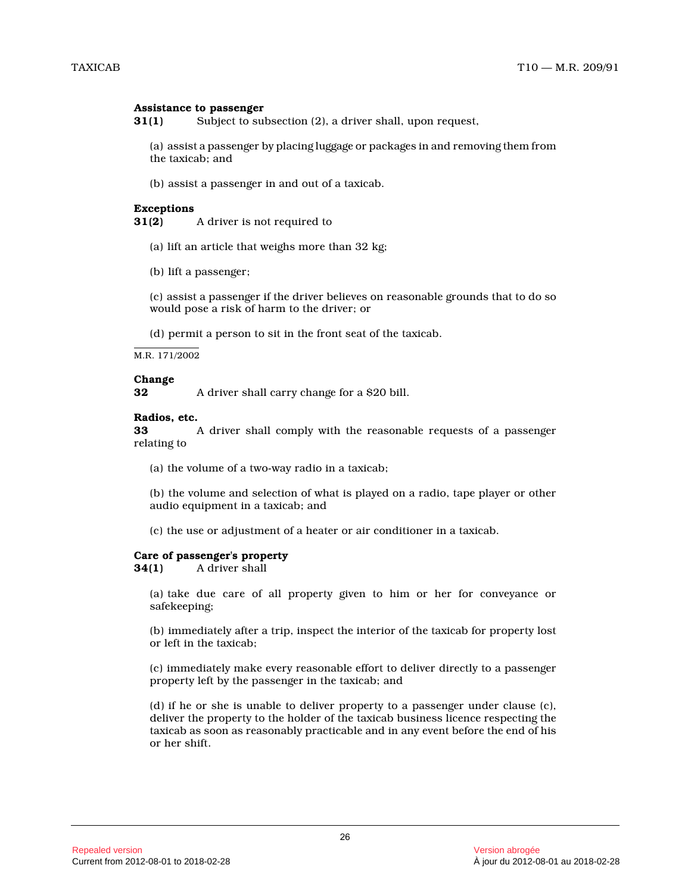**Assistance to passenger**

**31(1)** Subject to subsection (2), a driver shall, upon request,

(a) assist a passenger by placing luggage or packages in and removing them from the taxicab; and

(b) assist a passenger in and out of a taxicab.

**Exceptions**

**31(2)** A driver is not required to

(a) lift an article that weighs more than 32 kg;

(b) lift a passenger;

(c) assist a passenger if the driver believes on reasonable grounds that to do so would pose a risk of harm to the driver; or

(d) permit a person to sit in the front seat of the taxicab.

M.R. 171/2002

**Change**

**32** A driver shall carry change for a $20 bill.

**Radios, etc.**

**33** A driver shall comply with the reasonable requests of a passenger relating to

(a) the volume of a two-way radio in a taxicab;

(b) the volume and selection of what is played on a radio, tape player or other audio equipment in a taxicab; and

(c) the use or adjustment of a heater or air conditioner in a taxicab.

**Care of passenger's property**

**34(1)** A driver shall

(a) take due care of all property given to him or her for conveyance or safekeeping;

(b) immediately after a trip, inspect the interior of the taxicab for property lost or left in the taxicab;

(c) immediately make every reasonable effort to deliver directly to a passenger property left by the passenger in the taxicab; and

(d) if he or she is unable to deliver property to a passenger under clause (c), deliver the property to the holder of the taxicab business licence respecting the taxicab as soon as reasonably practicable and in any event before the end of his or her shift.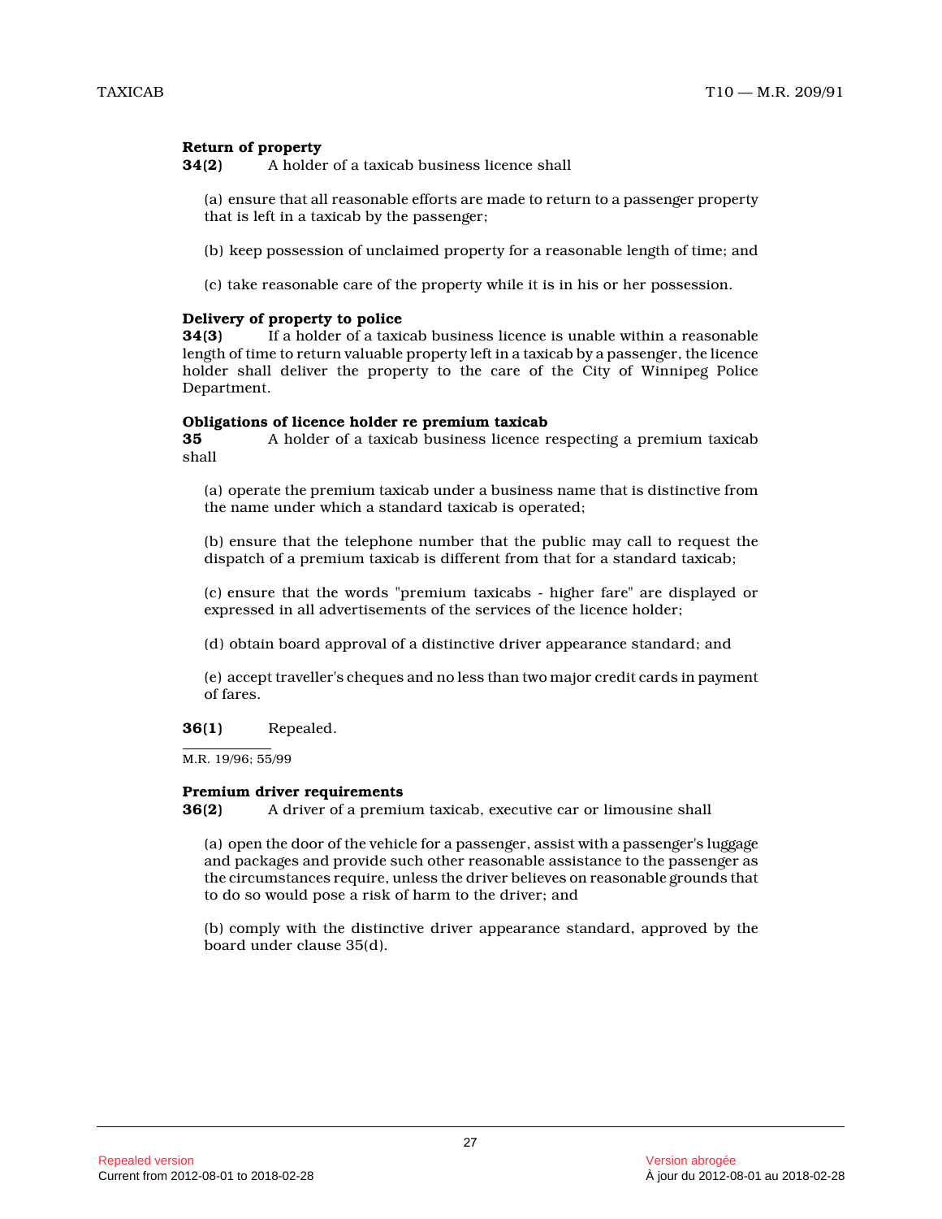**Return of property**

**34(2)** A holder of a taxicab business licence shall

(a) ensure that all reasonable efforts are made to return to a passenger property that is left in a taxicab by the passenger;

(b) keep possession of unclaimed property for a reasonable length of time; and

(c) take reasonable care of the property while it is in his or her possession.

**Delivery of property to police**

**34(3)** If a holder of a taxicab business licence is unable within a reasonable length of time to return valuable property left in a taxicab by a passenger, the licence holder shall deliver the property to the care of the City of Winnipeg Police Department.

**Obligations of licence holder re premium taxicab**

**35** A holder of a taxicab business licence respecting a premium taxicab shall

(a) operate the premium taxicab under a business name that is distinctive from the name under which a standard taxicab is operated;

(b) ensure that the telephone number that the public may call to request the dispatch of a premium taxicab is different from that for a standard taxicab;

(c) ensure that the words "premium taxicabs - higher fare" are displayed or expressed in all advertisements of the services of the licence holder;

(d) obtain board approval of a distinctive driver appearance standard; and

(e) accept traveller's cheques and no less than two major credit cards in payment of fares.

**36(1)** Repealed.

M.R. 19/96; 55/99

**Premium driver requirements**

**36(2)** A driver of a premium taxicab, executive car or limousine shall

(a) open the door of the vehicle for a passenger, assist with a passenger's luggage and packages and provide such other reasonable assistance to the passenger as the circumstances require, unless the driver believes on reasonable grounds that to do so would pose a risk of harm to the driver; and

(b) comply with the distinctive driver appearance standard, approved by the board under clause 35(d).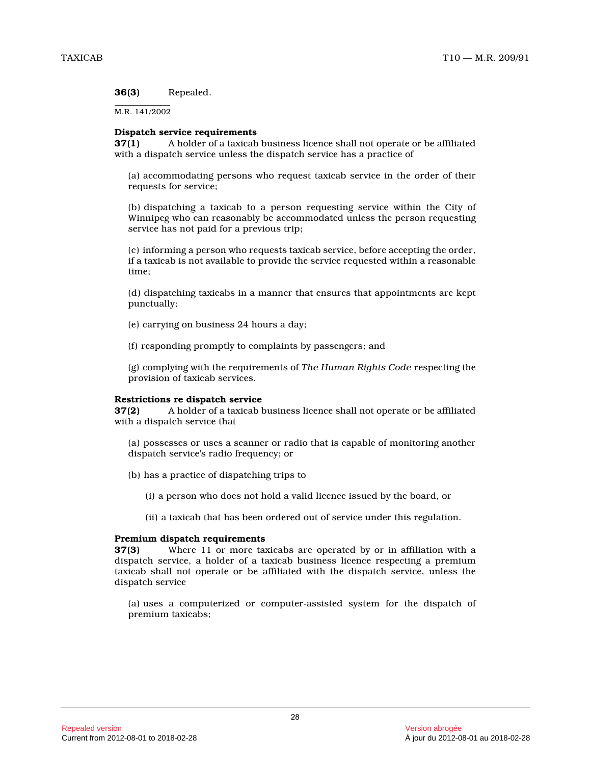**36(3)** Repealed.

M.R. 141/2002

**Dispatch service requirements**

**37(1)** A holder of a taxicab business licence shall not operate or be affiliated with a dispatch service unless the dispatch service has a practice of

(a) accommodating persons who request taxicab service in the order of their requests for service;

(b) dispatching a taxicab to a person requesting service within the City of Winnipeg who can reasonably be accommodated unless the person requesting service has not paid for a previous trip;

(c) informing a person who requests taxicab service, before accepting the order, if a taxicab is not available to provide the service requested within a reasonable time;

(d) dispatching taxicabs in a manner that ensures that appointments are kept punctually;

(e) carrying on business 24 hours a day;

(f) responding promptly to complaints by passengers; and

(g) complying with the requirements of *The Human Rights Code* respecting the provision of taxicab services.

**Restrictions re dispatch service**

**37(2)** A holder of a taxicab business licence shall not operate or be affiliated with a dispatch service that

(a) possesses or uses a scanner or radio that is capable of monitoring another dispatch service's radio frequency; or

(b) has a practice of dispatching trips to

(i) a person who does not hold a valid licence issued by the board, or

(ii) a taxicab that has been ordered out of service under this regulation.

**Premium dispatch requirements**

**37(3)** Where 11 or more taxicabs are operated by or in affiliation with a dispatch service, a holder of a taxicab business licence respecting a premium taxicab shall not operate or be affiliated with the dispatch service, unless the dispatch service

(a) uses a computerized or computer-assisted system for the dispatch of premium taxicabs;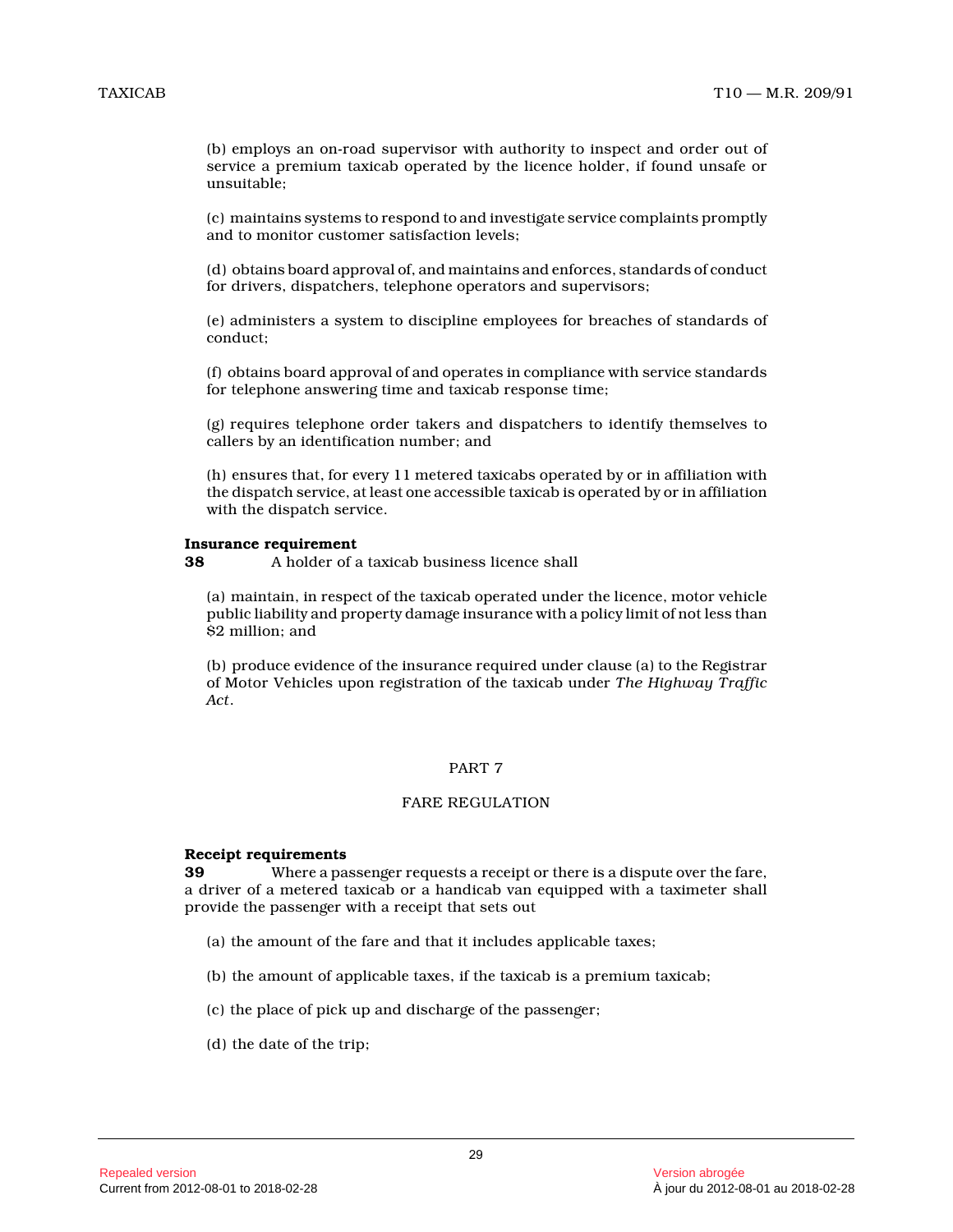(b) employs an on-road supervisor with authority to inspect and order out of service a premium taxicab operated by the licence holder, if found unsafe or unsuitable;

(c) maintains systems to respond to and investigate service complaints promptly and to monitor customer satisfaction levels;

(d) obtains board approval of, and maintains and enforces, standards of conduct for drivers, dispatchers, telephone operators and supervisors;

(e) administers a system to discipline employees for breaches of standards of conduct;

(f) obtains board approval of and operates in compliance with service standards for telephone answering time and taxicab response time;

(g) requires telephone order takers and dispatchers to identify themselves to callers by an identification number; and

(h) ensures that, for every 11 metered taxicabs operated by or in affiliation with the dispatch service, at least one accessible taxicab is operated by or in affiliation with the dispatch service.

**Insurance requirement**

**38** A holder of a taxicab business licence shall

(a) maintain, in respect of the taxicab operated under the licence, motor vehicle public liability and property damage insurance with a policy limit of not less than $2 million; and

(b) produce evidence of the insurance required under clause (a) to the Registrar of Motor Vehicles upon registration of the taxicab under *The Highway Traffic Act*.

## PART 7

## FARE REGULATION

**Receipt requirements**

**39** Where a passenger requests a receipt or there is a dispute over the fare, a driver of a metered taxicab or a handicab van equipped with a taximeter shall provide the passenger with a receipt that sets out

(a) the amount of the fare and that it includes applicable taxes;

(b) the amount of applicable taxes, if the taxicab is a premium taxicab;

(c) the place of pick up and discharge of the passenger;

(d) the date of the trip;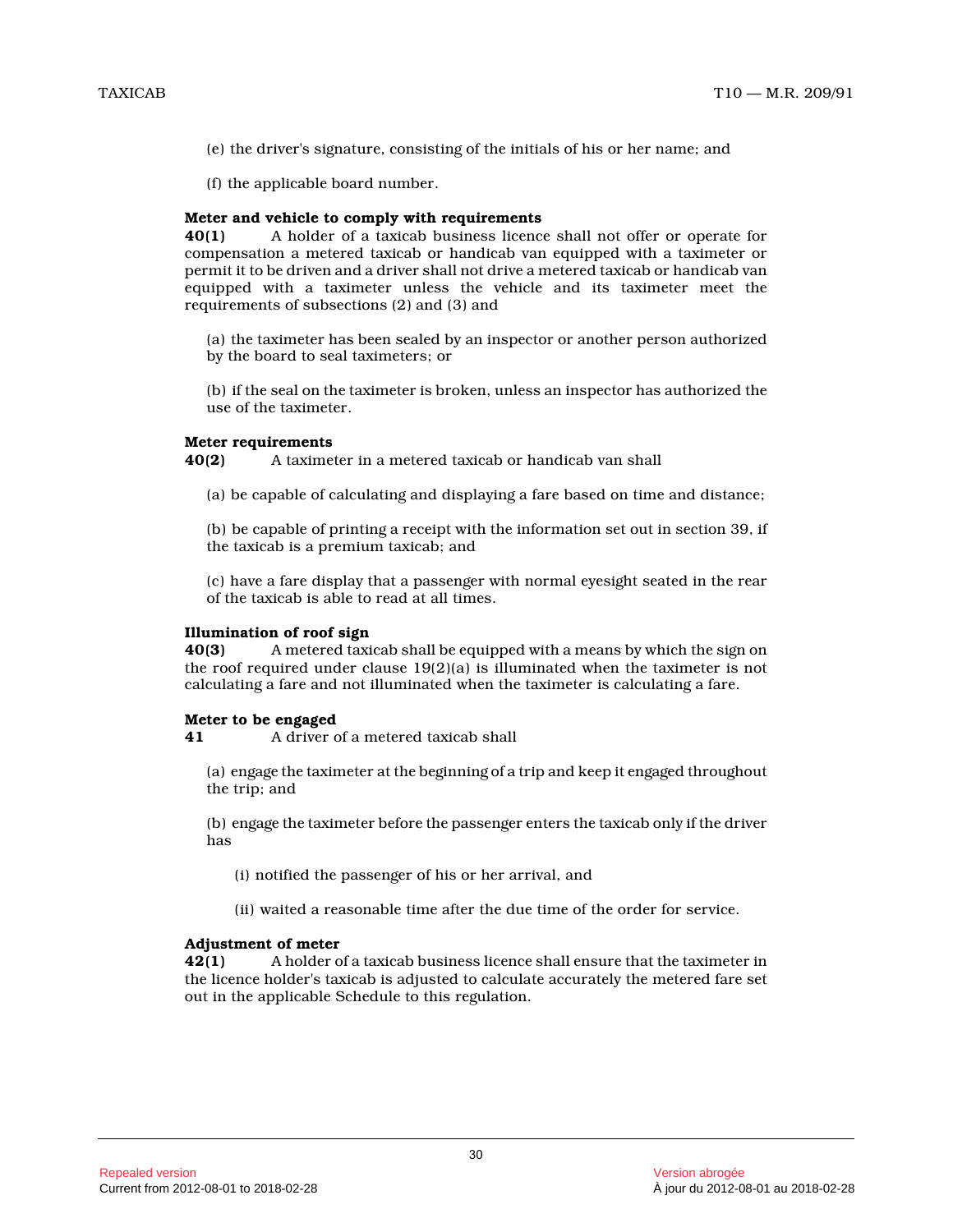(e) the driver's signature, consisting of the initials of his or her name; and

(f) the applicable board number.

**Meter and vehicle to comply with requirements**

**40(1)** A holder of a taxicab business licence shall not offer or operate for compensation a metered taxicab or handicab van equipped with a taximeter or permit it to be driven and a driver shall not drive a metered taxicab or handicab van equipped with a taximeter unless the vehicle and its taximeter meet the requirements of subsections (2) and (3) and

(a) the taximeter has been sealed by an inspector or another person authorized by the board to seal taximeters; or

(b) if the seal on the taximeter is broken, unless an inspector has authorized the use of the taximeter.

**Meter requirements**

**40(2)** A taximeter in a metered taxicab or handicab van shall

(a) be capable of calculating and displaying a fare based on time and distance;

(b) be capable of printing a receipt with the information set out in section 39, if the taxicab is a premium taxicab; and

(c) have a fare display that a passenger with normal eyesight seated in the rear of the taxicab is able to read at all times.

**Illumination of roof sign**

**40(3)** A metered taxicab shall be equipped with a means by which the sign on the roof required under clause 19(2)(a) is illuminated when the taximeter is not calculating a fare and not illuminated when the taximeter is calculating a fare.

**Meter to be engaged**

**41** A driver of a metered taxicab shall

(a) engage the taximeter at the beginning of a trip and keep it engaged throughout the trip; and

(b) engage the taximeter before the passenger enters the taxicab only if the driver has

(i) notified the passenger of his or her arrival, and

(ii) waited a reasonable time after the due time of the order for service.

**Adjustment of meter**

**42(1)** A holder of a taxicab business licence shall ensure that the taximeter in the licence holder's taxicab is adjusted to calculate accurately the metered fare set out in the applicable Schedule to this regulation.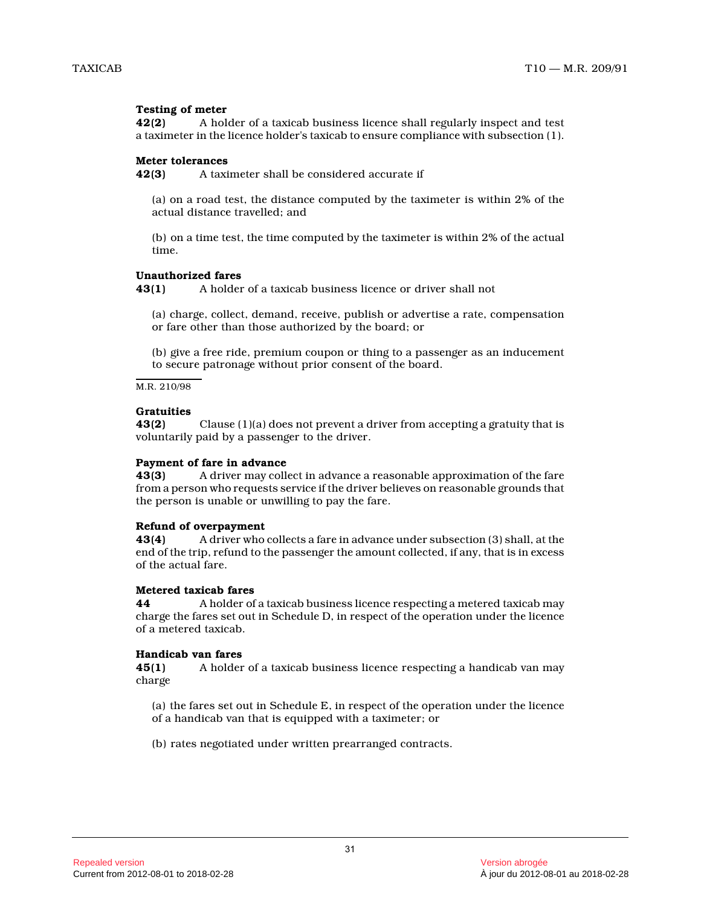**Testing of meter**

**42(2)** A holder of a taxicab business licence shall regularly inspect and test a taximeter in the licence holder's taxicab to ensure compliance with subsection (1).

**Meter tolerances**

**42(3)** A taximeter shall be considered accurate if

(a) on a road test, the distance computed by the taximeter is within 2% of the actual distance travelled; and

(b) on a time test, the time computed by the taximeter is within 2% of the actual time.

**Unauthorized fares**

**43(1)** A holder of a taxicab business licence or driver shall not

(a) charge, collect, demand, receive, publish or advertise a rate, compensation or fare other than those authorized by the board; or

(b) give a free ride, premium coupon or thing to a passenger as an inducement to secure patronage without prior consent of the board.

M.R. 210/98

**Gratuities**

**43(2)** Clause (1)(a) does not prevent a driver from accepting a gratuity that is voluntarily paid by a passenger to the driver.

**Payment of fare in advance**

**43(3)** A driver may collect in advance a reasonable approximation of the fare from a person who requests service if the driver believes on reasonable grounds that the person is unable or unwilling to pay the fare.

**Refund of overpayment**

**43(4)** A driver who collects a fare in advance under subsection (3) shall, at the end of the trip, refund to the passenger the amount collected, if any, that is in excess of the actual fare.

**Metered taxicab fares**

**44** A holder of a taxicab business licence respecting a metered taxicab may charge the fares set out in Schedule D, in respect of the operation under the licence of a metered taxicab.

**Handicab van fares**

**45(1)** A holder of a taxicab business licence respecting a handicab van may charge

(a) the fares set out in Schedule E, in respect of the operation under the licence of a handicab van that is equipped with a taximeter; or

(b) rates negotiated under written prearranged contracts.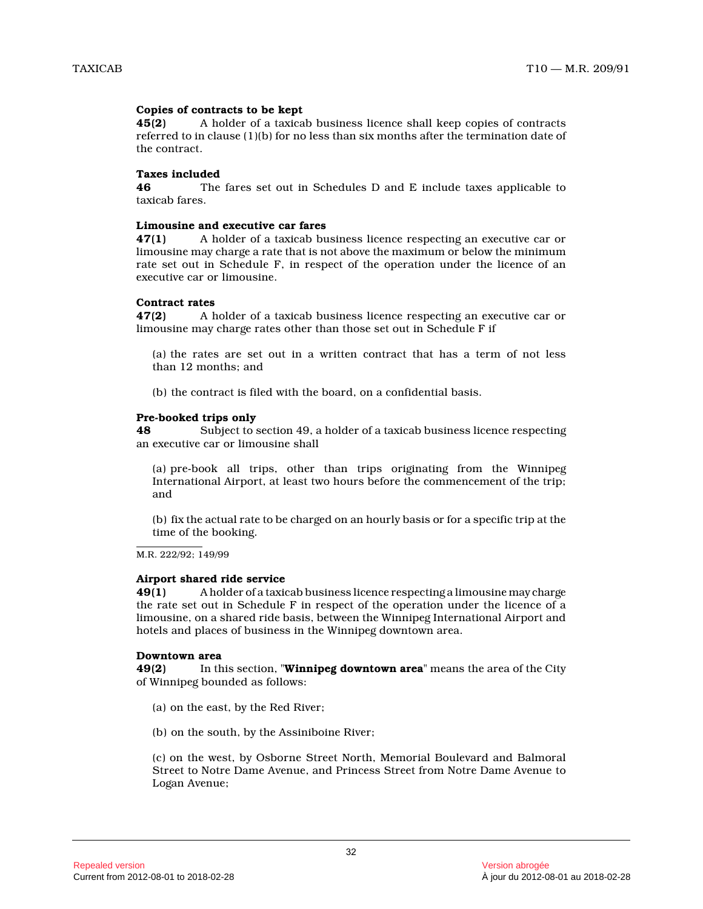**Copies of contracts to be kept**

**45(2)** A holder of a taxicab business licence shall keep copies of contracts referred to in clause (1)(b) for no less than six months after the termination date of the contract.

**Taxes included**

**46** The fares set out in Schedules D and E include taxes applicable to taxicab fares.

**Limousine and executive car fares**

**47(1)** A holder of a taxicab business licence respecting an executive car or limousine may charge a rate that is not above the maximum or below the minimum rate set out in Schedule F, in respect of the operation under the licence of an executive car or limousine.

**Contract rates**

**47(2)** A holder of a taxicab business licence respecting an executive car or limousine may charge rates other than those set out in Schedule F if

(a) the rates are set out in a written contract that has a term of not less than 12 months; and

(b) the contract is filed with the board, on a confidential basis.

**Pre-booked trips only**

**48** Subject to section 49, a holder of a taxicab business licence respecting an executive car or limousine shall

(a) pre-book all trips, other than trips originating from the Winnipeg International Airport, at least two hours before the commencement of the trip; and

(b) fix the actual rate to be charged on an hourly basis or for a specific trip at the time of the booking.

M.R. 222/92; 149/99

**Airport shared ride service**

**49(1)** A holder of a taxicab business licence respecting a limousine may charge the rate set out in Schedule F in respect of the operation under the licence of a limousine, on a shared ride basis, between the Winnipeg International Airport and hotels and places of business in the Winnipeg downtown area.

**Downtown area**

**49(2)** In this section, "**Winnipeg downtown area**" means the area of the City of Winnipeg bounded as follows:

(a) on the east, by the Red River;

(b) on the south, by the Assiniboine River;

(c) on the west, by Osborne Street North, Memorial Boulevard and Balmoral Street to Notre Dame Avenue, and Princess Street from Notre Dame Avenue to Logan Avenue;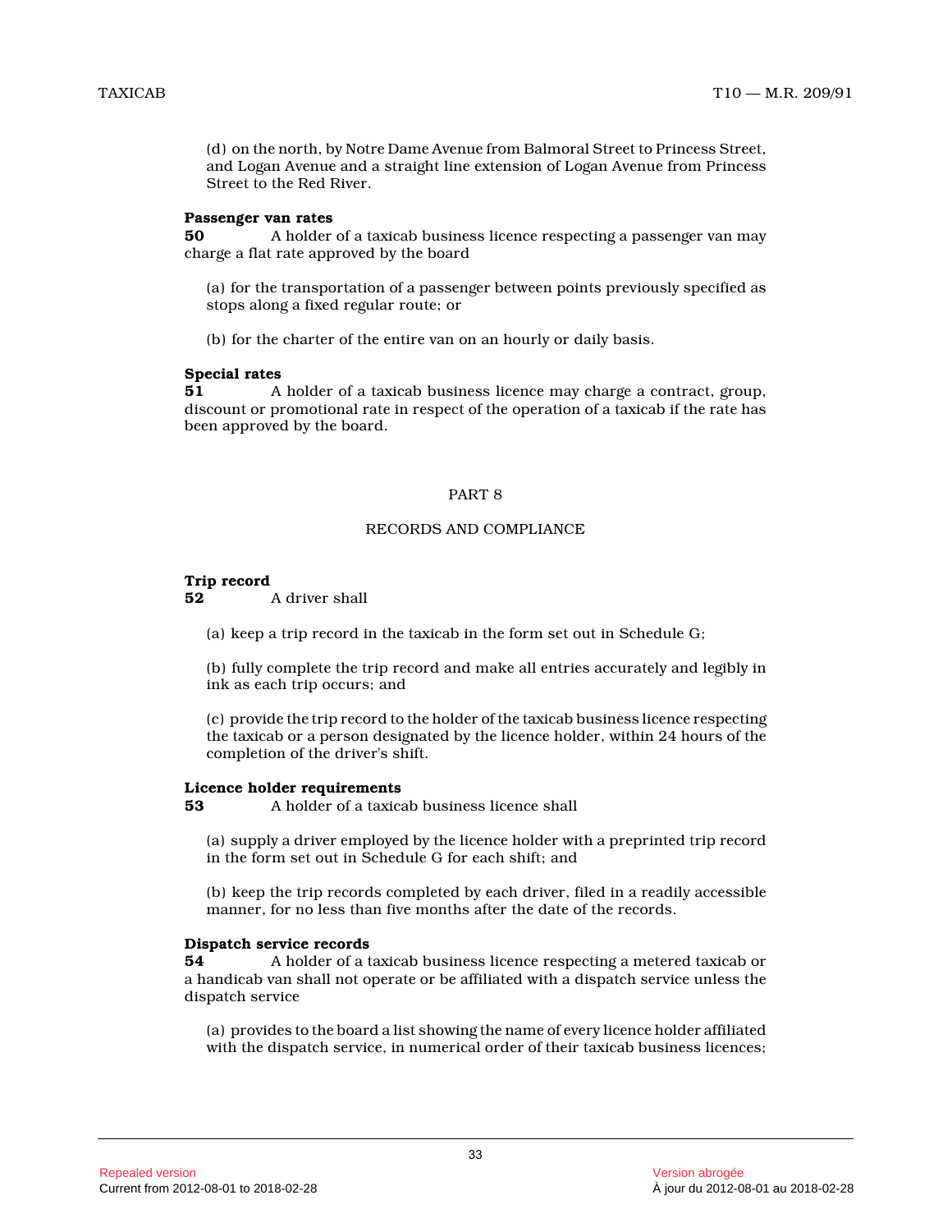(d) on the north, by Notre Dame Avenue from Balmoral Street to Princess Street, and Logan Avenue and a straight line extension of Logan Avenue from Princess Street to the Red River.

**Passenger van rates**

**50** A holder of a taxicab business licence respecting a passenger van may charge a flat rate approved by the board

(a) for the transportation of a passenger between points previously specified as stops along a fixed regular route; or

(b) for the charter of the entire van on an hourly or daily basis.

**Special rates**

**51** A holder of a taxicab business licence may charge a contract, group, discount or promotional rate in respect of the operation of a taxicab if the rate has been approved by the board.

## PART 8

## RECORDS AND COMPLIANCE

**Trip record**

**52** A driver shall

(a) keep a trip record in the taxicab in the form set out in Schedule G;

(b) fully complete the trip record and make all entries accurately and legibly in ink as each trip occurs; and

(c) provide the trip record to the holder of the taxicab business licence respecting the taxicab or a person designated by the licence holder, within 24 hours of the completion of the driver's shift.

**Licence holder requirements**

**53** A holder of a taxicab business licence shall

(a) supply a driver employed by the licence holder with a preprinted trip record in the form set out in Schedule G for each shift; and

(b) keep the trip records completed by each driver, filed in a readily accessible manner, for no less than five months after the date of the records.

**Dispatch service records**

**54** A holder of a taxicab business licence respecting a metered taxicab or a handicab van shall not operate or be affiliated with a dispatch service unless the dispatch service

(a) provides to the board a list showing the name of every licence holder affiliated with the dispatch service, in numerical order of their taxicab business licences;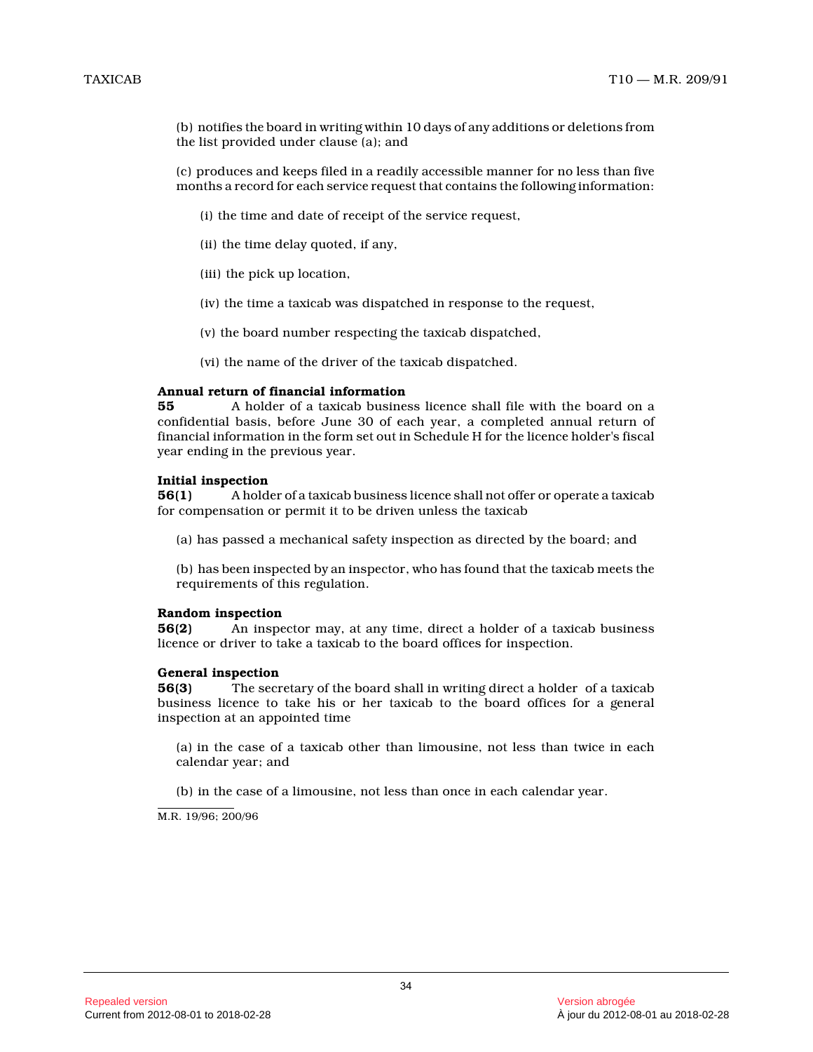(b) notifies the board in writing within 10 days of any additions or deletions from the list provided under clause (a); and

(c) produces and keeps filed in a readily accessible manner for no less than five months a record for each service request that contains the following information:

(i) the time and date of receipt of the service request,

(ii) the time delay quoted, if any,

(iii) the pick up location,

(iv) the time a taxicab was dispatched in response to the request,

(v) the board number respecting the taxicab dispatched,

(vi) the name of the driver of the taxicab dispatched.

**Annual return of financial information**
**55** A holder of a taxicab business licence shall file with the board on a confidential basis, before June 30 of each year, a completed annual return of financial information in the form set out in Schedule H for the licence holder's fiscal year ending in the previous year.

**Initial inspection**
**56(1)** A holder of a taxicab business licence shall not offer or operate a taxicab for compensation or permit it to be driven unless the taxicab

(a) has passed a mechanical safety inspection as directed by the board; and

(b) has been inspected by an inspector, who has found that the taxicab meets the requirements of this regulation.

**Random inspection**
**56(2)** An inspector may, at any time, direct a holder of a taxicab business licence or driver to take a taxicab to the board offices for inspection.

**General inspection**
**56(3)** The secretary of the board shall in writing direct a holder of a taxicab business licence to take his or her taxicab to the board offices for a general inspection at an appointed time

(a) in the case of a taxicab other than limousine, not less than twice in each calendar year; and

(b) in the case of a limousine, not less than once in each calendar year.

M.R. 19/96; 200/96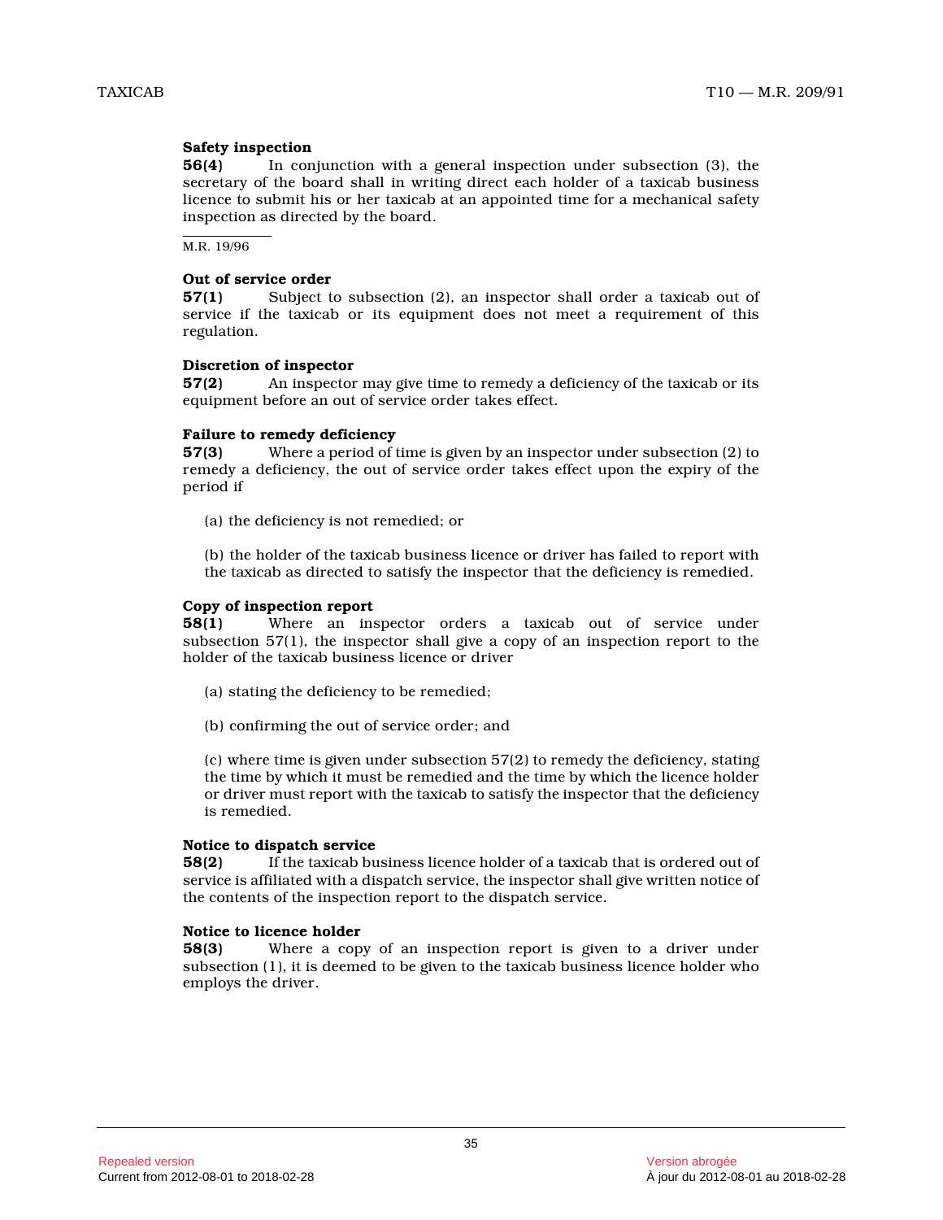**Safety inspection**

**56(4)** In conjunction with a general inspection under subsection (3), the secretary of the board shall in writing direct each holder of a taxicab business licence to submit his or her taxicab at an appointed time for a mechanical safety inspection as directed by the board.

M.R. 19/96

**Out of service order**

**57(1)** Subject to subsection (2), an inspector shall order a taxicab out of service if the taxicab or its equipment does not meet a requirement of this regulation.

**Discretion of inspector**

**57(2)** An inspector may give time to remedy a deficiency of the taxicab or its equipment before an out of service order takes effect.

**Failure to remedy deficiency**

**57(3)** Where a period of time is given by an inspector under subsection (2) to remedy a deficiency, the out of service order takes effect upon the expiry of the period if

(a) the deficiency is not remedied; or

(b) the holder of the taxicab business licence or driver has failed to report with the taxicab as directed to satisfy the inspector that the deficiency is remedied.

**Copy of inspection report**

**58(1)** Where an inspector orders a taxicab out of service under subsection 57(1), the inspector shall give a copy of an inspection report to the holder of the taxicab business licence or driver

(a) stating the deficiency to be remedied;

(b) confirming the out of service order; and

(c) where time is given under subsection 57(2) to remedy the deficiency, stating the time by which it must be remedied and the time by which the licence holder or driver must report with the taxicab to satisfy the inspector that the deficiency is remedied.

**Notice to dispatch service**

**58(2)** If the taxicab business licence holder of a taxicab that is ordered out of service is affiliated with a dispatch service, the inspector shall give written notice of the contents of the inspection report to the dispatch service.

**Notice to licence holder**

**58(3)** Where a copy of an inspection report is given to a driver under subsection (1), it is deemed to be given to the taxicab business licence holder who employs the driver.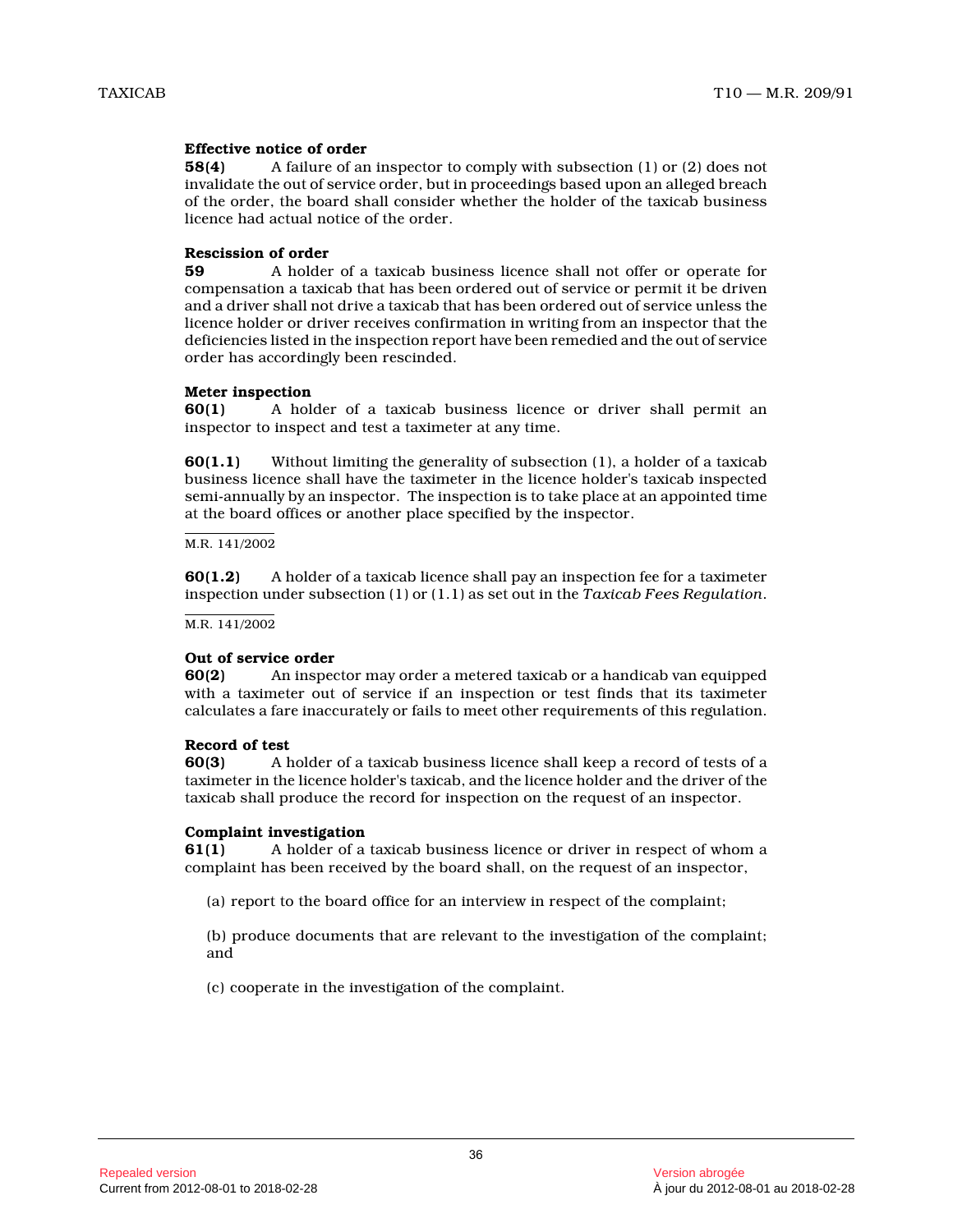**Effective notice of order**

**58(4)** A failure of an inspector to comply with subsection (1) or (2) does not invalidate the out of service order, but in proceedings based upon an alleged breach of the order, the board shall consider whether the holder of the taxicab business licence had actual notice of the order.

**Rescission of order**

**59** A holder of a taxicab business licence shall not offer or operate for compensation a taxicab that has been ordered out of service or permit it be driven and a driver shall not drive a taxicab that has been ordered out of service unless the licence holder or driver receives confirmation in writing from an inspector that the deficiencies listed in the inspection report have been remedied and the out of service order has accordingly been rescinded.

**Meter inspection**

**60(1)** A holder of a taxicab business licence or driver shall permit an inspector to inspect and test a taximeter at any time.

**60(1.1)** Without limiting the generality of subsection (1), a holder of a taxicab business licence shall have the taximeter in the licence holder's taxicab inspected semi-annually by an inspector. The inspection is to take place at an appointed time at the board offices or another place specified by the inspector.

M.R. 141/2002

**60(1.2)** A holder of a taxicab licence shall pay an inspection fee for a taximeter inspection under subsection (1) or (1.1) as set out in the *Taxicab Fees Regulation*.

M.R. 141/2002

**Out of service order**

**60(2)** An inspector may order a metered taxicab or a handicab van equipped with a taximeter out of service if an inspection or test finds that its taximeter calculates a fare inaccurately or fails to meet other requirements of this regulation.

**Record of test**

**60(3)** A holder of a taxicab business licence shall keep a record of tests of a taximeter in the licence holder's taxicab, and the licence holder and the driver of the taxicab shall produce the record for inspection on the request of an inspector.

**Complaint investigation**

**61(1)** A holder of a taxicab business licence or driver in respect of whom a complaint has been received by the board shall, on the request of an inspector,

(a) report to the board office for an interview in respect of the complaint;

(b) produce documents that are relevant to the investigation of the complaint; and

(c) cooperate in the investigation of the complaint.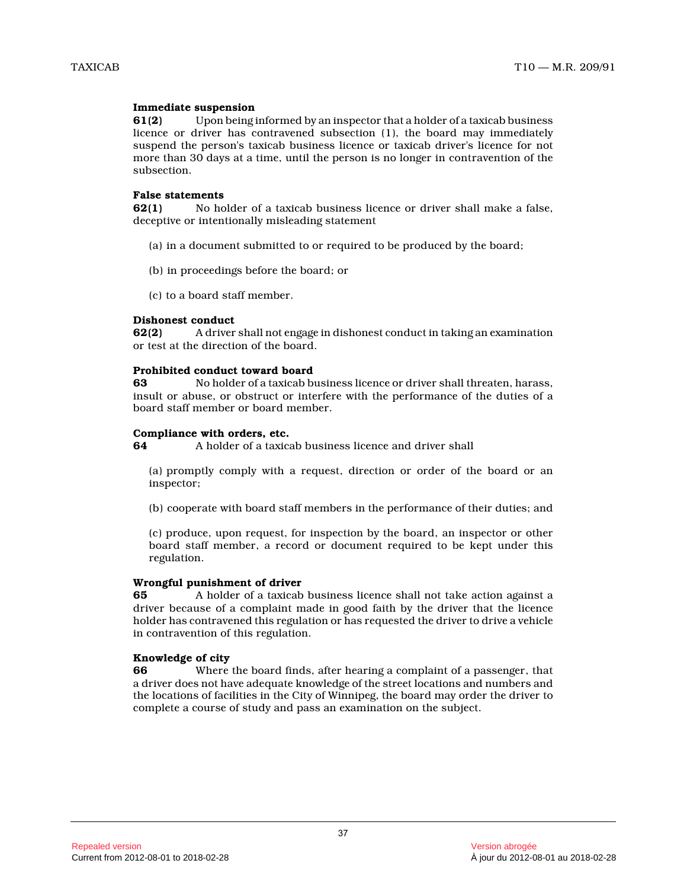**Immediate suspension**

**61(2)** Upon being informed by an inspector that a holder of a taxicab business licence or driver has contravened subsection (1), the board may immediately suspend the person's taxicab business licence or taxicab driver's licence for not more than 30 days at a time, until the person is no longer in contravention of the subsection.

**False statements**

**62(1)** No holder of a taxicab business licence or driver shall make a false, deceptive or intentionally misleading statement

(a) in a document submitted to or required to be produced by the board;

(b) in proceedings before the board; or

(c) to a board staff member.

**Dishonest conduct**

**62(2)** A driver shall not engage in dishonest conduct in taking an examination or test at the direction of the board.

**Prohibited conduct toward board**

**63** No holder of a taxicab business licence or driver shall threaten, harass, insult or abuse, or obstruct or interfere with the performance of the duties of a board staff member or board member.

**Compliance with orders, etc.**

**64** A holder of a taxicab business licence and driver shall

(a) promptly comply with a request, direction or order of the board or an inspector;

(b) cooperate with board staff members in the performance of their duties; and

(c) produce, upon request, for inspection by the board, an inspector or other board staff member, a record or document required to be kept under this regulation.

**Wrongful punishment of driver**

**65** A holder of a taxicab business licence shall not take action against a driver because of a complaint made in good faith by the driver that the licence holder has contravened this regulation or has requested the driver to drive a vehicle in contravention of this regulation.

**Knowledge of city**

**66** Where the board finds, after hearing a complaint of a passenger, that a driver does not have adequate knowledge of the street locations and numbers and the locations of facilities in the City of Winnipeg, the board may order the driver to complete a course of study and pass an examination on the subject.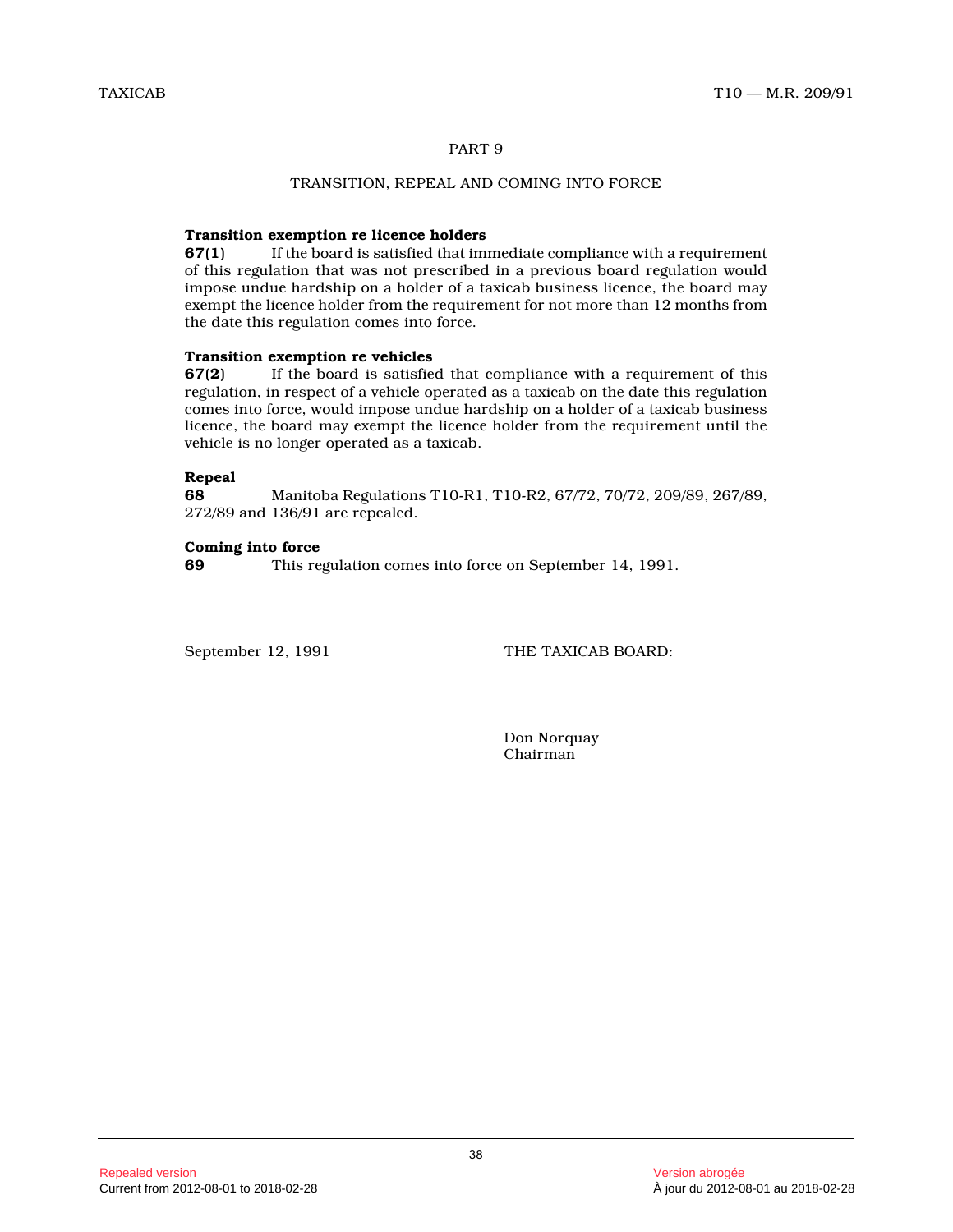## PART 9

### TRANSITION, REPEAL AND COMING INTO FORCE

**Transition exemption re licence holders**

**67(1)** If the board is satisfied that immediate compliance with a requirement of this regulation that was not prescribed in a previous board regulation would impose undue hardship on a holder of a taxicab business licence, the board may exempt the licence holder from the requirement for not more than 12 months from the date this regulation comes into force.

**Transition exemption re vehicles**

**67(2)** If the board is satisfied that compliance with a requirement of this regulation, in respect of a vehicle operated as a taxicab on the date this regulation comes into force, would impose undue hardship on a holder of a taxicab business licence, the board may exempt the licence holder from the requirement until the vehicle is no longer operated as a taxicab.

**Repeal**

**68** Manitoba Regulations T10-R1, T10-R2, 67/72, 70/72, 209/89, 267/89, 272/89 and 136/91 are repealed.

**Coming into force**

**69** This regulation comes into force on September 14, 1991.

September 12, 1991

THE TAXICAB BOARD:

Don Norquay
Chairman

Repealed version
Current from 2012-08-01 to 2018-02-28

Version abrogée
À jour du 2012-08-01 au 2018-02-28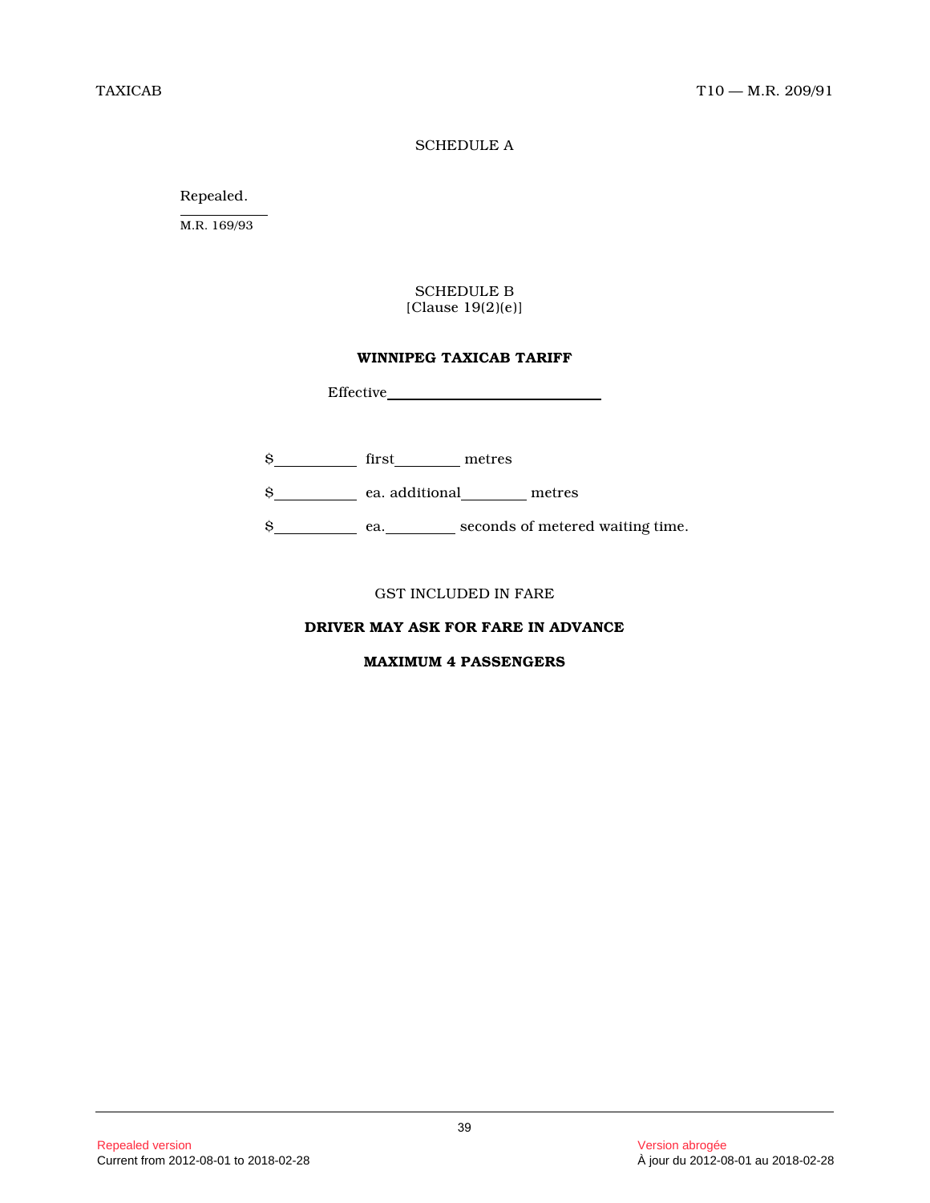## SCHEDULE A

Repealed.

M.R. 169/93

## SCHEDULE B
[Clause 19(2)(e)]

**WINNIPEG TAXICAB TARIFF**

Effective ____________________

$ ________ first ________ metres

$ ________ ea. additional ________ metres

$ ________ ea. ________ seconds of metered waiting time.

GST INCLUDED IN FARE

**DRIVER MAY ASK FOR FARE IN ADVANCE**

**MAXIMUM 4 PASSENGERS**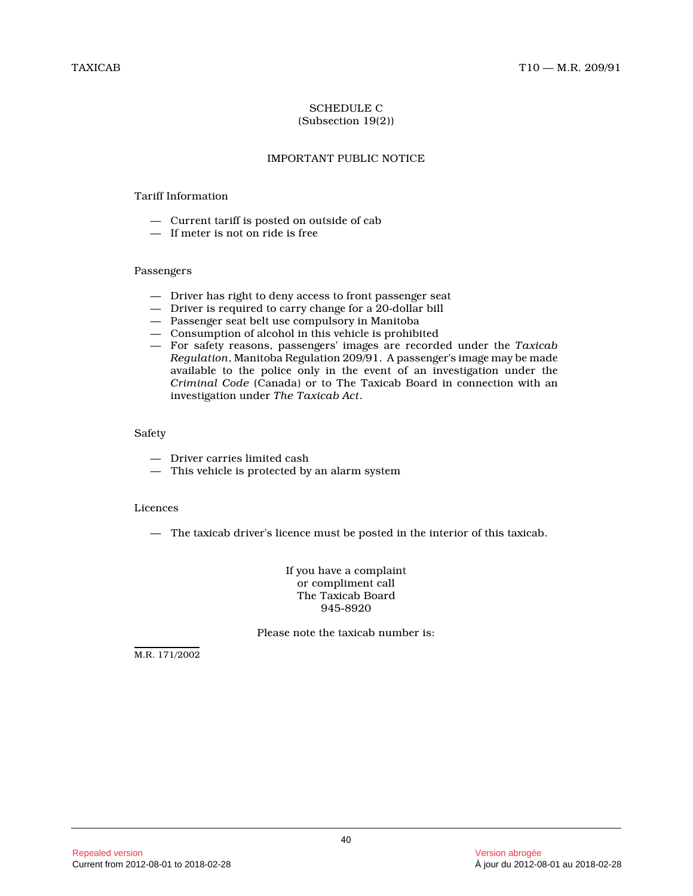## SCHEDULE C
(Subsection 19(2))

### IMPORTANT PUBLIC NOTICE

Tariff Information

— Current tariff is posted on outside of cab
— If meter is not on ride is free

Passengers

— Driver has right to deny access to front passenger seat
— Driver is required to carry change for a 20-dollar bill
— Passenger seat belt use compulsory in Manitoba
— Consumption of alcohol in this vehicle is prohibited
— For safety reasons, passengers' images are recorded under the *Taxicab Regulation*, Manitoba Regulation 209/91. A passenger's image may be made available to the police only in the event of an investigation under the *Criminal Code* (Canada) or to The Taxicab Board in connection with an investigation under *The Taxicab Act*.

Safety

— Driver carries limited cash
— This vehicle is protected by an alarm system

Licences

— The taxicab driver's licence must be posted in the interior of this taxicab.

If you have a complaint
or compliment call
The Taxicab Board
945-8920

Please note the taxicab number is:

M.R. 171/2002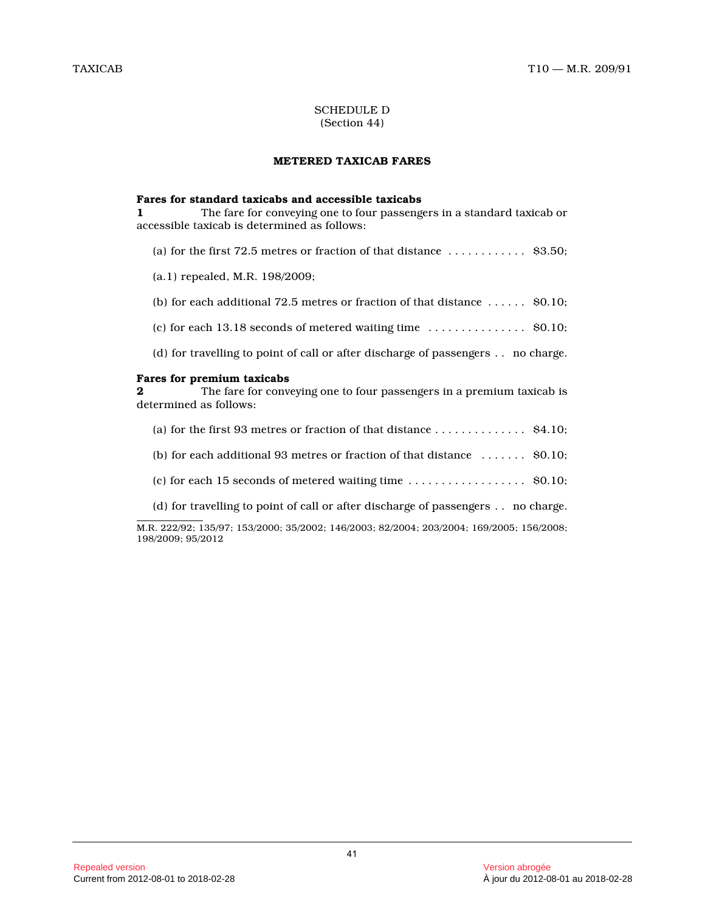SCHEDULE D
(Section 44)

**METERED TAXICAB FARES**

**Fares for standard taxicabs and accessible taxicabs**

**1** The fare for conveying one to four passengers in a standard taxicab or accessible taxicab is determined as follows:

(a) for the first 72.5 metres or fraction of that distance . . . . . . . . . . . . $3.50;

(a.1) repealed, M.R. 198/2009;

(b) for each additional 72.5 metres or fraction of that distance . . . . . . $0.10;

(c) for each 13.18 seconds of metered waiting time . . . . . . . . . . . . . . . $0.10;

(d) for travelling to point of call or after discharge of passengers . . no charge.

**Fares for premium taxicabs**

**2** The fare for conveying one to four passengers in a premium taxicab is determined as follows:

(a) for the first 93 metres or fraction of that distance . . . . . . . . . . . . . . $4.10;

(b) for each additional 93 metres or fraction of that distance . . . . . . . $0.10;

(c) for each 15 seconds of metered waiting time . . . . . . . . . . . . . . . . . . $0.10;

(d) for travelling to point of call or after discharge of passengers . . no charge.

M.R. 222/92; 135/97; 153/2000; 35/2002; 146/2003; 82/2004; 203/2004; 169/2005; 156/2008; 198/2009; 95/2012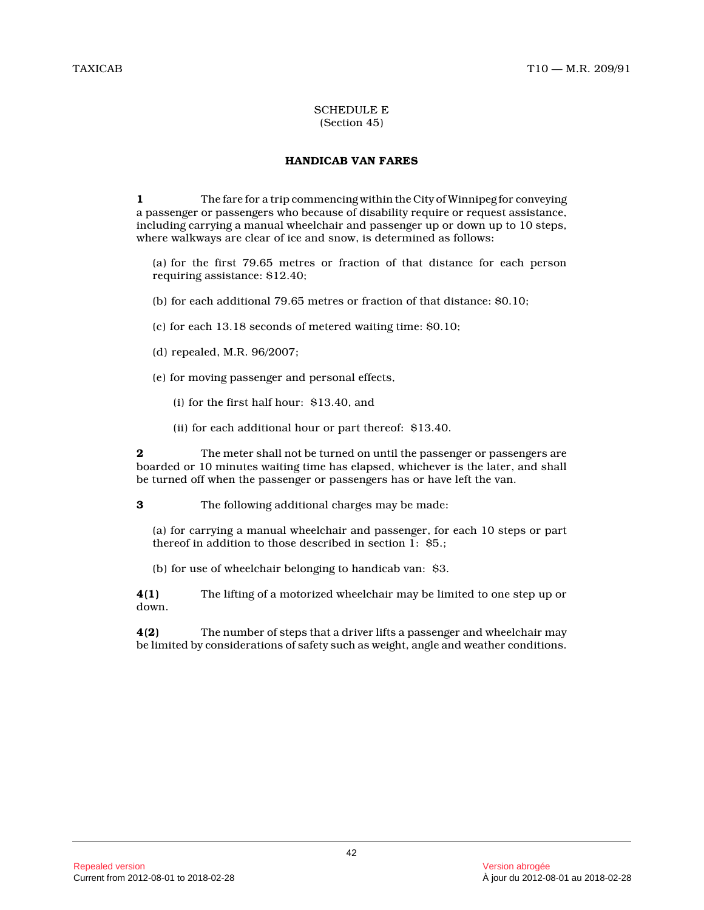SCHEDULE E
(Section 45)

## HANDICAB VAN FARES

**1** The fare for a trip commencing within the City of Winnipeg for conveying a passenger or passengers who because of disability require or request assistance, including carrying a manual wheelchair and passenger up or down up to 10 steps, where walkways are clear of ice and snow, is determined as follows:

(a) for the first 79.65 metres or fraction of that distance for each person requiring assistance: $12.40;

(b) for each additional 79.65 metres or fraction of that distance: $0.10;

(c) for each 13.18 seconds of metered waiting time: $0.10;

(d) repealed, M.R. 96/2007;

(e) for moving passenger and personal effects,

(i) for the first half hour: $13.40, and

(ii) for each additional hour or part thereof: $13.40.

**2** The meter shall not be turned on until the passenger or passengers are boarded or 10 minutes waiting time has elapsed, whichever is the later, and shall be turned off when the passenger or passengers has or have left the van.

**3** The following additional charges may be made:

(a) for carrying a manual wheelchair and passenger, for each 10 steps or part thereof in addition to those described in section 1: $5.;

(b) for use of wheelchair belonging to handicab van: $3.

**4(1)** The lifting of a motorized wheelchair may be limited to one step up or down.

**4(2)** The number of steps that a driver lifts a passenger and wheelchair may be limited by considerations of safety such as weight, angle and weather conditions.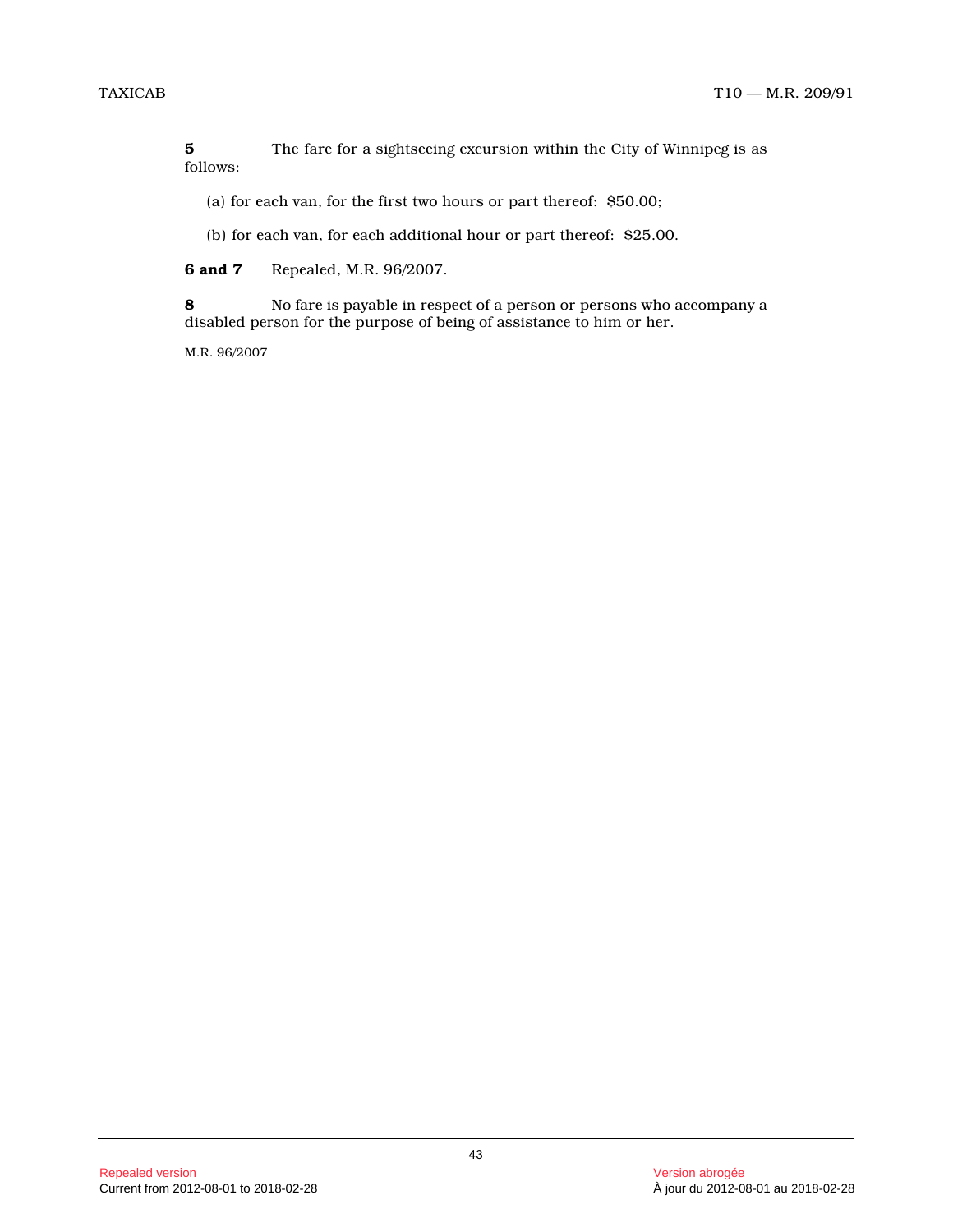**5** The fare for a sightseeing excursion within the City of Winnipeg is as follows:

(a) for each van, for the first two hours or part thereof: $50.00;

(b) for each van, for each additional hour or part thereof: $25.00.

**6 and 7** Repealed, M.R. 96/2007.

**8** No fare is payable in respect of a person or persons who accompany a disabled person for the purpose of being of assistance to him or her.

M.R. 96/2007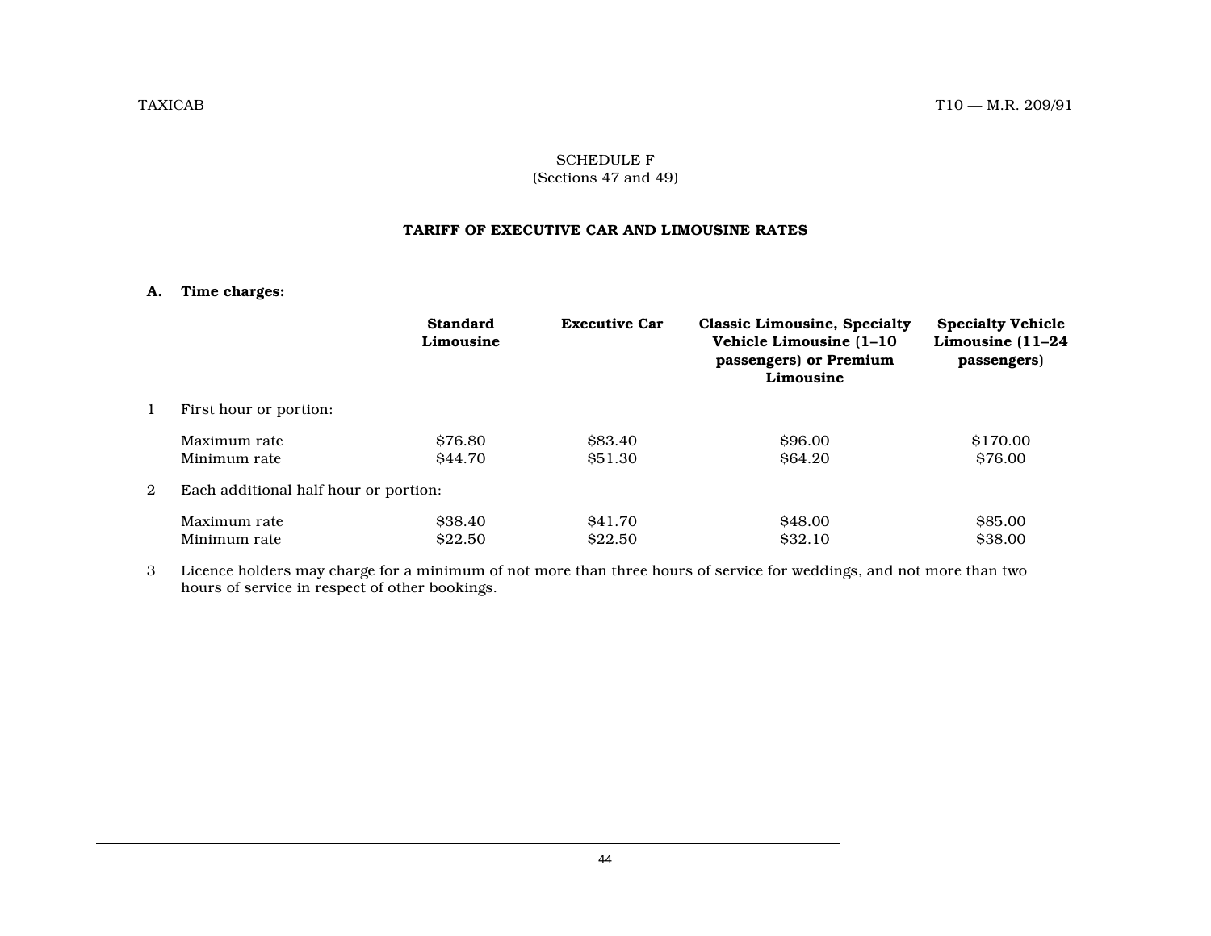SCHEDULE F
(Sections 47 and 49)

## TARIFF OF EXECUTIVE CAR AND LIMOUSINE RATES

**A. Time charges:**

| | | Standard Limousine | Executive Car | Classic Limousine, Specialty Vehicle Limousine (1–10 passengers) or Premium Limousine | Specialty Vehicle Limousine (11–24 passengers) |
|---|---|---|---|---|---|
| 1 | First hour or portion: | | | | |
| | Maximum rate | $76.80 | $83.40 | $96.00 | $170.00 |
| | Minimum rate | $44.70 | $51.30 | $64.20 | $76.00 |
| 2 | Each additional half hour or portion: | | | | |
| | Maximum rate | $38.40 | $41.70 | $48.00 | $85.00 |
| | Minimum rate | $22.50 | $22.50 | $32.10 | $38.00 |

3 Licence holders may charge for a minimum of not more than three hours of service for weddings, and not more than two hours of service in respect of other bookings.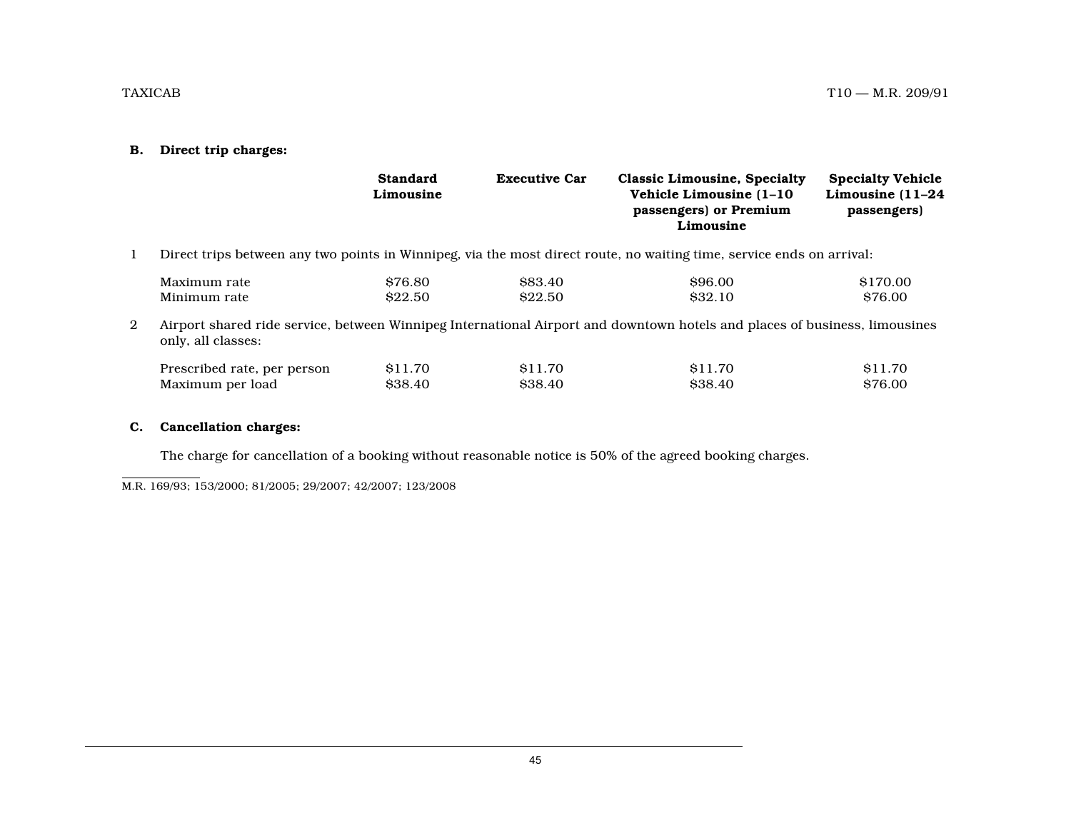**B. Direct trip charges:**

| | Standard Limousine | Executive Car | Classic Limousine, Specialty Vehicle Limousine (1–10 passengers) or Premium Limousine | Specialty Vehicle Limousine (11–24 passengers) |
|---|---|---|---|---|
| 1 Direct trips between any two points in Winnipeg, via the most direct route, no waiting time, service ends on arrival: | | | | |
| Maximum rate | $76.80 | $83.40 | $96.00 | $170.00 |
| Minimum rate | $22.50 | $22.50 | $32.10 | $76.00 |
| 2 Airport shared ride service, between Winnipeg International Airport and downtown hotels and places of business, limousines only, all classes: | | | | |
| Prescribed rate, per person | $11.70 | $11.70 | $11.70 | $11.70 |
| Maximum per load | $38.40 | $38.40 | $38.40 | $76.00 |

**C. Cancellation charges:**

The charge for cancellation of a booking without reasonable notice is 50% of the agreed booking charges.

M.R. 169/93; 153/2000; 81/2005; 29/2007; 42/2007; 123/2008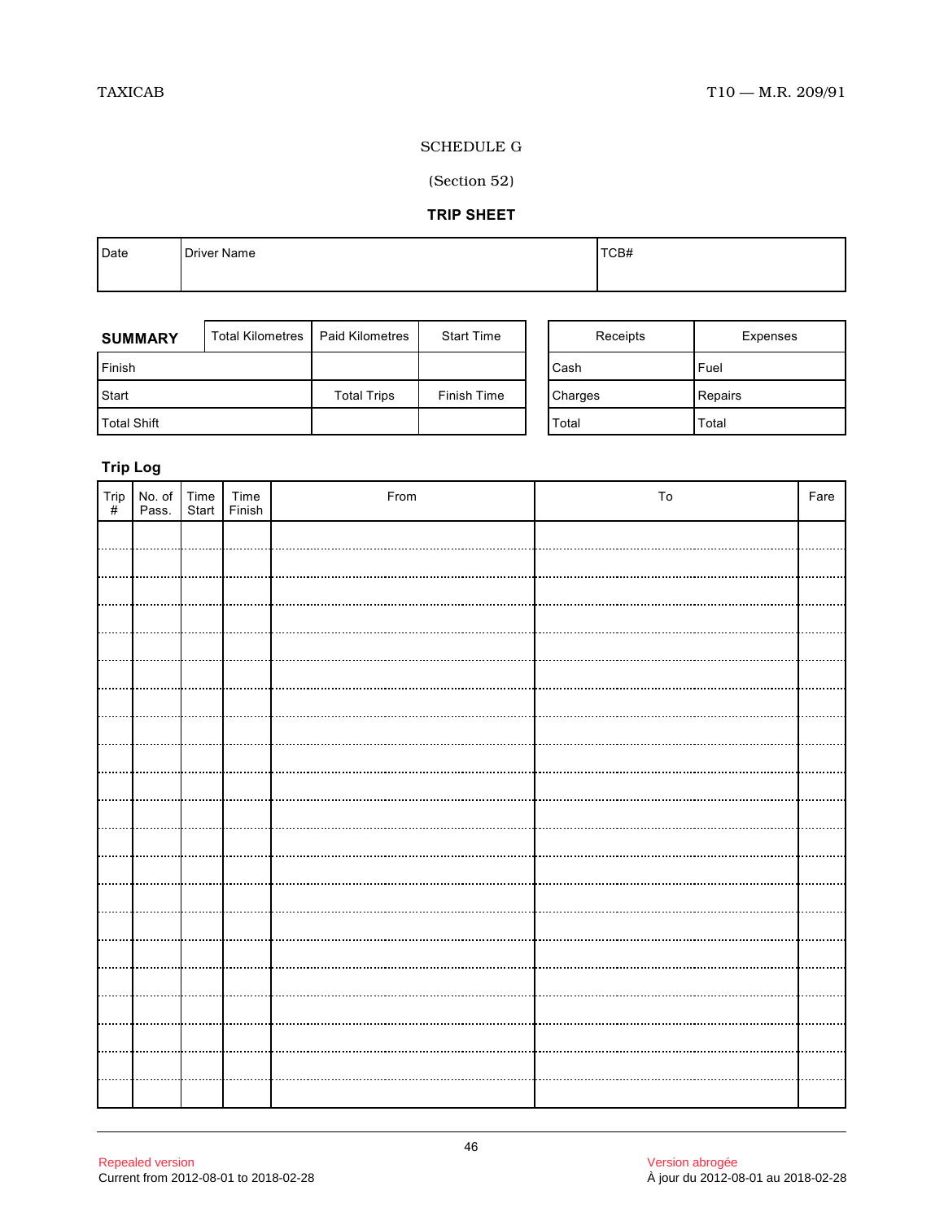SCHEDULE G

(Section 52)

**TRIP SHEET**

| Date | Driver Name | TCB# |
|---|---|---|
| | | |

| **SUMMARY** | Total Kilometres | Paid Kilometres | Start Time |
|---|---|---|---|
| Finish | | | |
| Start | | Total Trips | Finish Time |
| Total Shift | | | |

| Receipts | Expenses |
|---|---|
| Cash | Fuel |
| Charges | Repairs |
| Total | Total |

**Trip Log**

| Trip # | No. of Pass. | Time Start | Time Finish | From | To | Fare |
|---|---|---|---|---|---|---|
| | | | | | | |
| | | | | | | |
| | | | | | | |
| | | | | | | |
| | | | | | | |
| | | | | | | |
| | | | | | | |
| | | | | | | |
| | | | | | | |
| | | | | | | |
| | | | | | | |
| | | | | | | |
| | | | | | | |
| | | | | | | |
| | | | | | | |
| | | | | | | |
| | | | | | | |
| | | | | | | |
| | | | | | | |
| | | | | | | |
| | | | | | | |
| | | | | | | |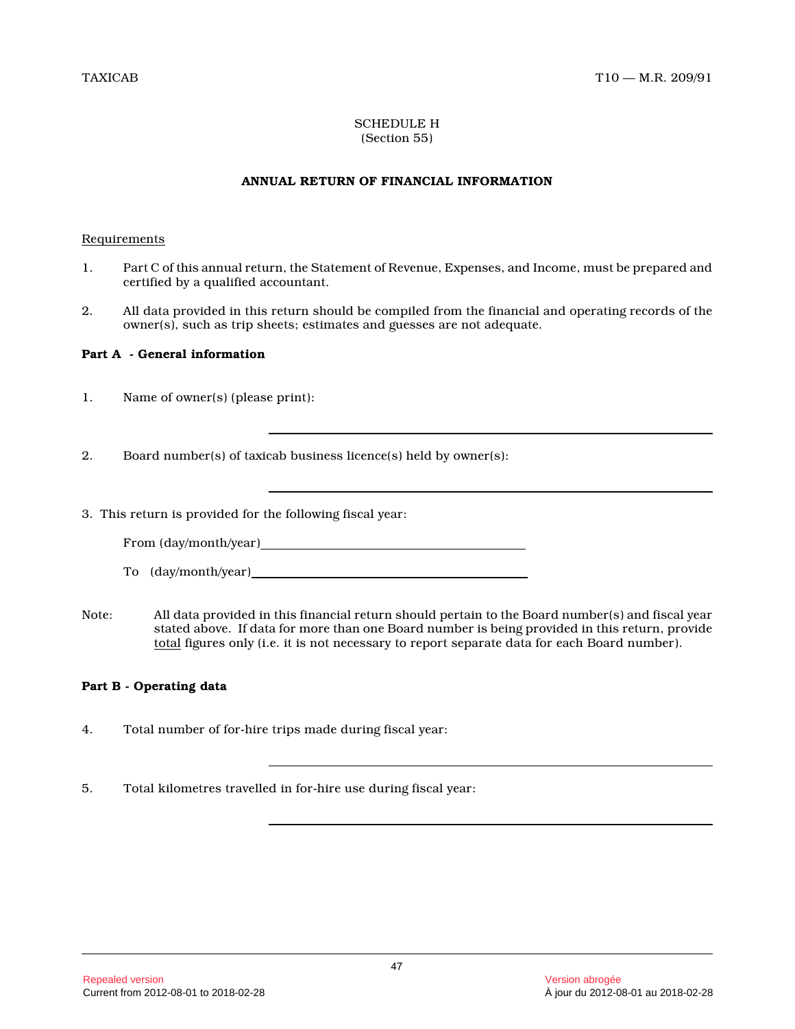SCHEDULE H
(Section 55)

**ANNUAL RETURN OF FINANCIAL INFORMATION**

Requirements

1. Part C of this annual return, the Statement of Revenue, Expenses, and Income, must be prepared and certified by a qualified accountant.

2. All data provided in this return should be compiled from the financial and operating records of the owner(s), such as trip sheets; estimates and guesses are not adequate.

**Part A - General information**

1. Name of owner(s) (please print):

_______________________________________________

2. Board number(s) of taxicab business licence(s) held by owner(s):

_______________________________________________

3. This return is provided for the following fiscal year:

From (day/month/year)_______________________________

To (day/month/year)_______________________________

Note: All data provided in this financial return should pertain to the Board number(s) and fiscal year stated above. If data for more than one Board number is being provided in this return, provide total figures only (i.e. it is not necessary to report separate data for each Board number).

**Part B - Operating data**

4. Total number of for-hire trips made during fiscal year:

_______________________________________________

5. Total kilometres travelled in for-hire use during fiscal year:

_______________________________________________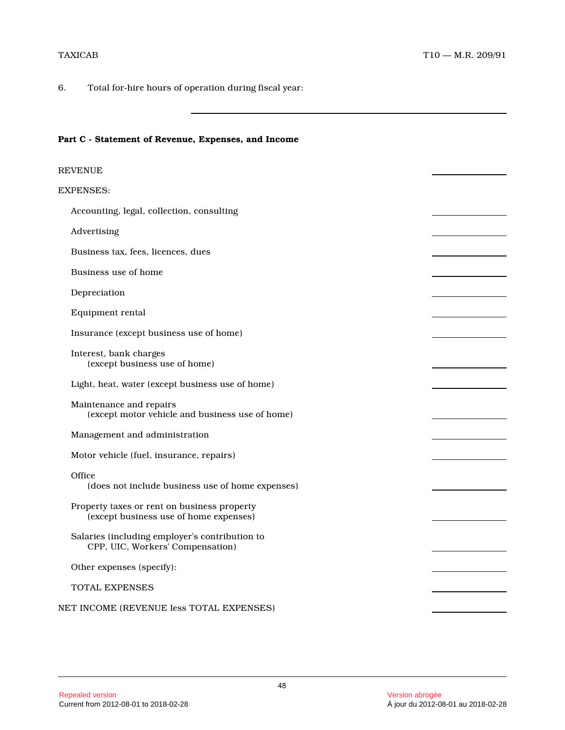6. Total for-hire hours of operation during fiscal year:

\_\_\_\_\_\_\_\_\_\_\_\_\_\_\_\_\_\_\_\_\_\_\_\_\_\_\_\_\_\_\_\_\_\_\_\_\_\_\_\_\_\_\_\_\_\_\_\_

**Part C - Statement of Revenue, Expenses, and Income**

| | |
|---|---|
| REVENUE | \_\_\_\_\_\_\_\_\_\_ |
| EXPENSES: | |
| Accounting, legal, collection, consulting | \_\_\_\_\_\_\_\_\_\_ |
| Advertising | \_\_\_\_\_\_\_\_\_\_ |
| Business tax, fees, licences, dues | \_\_\_\_\_\_\_\_\_\_ |
| Business use of home | \_\_\_\_\_\_\_\_\_\_ |
| Depreciation | \_\_\_\_\_\_\_\_\_\_ |
| Equipment rental | \_\_\_\_\_\_\_\_\_\_ |
| Insurance (except business use of home) | \_\_\_\_\_\_\_\_\_\_ |
| Interest, bank charges (except business use of home) | \_\_\_\_\_\_\_\_\_\_ |
| Light, heat, water (except business use of home) | \_\_\_\_\_\_\_\_\_\_ |
| Maintenance and repairs (except motor vehicle and business use of home) | \_\_\_\_\_\_\_\_\_\_ |
| Management and administration | \_\_\_\_\_\_\_\_\_\_ |
| Motor vehicle (fuel, insurance, repairs) | \_\_\_\_\_\_\_\_\_\_ |
| Office (does not include business use of home expenses) | \_\_\_\_\_\_\_\_\_\_ |
| Property taxes or rent on business property (except business use of home expenses) | \_\_\_\_\_\_\_\_\_\_ |
| Salaries (including employer's contribution to CPP, UIC, Workers' Compensation) | \_\_\_\_\_\_\_\_\_\_ |
| Other expenses (specify): | \_\_\_\_\_\_\_\_\_\_ |
| TOTAL EXPENSES | \_\_\_\_\_\_\_\_\_\_ |
| NET INCOME (REVENUE less TOTAL EXPENSES) | \_\_\_\_\_\_\_\_\_\_ |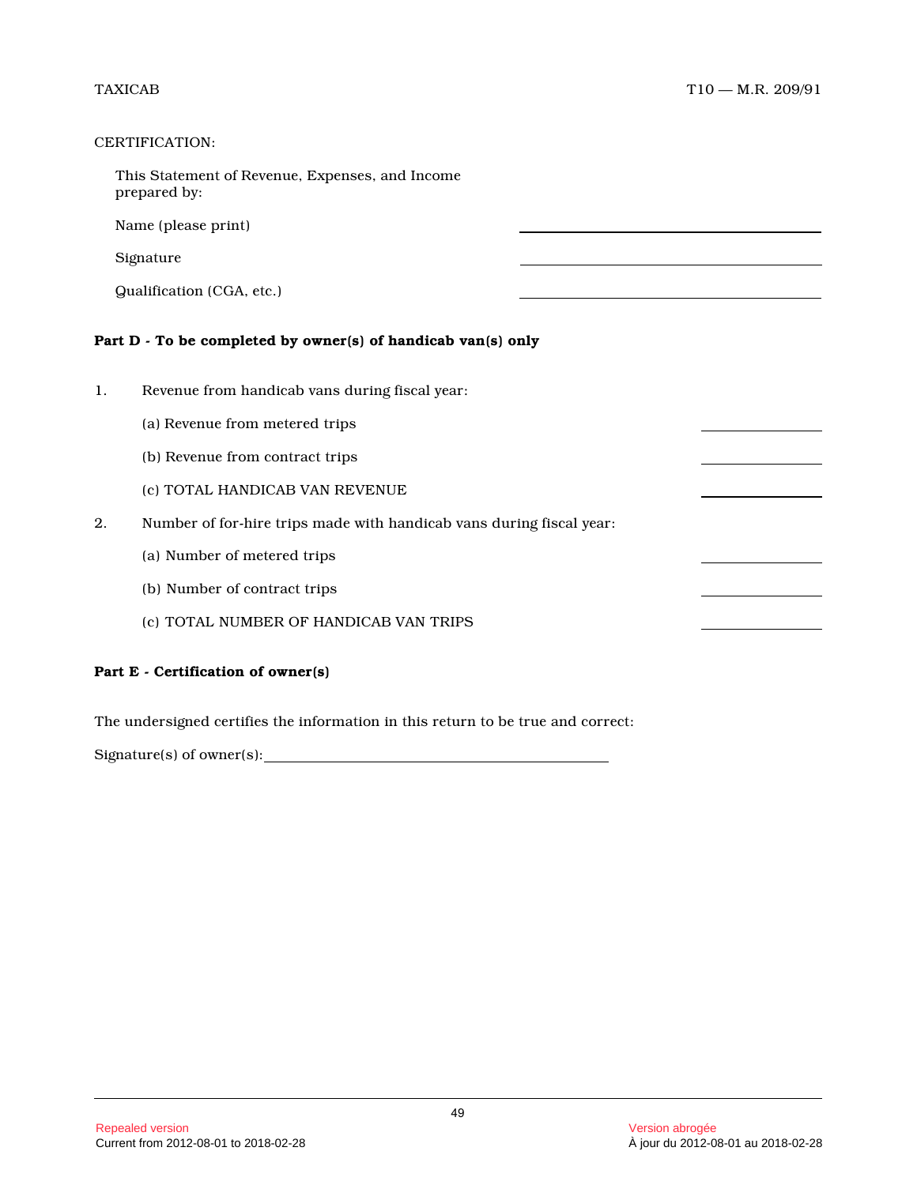CERTIFICATION:

This Statement of Revenue, Expenses, and Income prepared by:

Name (please print) ______________________

Signature ______________________

Qualification (CGA, etc.) ______________________

**Part D - To be completed by owner(s) of handicab van(s) only**

1. Revenue from handicab vans during fiscal year:

   (a) Revenue from metered trips ____________

   (b) Revenue from contract trips ____________

   (c) TOTAL HANDICAB VAN REVENUE ____________

2. Number of for-hire trips made with handicab vans during fiscal year:

   (a) Number of metered trips ____________

   (b) Number of contract trips ____________

   (c) TOTAL NUMBER OF HANDICAB VAN TRIPS ____________

**Part E - Certification of owner(s)**

The undersigned certifies the information in this return to be true and correct:

Signature(s) of owner(s): ______________________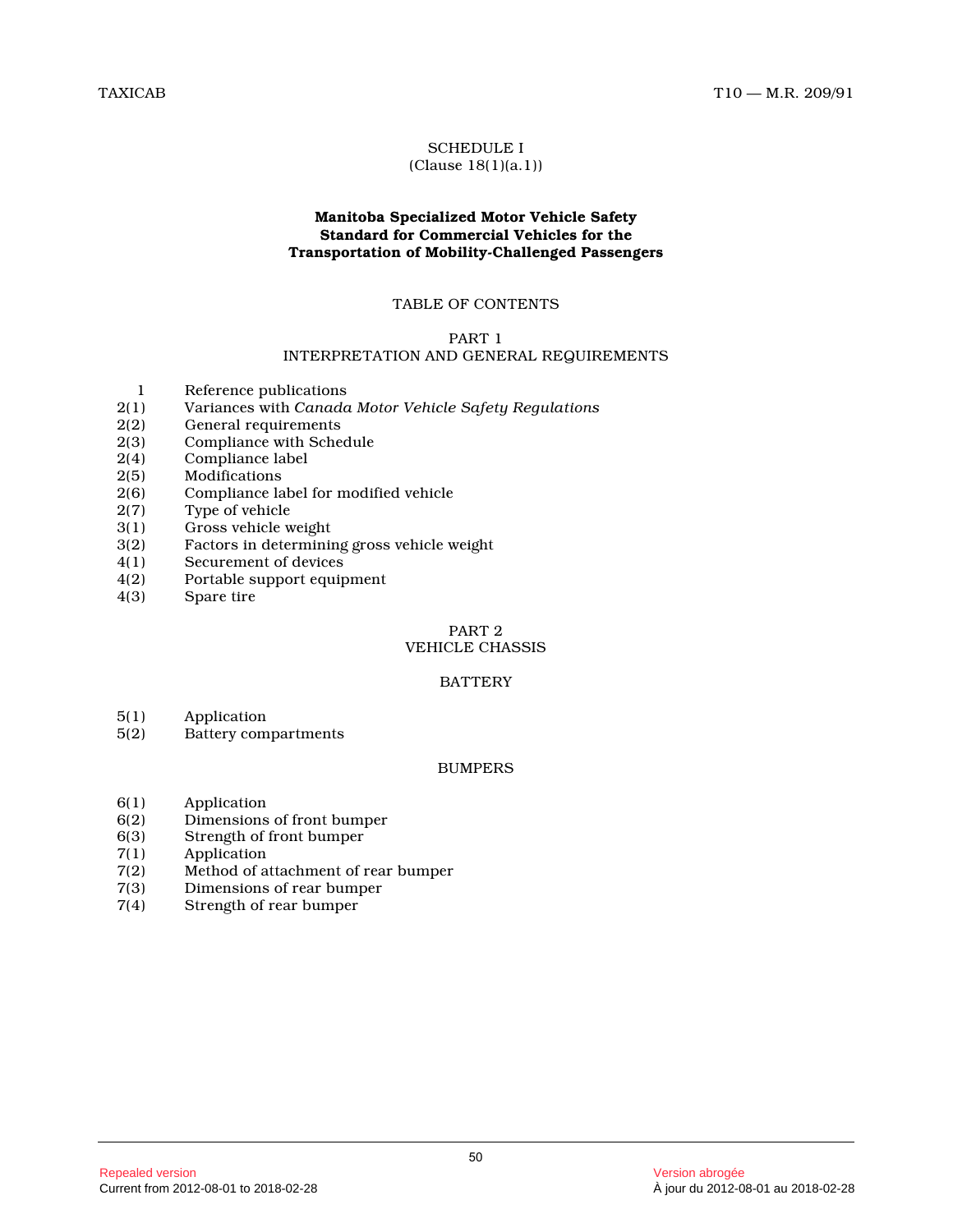SCHEDULE I
(Clause 18(1)(a.1))

**Manitoba Specialized Motor Vehicle Safety Standard for Commercial Vehicles for the Transportation of Mobility-Challenged Passengers**

TABLE OF CONTENTS

PART 1
INTERPRETATION AND GENERAL REQUIREMENTS

| | |
|---|---|
| 1 | Reference publications |
| 2(1) | Variances with *Canada Motor Vehicle Safety Regulations* |
| 2(2) | General requirements |
| 2(3) | Compliance with Schedule |
| 2(4) | Compliance label |
| 2(5) | Modifications |
| 2(6) | Compliance label for modified vehicle |
| 2(7) | Type of vehicle |
| 3(1) | Gross vehicle weight |
| 3(2) | Factors in determining gross vehicle weight |
| 4(1) | Securement of devices |
| 4(2) | Portable support equipment |
| 4(3) | Spare tire |

PART 2
VEHICLE CHASSIS

BATTERY

| | |
|---|---|
| 5(1) | Application |
| 5(2) | Battery compartments |

BUMPERS

| | |
|---|---|
| 6(1) | Application |
| 6(2) | Dimensions of front bumper |
| 6(3) | Strength of front bumper |
| 7(1) | Application |
| 7(2) | Method of attachment of rear bumper |
| 7(3) | Dimensions of rear bumper |
| 7(4) | Strength of rear bumper |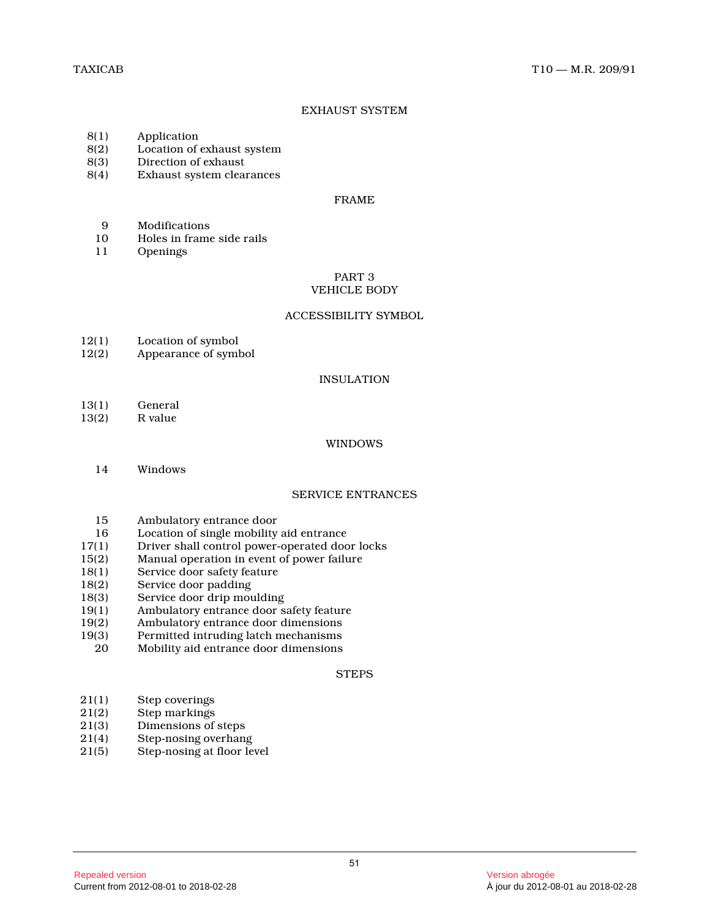### EXHAUST SYSTEM

| | |
|---|---|
| 8(1) | Application |
| 8(2) | Location of exhaust system |
| 8(3) | Direction of exhaust |
| 8(4) | Exhaust system clearances |

### FRAME

| | |
|---|---|
| 9 | Modifications |
| 10 | Holes in frame side rails |
| 11 | Openings |

## PART 3
## VEHICLE BODY

### ACCESSIBILITY SYMBOL

| | |
|---|---|
| 12(1) | Location of symbol |
| 12(2) | Appearance of symbol |

### INSULATION

| | |
|---|---|
| 13(1) | General |
| 13(2) | R value |

### WINDOWS

| | |
|---|---|
| 14 | Windows |

### SERVICE ENTRANCES

| | |
|---|---|
| 15 | Ambulatory entrance door |
| 16 | Location of single mobility aid entrance |
| 17(1) | Driver shall control power-operated door locks |
| 15(2) | Manual operation in event of power failure |
| 18(1) | Service door safety feature |
| 18(2) | Service door padding |
| 18(3) | Service door drip moulding |
| 19(1) | Ambulatory entrance door safety feature |
| 19(2) | Ambulatory entrance door dimensions |
| 19(3) | Permitted intruding latch mechanisms |
| 20 | Mobility aid entrance door dimensions |

### STEPS

| | |
|---|---|
| 21(1) | Step coverings |
| 21(2) | Step markings |
| 21(3) | Dimensions of steps |
| 21(4) | Step-nosing overhang |
| 21(5) | Step-nosing at floor level |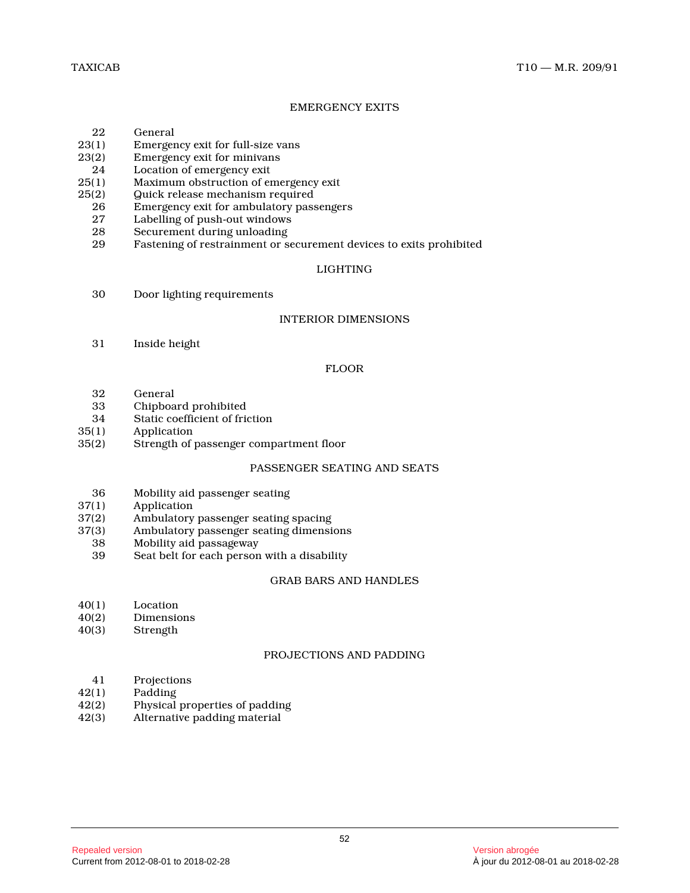## EMERGENCY EXITS

| | |
|---|---|
| 22 | General |
| 23(1) | Emergency exit for full-size vans |
| 23(2) | Emergency exit for minivans |
| 24 | Location of emergency exit |
| 25(1) | Maximum obstruction of emergency exit |
| 25(2) | Quick release mechanism required |
| 26 | Emergency exit for ambulatory passengers |
| 27 | Labelling of push-out windows |
| 28 | Securement during unloading |
| 29 | Fastening of restrainment or securement devices to exits prohibited |

## LIGHTING

| | |
|---|---|
| 30 | Door lighting requirements |

## INTERIOR DIMENSIONS

| | |
|---|---|
| 31 | Inside height |

## FLOOR

| | |
|---|---|
| 32 | General |
| 33 | Chipboard prohibited |
| 34 | Static coefficient of friction |
| 35(1) | Application |
| 35(2) | Strength of passenger compartment floor |

## PASSENGER SEATING AND SEATS

| | |
|---|---|
| 36 | Mobility aid passenger seating |
| 37(1) | Application |
| 37(2) | Ambulatory passenger seating spacing |
| 37(3) | Ambulatory passenger seating dimensions |
| 38 | Mobility aid passageway |
| 39 | Seat belt for each person with a disability |

## GRAB BARS AND HANDLES

| | |
|---|---|
| 40(1) | Location |
| 40(2) | Dimensions |
| 40(3) | Strength |

## PROJECTIONS AND PADDING

| | |
|---|---|
| 41 | Projections |
| 42(1) | Padding |
| 42(2) | Physical properties of padding |
| 42(3) | Alternative padding material |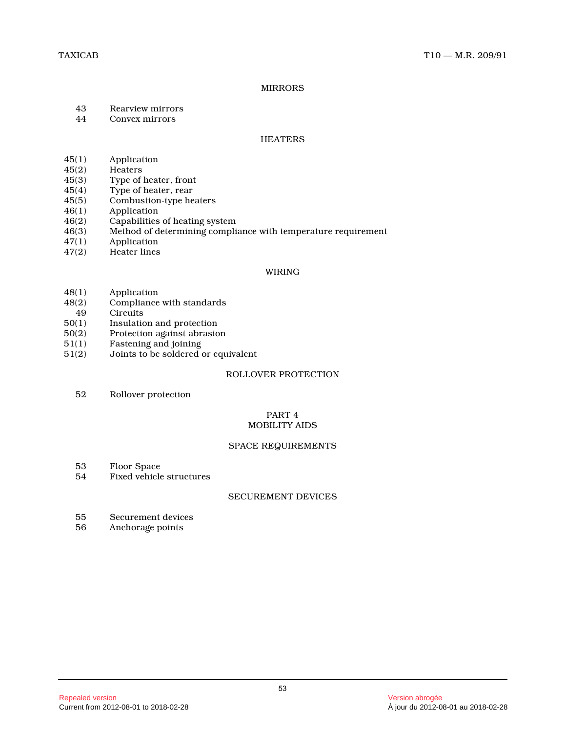## MIRRORS

| | |
|---|---|
| 43 | Rearview mirrors |
| 44 | Convex mirrors |

## HEATERS

| | |
|---|---|
| 45(1) | Application |
| 45(2) | Heaters |
| 45(3) | Type of heater, front |
| 45(4) | Type of heater, rear |
| 45(5) | Combustion-type heaters |
| 46(1) | Application |
| 46(2) | Capabilities of heating system |
| 46(3) | Method of determining compliance with temperature requirement |
| 47(1) | Application |
| 47(2) | Heater lines |

## WIRING

| | |
|---|---|
| 48(1) | Application |
| 48(2) | Compliance with standards |
| 49 | Circuits |
| 50(1) | Insulation and protection |
| 50(2) | Protection against abrasion |
| 51(1) | Fastening and joining |
| 51(2) | Joints to be soldered or equivalent |

## ROLLOVER PROTECTION

| | |
|---|---|
| 52 | Rollover protection |

# PART 4
# MOBILITY AIDS

## SPACE REQUIREMENTS

| | |
|---|---|
| 53 | Floor Space |
| 54 | Fixed vehicle structures |

## SECUREMENT DEVICES

| | |
|---|---|
| 55 | Securement devices |
| 56 | Anchorage points |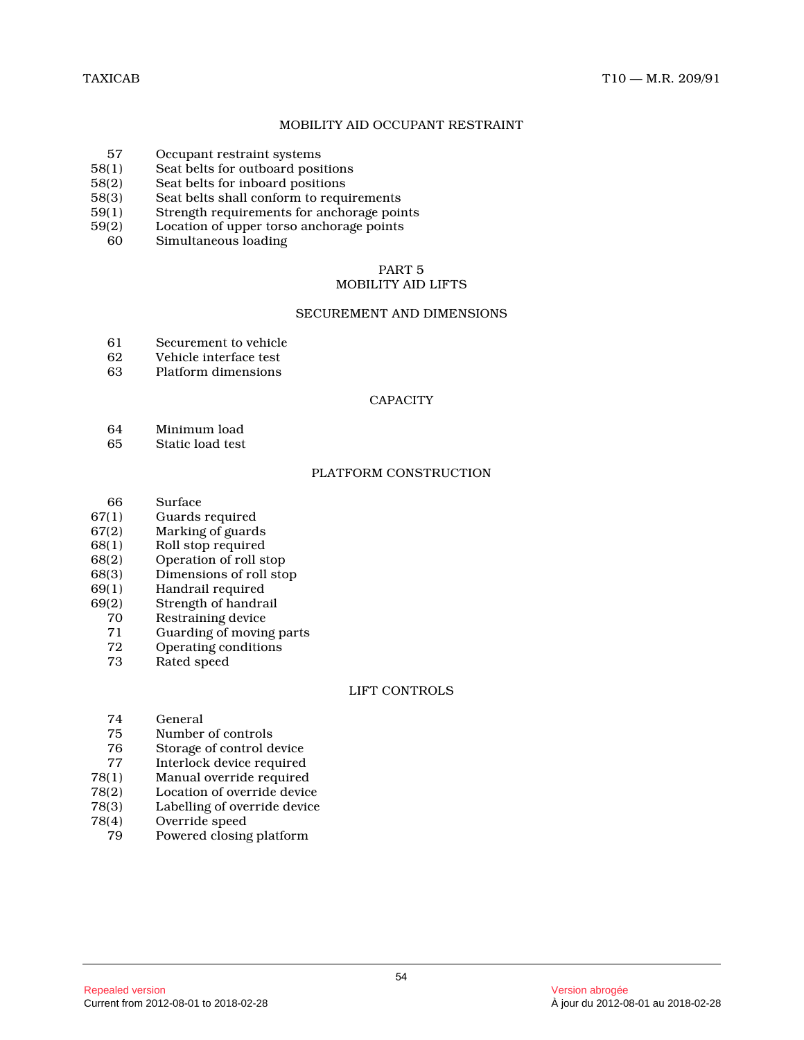## MOBILITY AID OCCUPANT RESTRAINT

| | |
|---|---|
| 57 | Occupant restraint systems |
| 58(1) | Seat belts for outboard positions |
| 58(2) | Seat belts for inboard positions |
| 58(3) | Seat belts shall conform to requirements |
| 59(1) | Strength requirements for anchorage points |
| 59(2) | Location of upper torso anchorage points |
| 60 | Simultaneous loading |

# PART 5
# MOBILITY AID LIFTS

## SECUREMENT AND DIMENSIONS

| | |
|---|---|
| 61 | Securement to vehicle |
| 62 | Vehicle interface test |
| 63 | Platform dimensions |

## CAPACITY

| | |
|---|---|
| 64 | Minimum load |
| 65 | Static load test |

## PLATFORM CONSTRUCTION

| | |
|---|---|
| 66 | Surface |
| 67(1) | Guards required |
| 67(2) | Marking of guards |
| 68(1) | Roll stop required |
| 68(2) | Operation of roll stop |
| 68(3) | Dimensions of roll stop |
| 69(1) | Handrail required |
| 69(2) | Strength of handrail |
| 70 | Restraining device |
| 71 | Guarding of moving parts |
| 72 | Operating conditions |
| 73 | Rated speed |

## LIFT CONTROLS

| | |
|---|---|
| 74 | General |
| 75 | Number of controls |
| 76 | Storage of control device |
| 77 | Interlock device required |
| 78(1) | Manual override required |
| 78(2) | Location of override device |
| 78(3) | Labelling of override device |
| 78(4) | Override speed |
| 79 | Powered closing platform |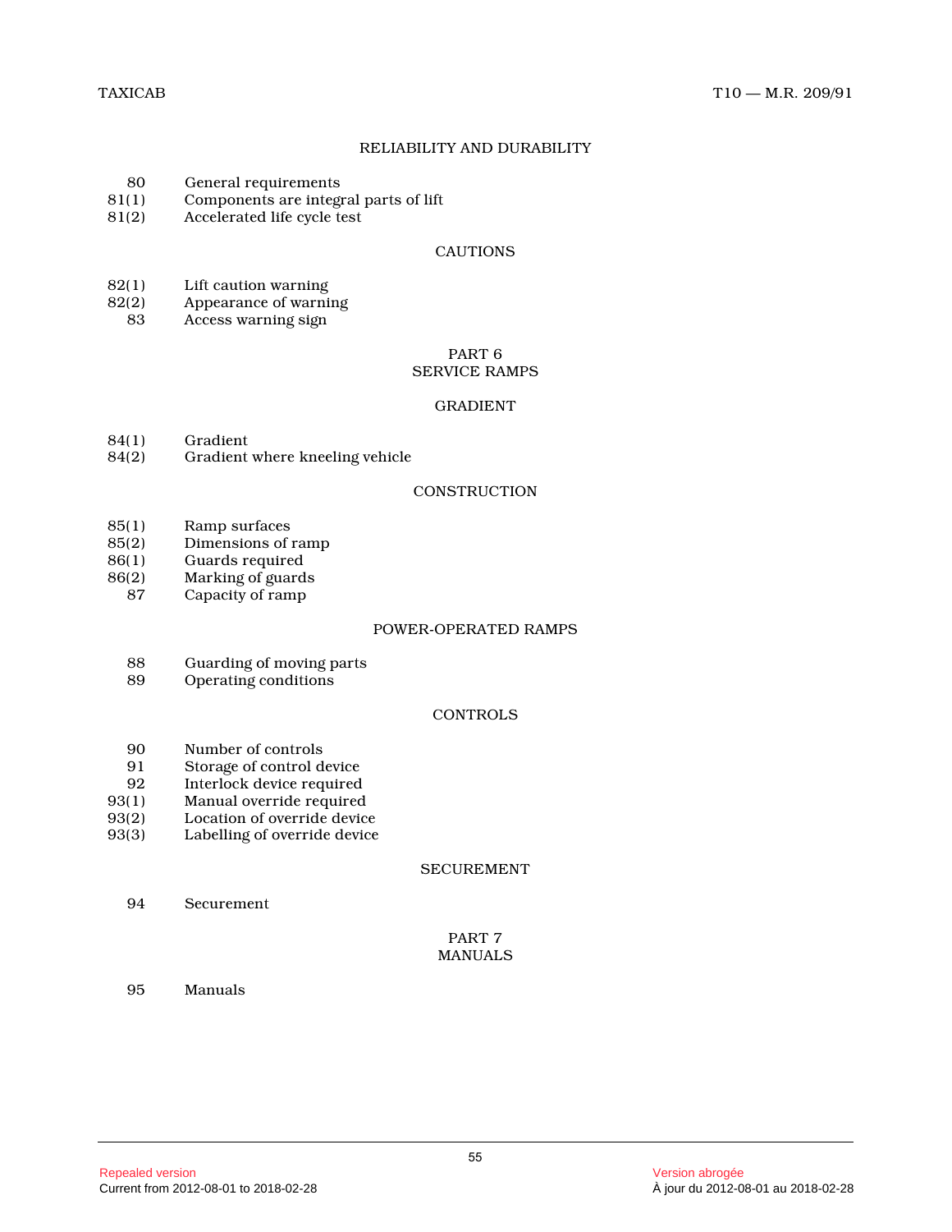### RELIABILITY AND DURABILITY

80 General requirements
81(1) Components are integral parts of lift
81(2) Accelerated life cycle test

### CAUTIONS

82(1) Lift caution warning
82(2) Appearance of warning
83 Access warning sign

## PART 6
## SERVICE RAMPS

### GRADIENT

84(1) Gradient
84(2) Gradient where kneeling vehicle

### CONSTRUCTION

85(1) Ramp surfaces
85(2) Dimensions of ramp
86(1) Guards required
86(2) Marking of guards
87 Capacity of ramp

### POWER-OPERATED RAMPS

88 Guarding of moving parts
89 Operating conditions

### CONTROLS

90 Number of controls
91 Storage of control device
92 Interlock device required
93(1) Manual override required
93(2) Location of override device
93(3) Labelling of override device

### SECUREMENT

94 Securement

## PART 7
## MANUALS

95 Manuals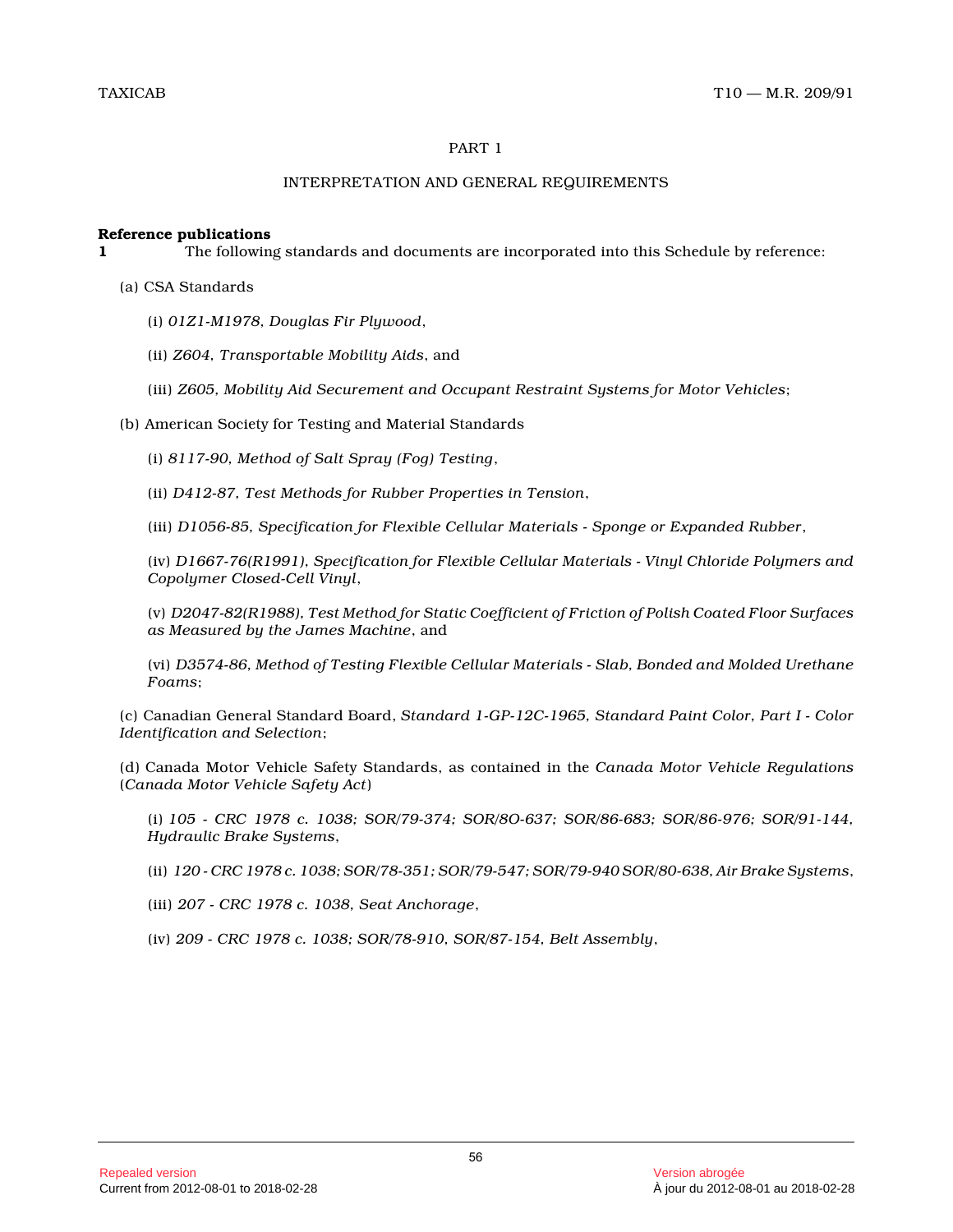## PART 1

### INTERPRETATION AND GENERAL REQUIREMENTS

**Reference publications**

**1** The following standards and documents are incorporated into this Schedule by reference:

(a) CSA Standards

(i) *01Z1-M1978, Douglas Fir Plywood*,

(ii) *Z604, Transportable Mobility Aids*, and

(iii) *Z605, Mobility Aid Securement and Occupant Restraint Systems for Motor Vehicles*;

(b) American Society for Testing and Material Standards

(i) *8117-90, Method of Salt Spray (Fog) Testing*,

(ii) *D412-87, Test Methods for Rubber Properties in Tension*,

(iii) *D1056-85, Specification for Flexible Cellular Materials - Sponge or Expanded Rubber*,

(iv) *D1667-76(R1991), Specification for Flexible Cellular Materials - Vinyl Chloride Polymers and Copolymer Closed-Cell Vinyl*,

(v) *D2047-82(R1988), Test Method for Static Coefficient of Friction of Polish Coated Floor Surfaces as Measured by the James Machine*, and

(vi) *D3574-86, Method of Testing Flexible Cellular Materials - Slab, Bonded and Molded Urethane Foams*;

(c) Canadian General Standard Board, *Standard 1-GP-12C-1965, Standard Paint Color, Part I - Color Identification and Selection*;

(d) Canada Motor Vehicle Safety Standards, as contained in the *Canada Motor Vehicle Regulations* (*Canada Motor Vehicle Safety Act*)

(i) *105 - CRC 1978 c. 1038; SOR/79-374; SOR/8O-637; SOR/86-683; SOR/86-976; SOR/91-144, Hydraulic Brake Systems*,

(ii) *120 - CRC 1978 c. 1038; SOR/78-351; SOR/79-547; SOR/79-940 SOR/80-638, Air Brake Systems*,

(iii) *207 - CRC 1978 c. 1038, Seat Anchorage*,

(iv) *209 - CRC 1978 c. 1038; SOR/78-910, SOR/87-154, Belt Assembly*,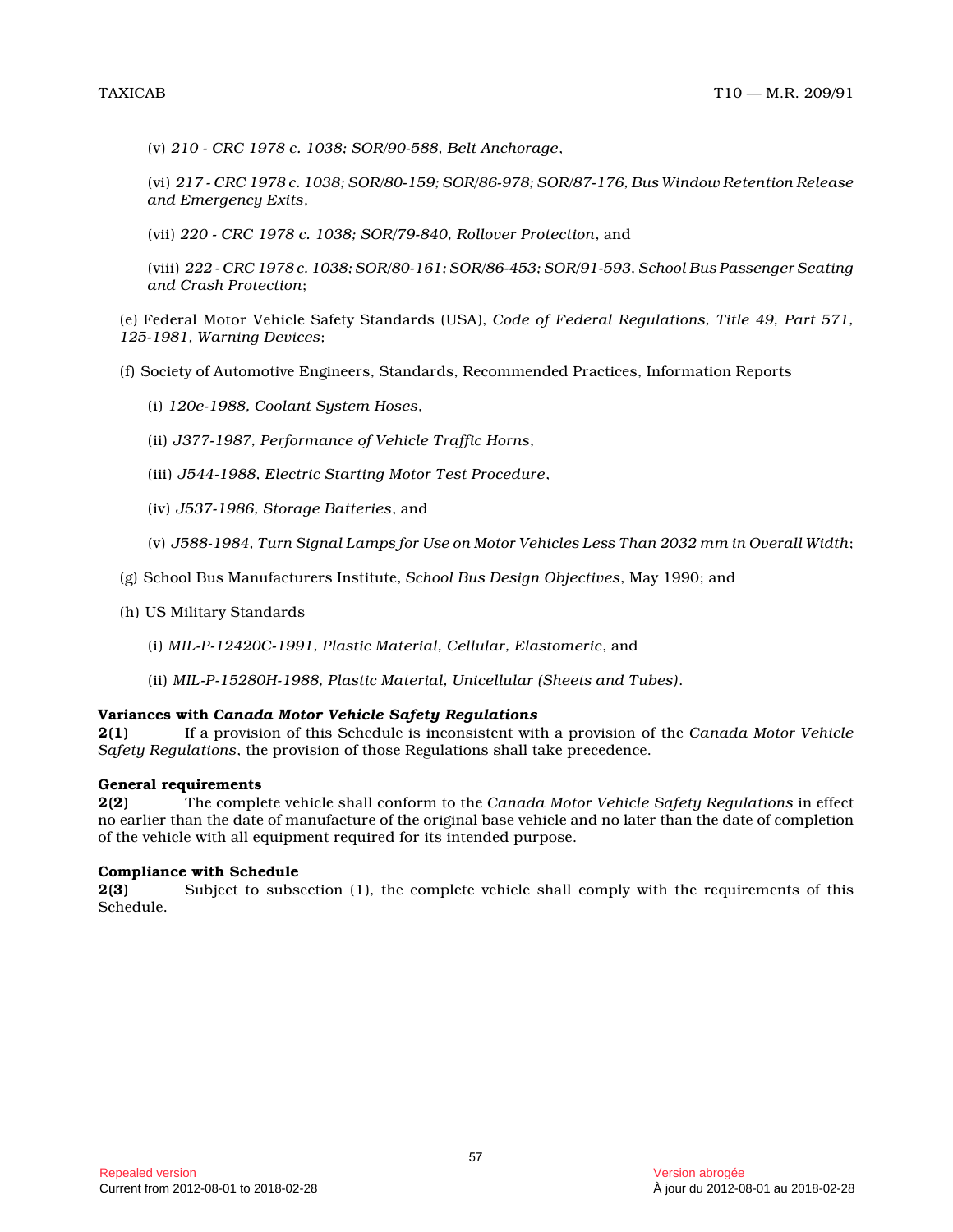(v) *210 - CRC 1978 c. 1038; SOR/90-588, Belt Anchorage*,

(vi) *217 - CRC 1978 c. 1038; SOR/80-159; SOR/86-978; SOR/87-176, Bus Window Retention Release and Emergency Exits*,

(vii) *220 - CRC 1978 c. 1038; SOR/79-840, Rollover Protection*, and

(viii) *222 - CRC 1978 c. 1038; SOR/80-161; SOR/86-453; SOR/91-593, School Bus Passenger Seating and Crash Protection*;

(e) Federal Motor Vehicle Safety Standards (USA), *Code of Federal Regulations, Title 49, Part 571, 125-1981, Warning Devices*;

(f) Society of Automotive Engineers, Standards, Recommended Practices, Information Reports

(i) *120e-1988, Coolant System Hoses*,

(ii) *J377-1987, Performance of Vehicle Traffic Horns*,

(iii) *J544-1988, Electric Starting Motor Test Procedure*,

(iv) *J537-1986, Storage Batteries*, and

(v) *J588-1984, Turn Signal Lamps for Use on Motor Vehicles Less Than 2032 mm in Overall Width*;

(g) School Bus Manufacturers Institute, *School Bus Design Objectives*, May 1990; and

(h) US Military Standards

(i) *MIL-P-12420C-1991, Plastic Material, Cellular, Elastomeric*, and

(ii) *MIL-P-15280H-1988, Plastic Material, Unicellular (Sheets and Tubes)*.

**Variances with *Canada Motor Vehicle Safety Regulations***

**2(1)** If a provision of this Schedule is inconsistent with a provision of the *Canada Motor Vehicle Safety Regulations*, the provision of those Regulations shall take precedence.

**General requirements**

**2(2)** The complete vehicle shall conform to the *Canada Motor Vehicle Safety Regulations* in effect no earlier than the date of manufacture of the original base vehicle and no later than the date of completion of the vehicle with all equipment required for its intended purpose.

**Compliance with Schedule**

**2(3)** Subject to subsection (1), the complete vehicle shall comply with the requirements of this Schedule.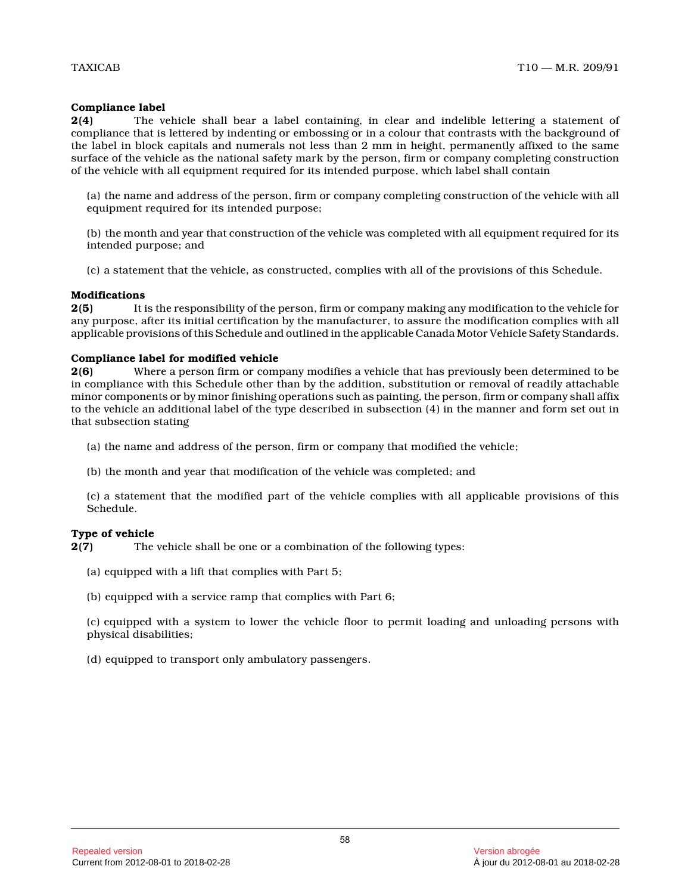**Compliance label**

**2(4)** The vehicle shall bear a label containing, in clear and indelible lettering a statement of compliance that is lettered by indenting or embossing or in a colour that contrasts with the background of the label in block capitals and numerals not less than 2 mm in height, permanently affixed to the same surface of the vehicle as the national safety mark by the person, firm or company completing construction of the vehicle with all equipment required for its intended purpose, which label shall contain

(a) the name and address of the person, firm or company completing construction of the vehicle with all equipment required for its intended purpose;

(b) the month and year that construction of the vehicle was completed with all equipment required for its intended purpose; and

(c) a statement that the vehicle, as constructed, complies with all of the provisions of this Schedule.

**Modifications**

**2(5)** It is the responsibility of the person, firm or company making any modification to the vehicle for any purpose, after its initial certification by the manufacturer, to assure the modification complies with all applicable provisions of this Schedule and outlined in the applicable Canada Motor Vehicle Safety Standards.

**Compliance label for modified vehicle**

**2(6)** Where a person firm or company modifies a vehicle that has previously been determined to be in compliance with this Schedule other than by the addition, substitution or removal of readily attachable minor components or by minor finishing operations such as painting, the person, firm or company shall affix to the vehicle an additional label of the type described in subsection (4) in the manner and form set out in that subsection stating

(a) the name and address of the person, firm or company that modified the vehicle;

(b) the month and year that modification of the vehicle was completed; and

(c) a statement that the modified part of the vehicle complies with all applicable provisions of this Schedule.

**Type of vehicle**

**2(7)** The vehicle shall be one or a combination of the following types:

(a) equipped with a lift that complies with Part 5;

(b) equipped with a service ramp that complies with Part 6;

(c) equipped with a system to lower the vehicle floor to permit loading and unloading persons with physical disabilities;

(d) equipped to transport only ambulatory passengers.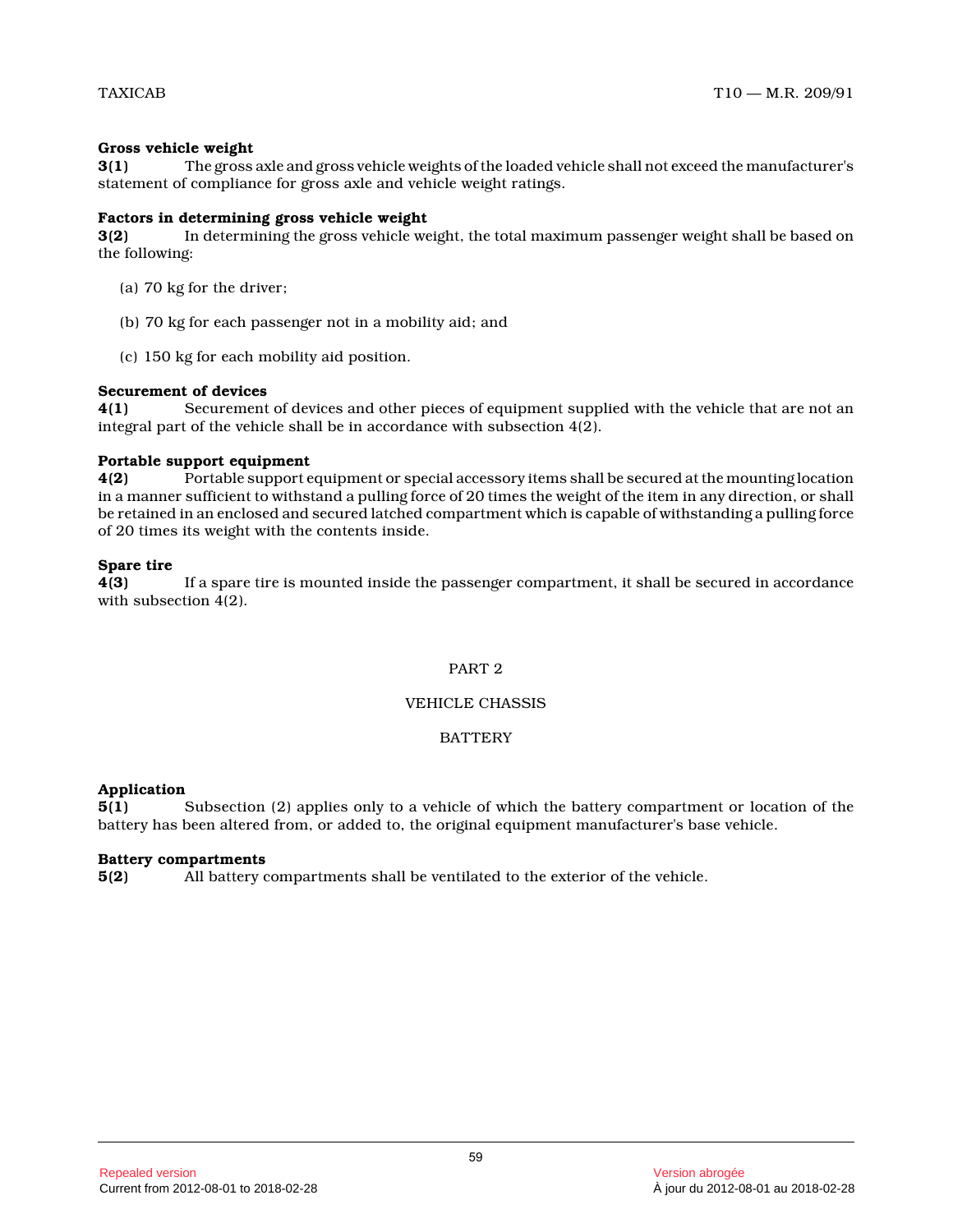**Gross vehicle weight**

**3(1)** The gross axle and gross vehicle weights of the loaded vehicle shall not exceed the manufacturer's statement of compliance for gross axle and vehicle weight ratings.

**Factors in determining gross vehicle weight**

**3(2)** In determining the gross vehicle weight, the total maximum passenger weight shall be based on the following:

(a) 70 kg for the driver;

(b) 70 kg for each passenger not in a mobility aid; and

(c) 150 kg for each mobility aid position.

**Securement of devices**

**4(1)** Securement of devices and other pieces of equipment supplied with the vehicle that are not an integral part of the vehicle shall be in accordance with subsection 4(2).

**Portable support equipment**

**4(2)** Portable support equipment or special accessory items shall be secured at the mounting location in a manner sufficient to withstand a pulling force of 20 times the weight of the item in any direction, or shall be retained in an enclosed and secured latched compartment which is capable of withstanding a pulling force of 20 times its weight with the contents inside.

**Spare tire**

**4(3)** If a spare tire is mounted inside the passenger compartment, it shall be secured in accordance with subsection 4(2).

## PART 2

## VEHICLE CHASSIS

## BATTERY

**Application**

**5(1)** Subsection (2) applies only to a vehicle of which the battery compartment or location of the battery has been altered from, or added to, the original equipment manufacturer's base vehicle.

**Battery compartments**

**5(2)** All battery compartments shall be ventilated to the exterior of the vehicle.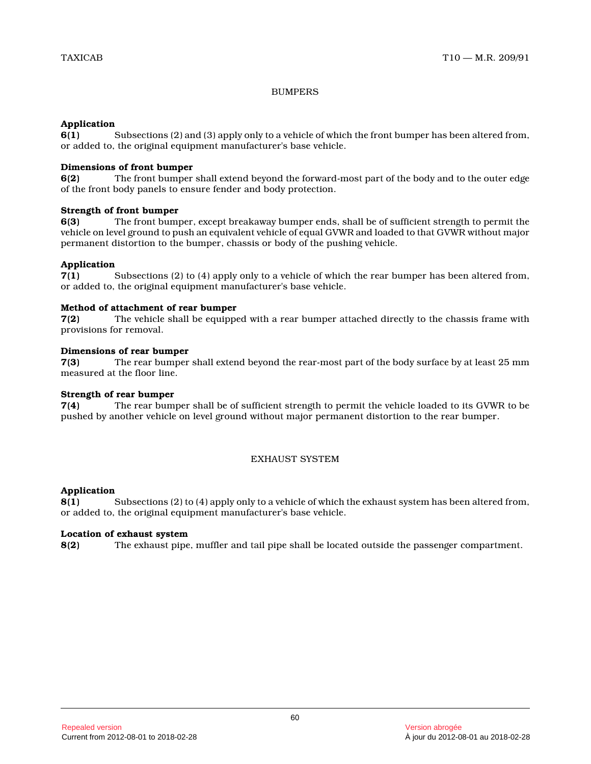## BUMPERS

**Application**
**6(1)** Subsections (2) and (3) apply only to a vehicle of which the front bumper has been altered from, or added to, the original equipment manufacturer's base vehicle.

**Dimensions of front bumper**
**6(2)** The front bumper shall extend beyond the forward-most part of the body and to the outer edge of the front body panels to ensure fender and body protection.

**Strength of front bumper**
**6(3)** The front bumper, except breakaway bumper ends, shall be of sufficient strength to permit the vehicle on level ground to push an equivalent vehicle of equal GVWR and loaded to that GVWR without major permanent distortion to the bumper, chassis or body of the pushing vehicle.

**Application**
**7(1)** Subsections (2) to (4) apply only to a vehicle of which the rear bumper has been altered from, or added to, the original equipment manufacturer's base vehicle.

**Method of attachment of rear bumper**
**7(2)** The vehicle shall be equipped with a rear bumper attached directly to the chassis frame with provisions for removal.

**Dimensions of rear bumper**
**7(3)** The rear bumper shall extend beyond the rear-most part of the body surface by at least 25 mm measured at the floor line.

**Strength of rear bumper**
**7(4)** The rear bumper shall be of sufficient strength to permit the vehicle loaded to its GVWR to be pushed by another vehicle on level ground without major permanent distortion to the rear bumper.

## EXHAUST SYSTEM

**Application**
**8(1)** Subsections (2) to (4) apply only to a vehicle of which the exhaust system has been altered from, or added to, the original equipment manufacturer's base vehicle.

**Location of exhaust system**
**8(2)** The exhaust pipe, muffler and tail pipe shall be located outside the passenger compartment.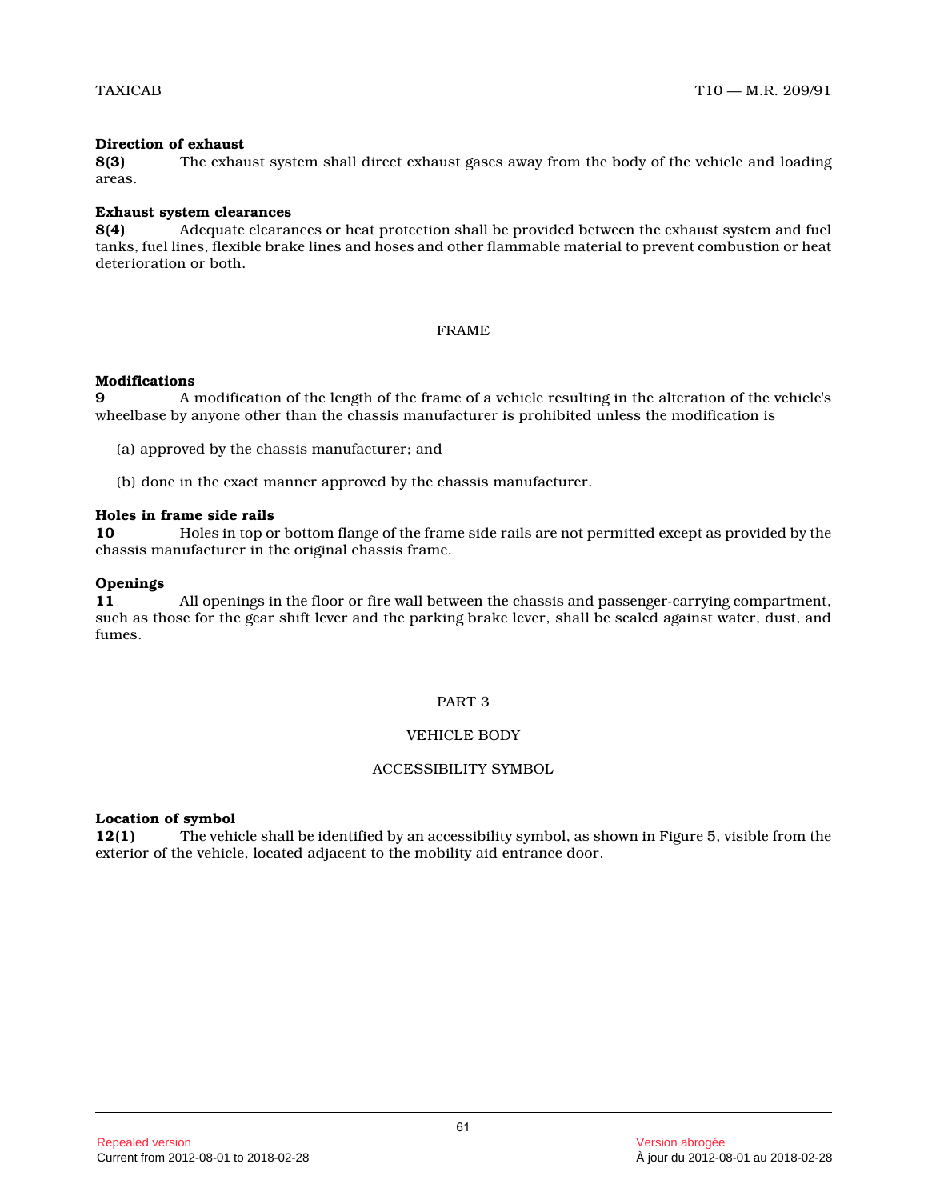**Direction of exhaust**

**8(3)** The exhaust system shall direct exhaust gases away from the body of the vehicle and loading areas.

**Exhaust system clearances**

**8(4)** Adequate clearances or heat protection shall be provided between the exhaust system and fuel tanks, fuel lines, flexible brake lines and hoses and other flammable material to prevent combustion or heat deterioration or both.

## FRAME

**Modifications**

**9** A modification of the length of the frame of a vehicle resulting in the alteration of the vehicle's wheelbase by anyone other than the chassis manufacturer is prohibited unless the modification is

(a) approved by the chassis manufacturer; and

(b) done in the exact manner approved by the chassis manufacturer.

**Holes in frame side rails**

**10** Holes in top or bottom flange of the frame side rails are not permitted except as provided by the chassis manufacturer in the original chassis frame.

**Openings**

**11** All openings in the floor or fire wall between the chassis and passenger-carrying compartment, such as those for the gear shift lever and the parking brake lever, shall be sealed against water, dust, and fumes.

# PART 3

## VEHICLE BODY

## ACCESSIBILITY SYMBOL

**Location of symbol**

**12(1)** The vehicle shall be identified by an accessibility symbol, as shown in Figure 5, visible from the exterior of the vehicle, located adjacent to the mobility aid entrance door.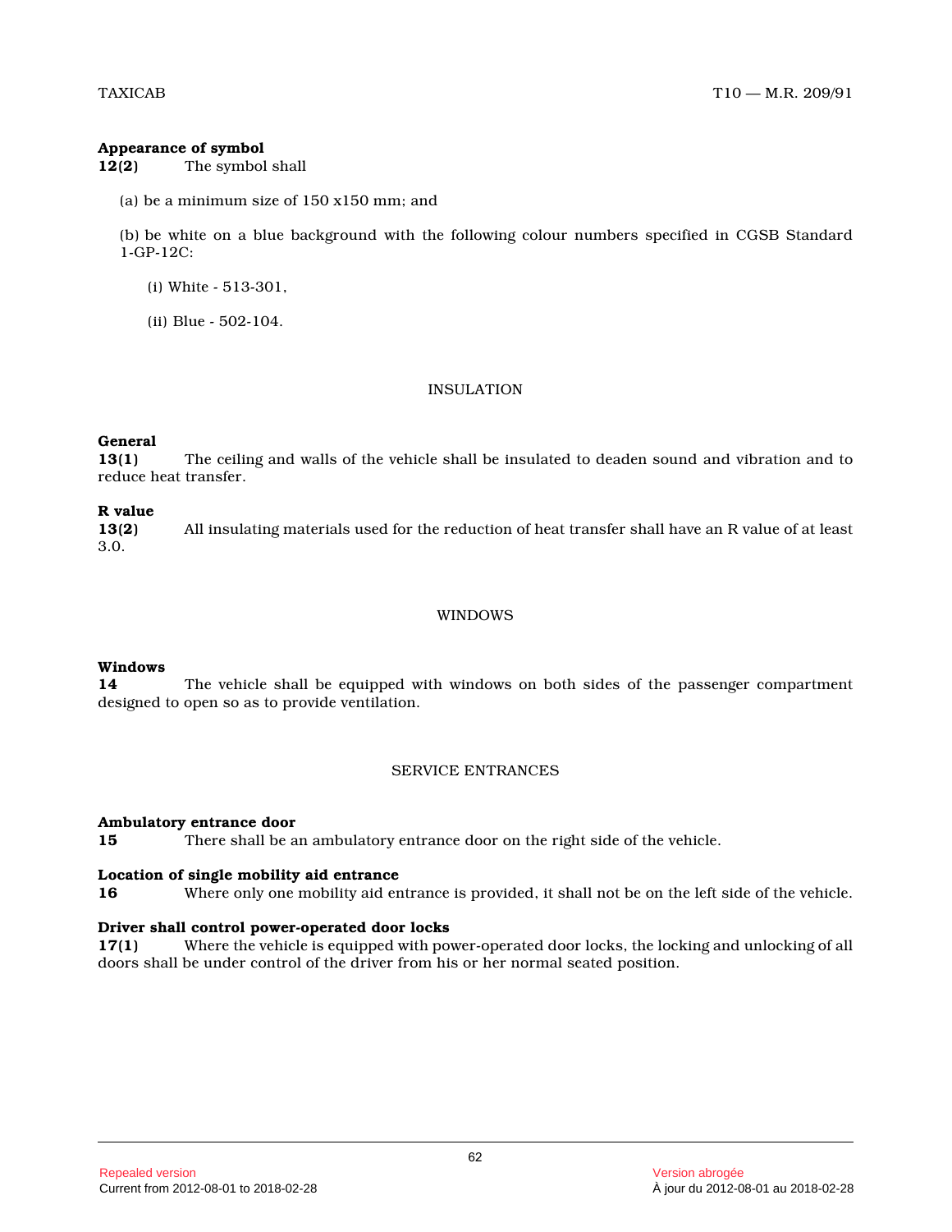**Appearance of symbol**

**12(2)** The symbol shall

(a) be a minimum size of 150 x150 mm; and

(b) be white on a blue background with the following colour numbers specified in CGSB Standard 1-GP-12C:

(i) White - 513-301,

(ii) Blue - 502-104.

## INSULATION

**General**

**13(1)** The ceiling and walls of the vehicle shall be insulated to deaden sound and vibration and to reduce heat transfer.

**R value**

**13(2)** All insulating materials used for the reduction of heat transfer shall have an R value of at least 3.0.

## WINDOWS

**Windows**

**14** The vehicle shall be equipped with windows on both sides of the passenger compartment designed to open so as to provide ventilation.

## SERVICE ENTRANCES

**Ambulatory entrance door**

**15** There shall be an ambulatory entrance door on the right side of the vehicle.

**Location of single mobility aid entrance**

**16** Where only one mobility aid entrance is provided, it shall not be on the left side of the vehicle.

**Driver shall control power-operated door locks**

**17(1)** Where the vehicle is equipped with power-operated door locks, the locking and unlocking of all doors shall be under control of the driver from his or her normal seated position.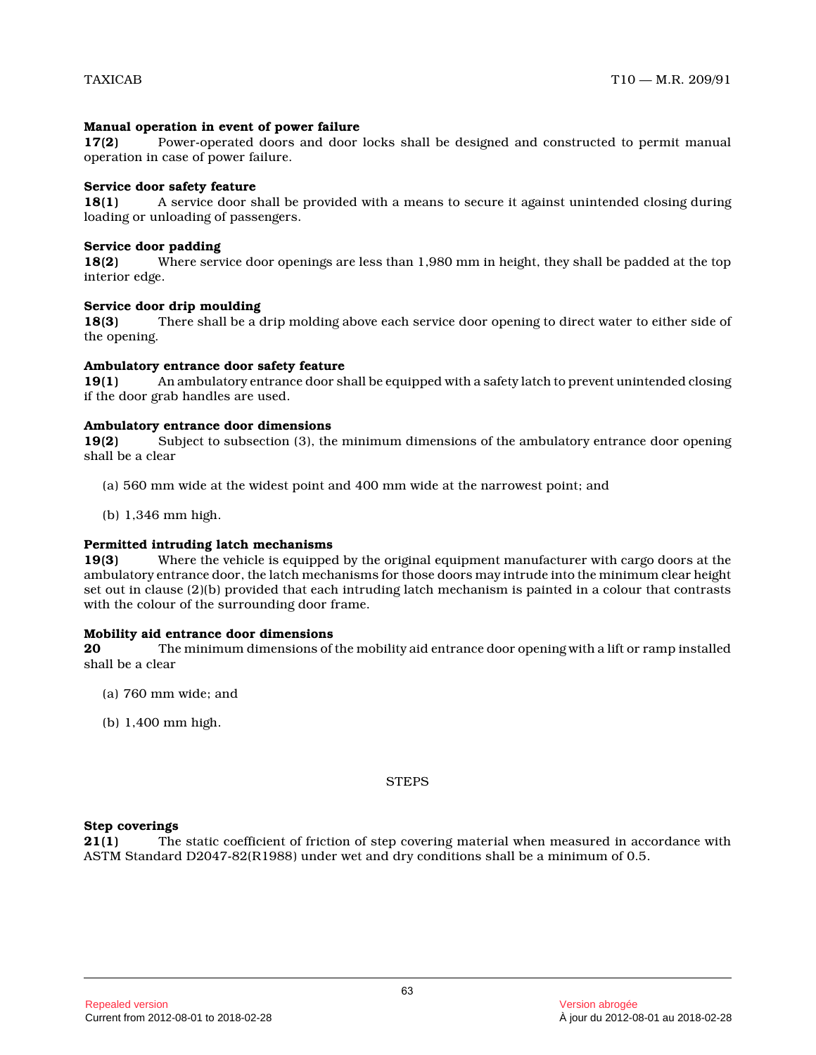**Manual operation in event of power failure**

**17(2)** Power-operated doors and door locks shall be designed and constructed to permit manual operation in case of power failure.

**Service door safety feature**

**18(1)** A service door shall be provided with a means to secure it against unintended closing during loading or unloading of passengers.

**Service door padding**

**18(2)** Where service door openings are less than 1,980 mm in height, they shall be padded at the top interior edge.

**Service door drip moulding**

**18(3)** There shall be a drip molding above each service door opening to direct water to either side of the opening.

**Ambulatory entrance door safety feature**

**19(1)** An ambulatory entrance door shall be equipped with a safety latch to prevent unintended closing if the door grab handles are used.

**Ambulatory entrance door dimensions**

**19(2)** Subject to subsection (3), the minimum dimensions of the ambulatory entrance door opening shall be a clear

(a) 560 mm wide at the widest point and 400 mm wide at the narrowest point; and

(b) 1,346 mm high.

**Permitted intruding latch mechanisms**

**19(3)** Where the vehicle is equipped by the original equipment manufacturer with cargo doors at the ambulatory entrance door, the latch mechanisms for those doors may intrude into the minimum clear height set out in clause (2)(b) provided that each intruding latch mechanism is painted in a colour that contrasts with the colour of the surrounding door frame.

**Mobility aid entrance door dimensions**

**20** The minimum dimensions of the mobility aid entrance door opening with a lift or ramp installed shall be a clear

(a) 760 mm wide; and

(b) 1,400 mm high.

## STEPS

**Step coverings**

**21(1)** The static coefficient of friction of step covering material when measured in accordance with ASTM Standard D2047-82(R1988) under wet and dry conditions shall be a minimum of 0.5.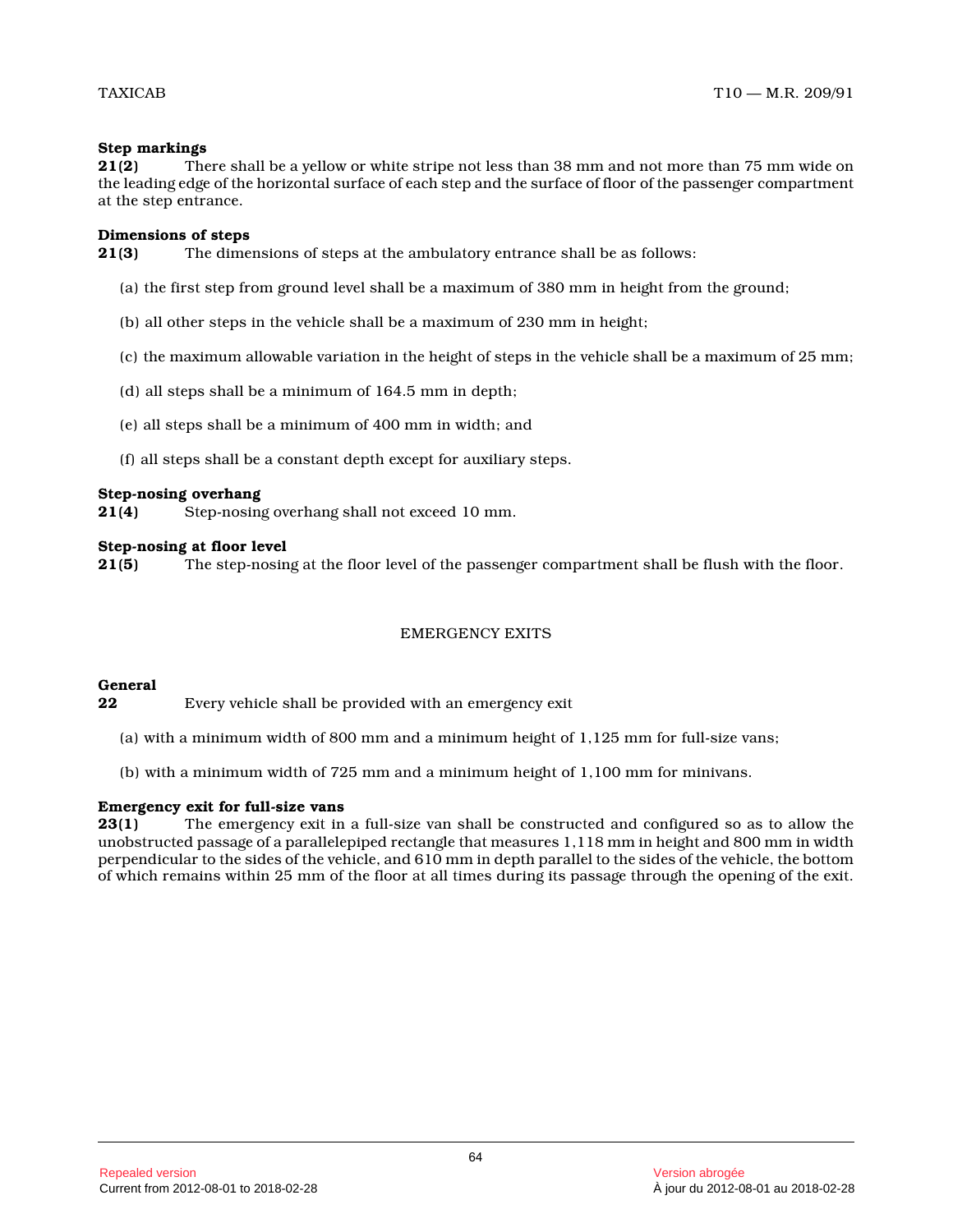**Step markings**

**21(2)** There shall be a yellow or white stripe not less than 38 mm and not more than 75 mm wide on the leading edge of the horizontal surface of each step and the surface of floor of the passenger compartment at the step entrance.

**Dimensions of steps**

**21(3)** The dimensions of steps at the ambulatory entrance shall be as follows:

(a) the first step from ground level shall be a maximum of 380 mm in height from the ground;

(b) all other steps in the vehicle shall be a maximum of 230 mm in height;

(c) the maximum allowable variation in the height of steps in the vehicle shall be a maximum of 25 mm;

(d) all steps shall be a minimum of 164.5 mm in depth;

(e) all steps shall be a minimum of 400 mm in width; and

(f) all steps shall be a constant depth except for auxiliary steps.

**Step-nosing overhang**

**21(4)** Step-nosing overhang shall not exceed 10 mm.

**Step-nosing at floor level**

**21(5)** The step-nosing at the floor level of the passenger compartment shall be flush with the floor.

## EMERGENCY EXITS

**General**

**22** Every vehicle shall be provided with an emergency exit

(a) with a minimum width of 800 mm and a minimum height of 1,125 mm for full-size vans;

(b) with a minimum width of 725 mm and a minimum height of 1,100 mm for minivans.

**Emergency exit for full-size vans**

**23(1)** The emergency exit in a full-size van shall be constructed and configured so as to allow the unobstructed passage of a parallelepiped rectangle that measures 1,118 mm in height and 800 mm in width perpendicular to the sides of the vehicle, and 610 mm in depth parallel to the sides of the vehicle, the bottom of which remains within 25 mm of the floor at all times during its passage through the opening of the exit.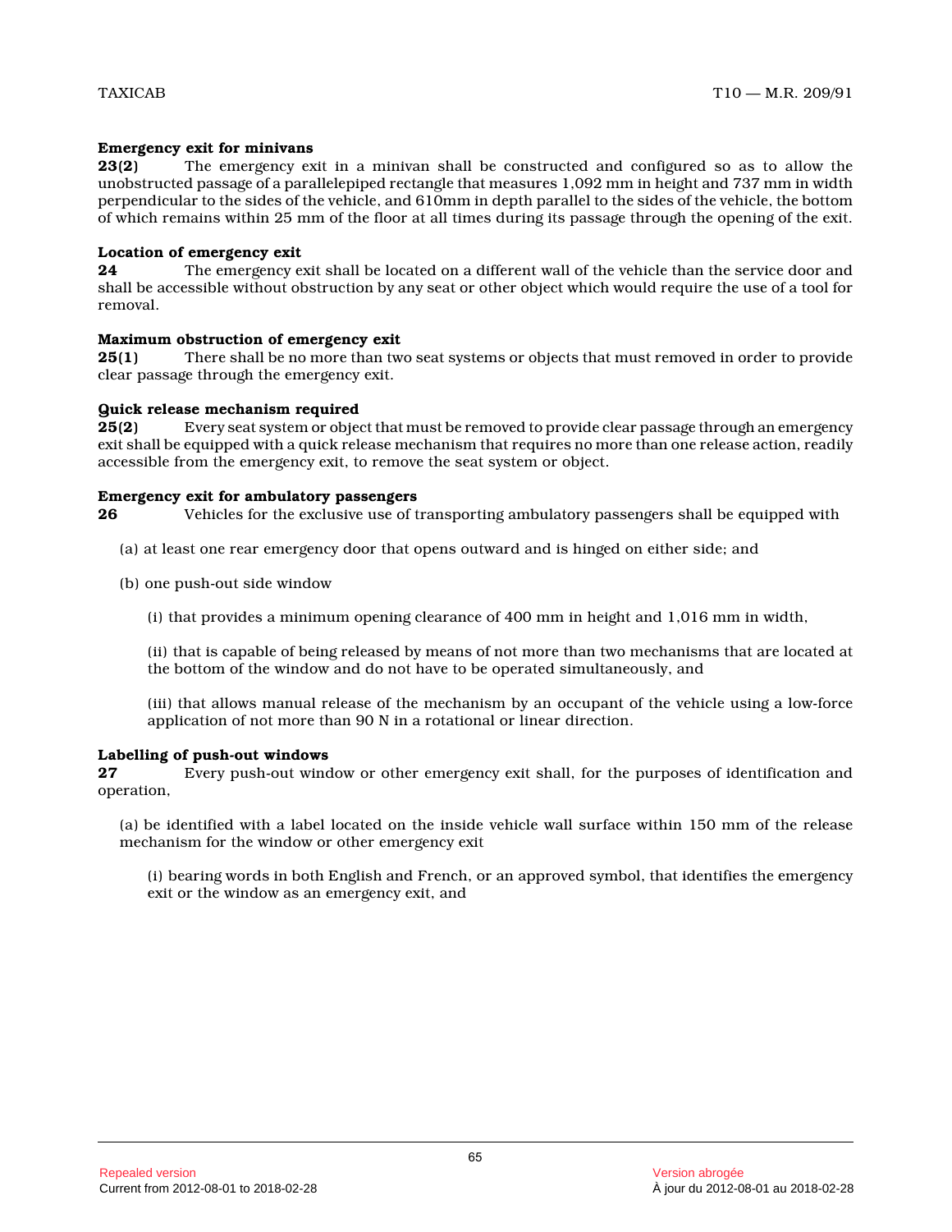**Emergency exit for minivans**

**23(2)** The emergency exit in a minivan shall be constructed and configured so as to allow the unobstructed passage of a parallelepiped rectangle that measures 1,092 mm in height and 737 mm in width perpendicular to the sides of the vehicle, and 610mm in depth parallel to the sides of the vehicle, the bottom of which remains within 25 mm of the floor at all times during its passage through the opening of the exit.

**Location of emergency exit**

**24** The emergency exit shall be located on a different wall of the vehicle than the service door and shall be accessible without obstruction by any seat or other object which would require the use of a tool for removal.

**Maximum obstruction of emergency exit**

**25(1)** There shall be no more than two seat systems or objects that must removed in order to provide clear passage through the emergency exit.

**Quick release mechanism required**

**25(2)** Every seat system or object that must be removed to provide clear passage through an emergency exit shall be equipped with a quick release mechanism that requires no more than one release action, readily accessible from the emergency exit, to remove the seat system or object.

**Emergency exit for ambulatory passengers**

**26** Vehicles for the exclusive use of transporting ambulatory passengers shall be equipped with

(a) at least one rear emergency door that opens outward and is hinged on either side; and

(b) one push-out side window

(i) that provides a minimum opening clearance of 400 mm in height and 1,016 mm in width,

(ii) that is capable of being released by means of not more than two mechanisms that are located at the bottom of the window and do not have to be operated simultaneously, and

(iii) that allows manual release of the mechanism by an occupant of the vehicle using a low-force application of not more than 90 N in a rotational or linear direction.

**Labelling of push-out windows**

**27** Every push-out window or other emergency exit shall, for the purposes of identification and operation,

(a) be identified with a label located on the inside vehicle wall surface within 150 mm of the release mechanism for the window or other emergency exit

(i) bearing words in both English and French, or an approved symbol, that identifies the emergency exit or the window as an emergency exit, and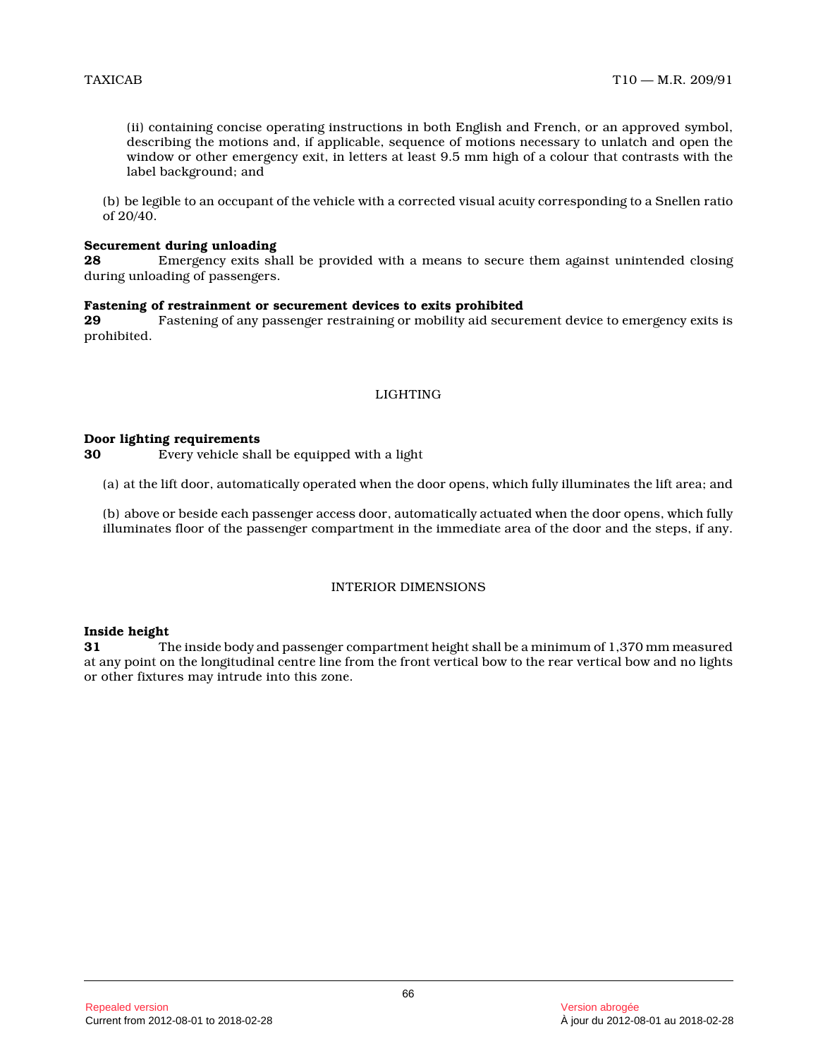(ii) containing concise operating instructions in both English and French, or an approved symbol, describing the motions and, if applicable, sequence of motions necessary to unlatch and open the window or other emergency exit, in letters at least 9.5 mm high of a colour that contrasts with the label background; and

(b) be legible to an occupant of the vehicle with a corrected visual acuity corresponding to a Snellen ratio of 20/40.

**Securement during unloading**

**28** Emergency exits shall be provided with a means to secure them against unintended closing during unloading of passengers.

**Fastening of restrainment or securement devices to exits prohibited**

**29** Fastening of any passenger restraining or mobility aid securement device to emergency exits is prohibited.

## LIGHTING

**Door lighting requirements**

**30** Every vehicle shall be equipped with a light

(a) at the lift door, automatically operated when the door opens, which fully illuminates the lift area; and

(b) above or beside each passenger access door, automatically actuated when the door opens, which fully illuminates floor of the passenger compartment in the immediate area of the door and the steps, if any.

## INTERIOR DIMENSIONS

**Inside height**

**31** The inside body and passenger compartment height shall be a minimum of 1,370 mm measured at any point on the longitudinal centre line from the front vertical bow to the rear vertical bow and no lights or other fixtures may intrude into this zone.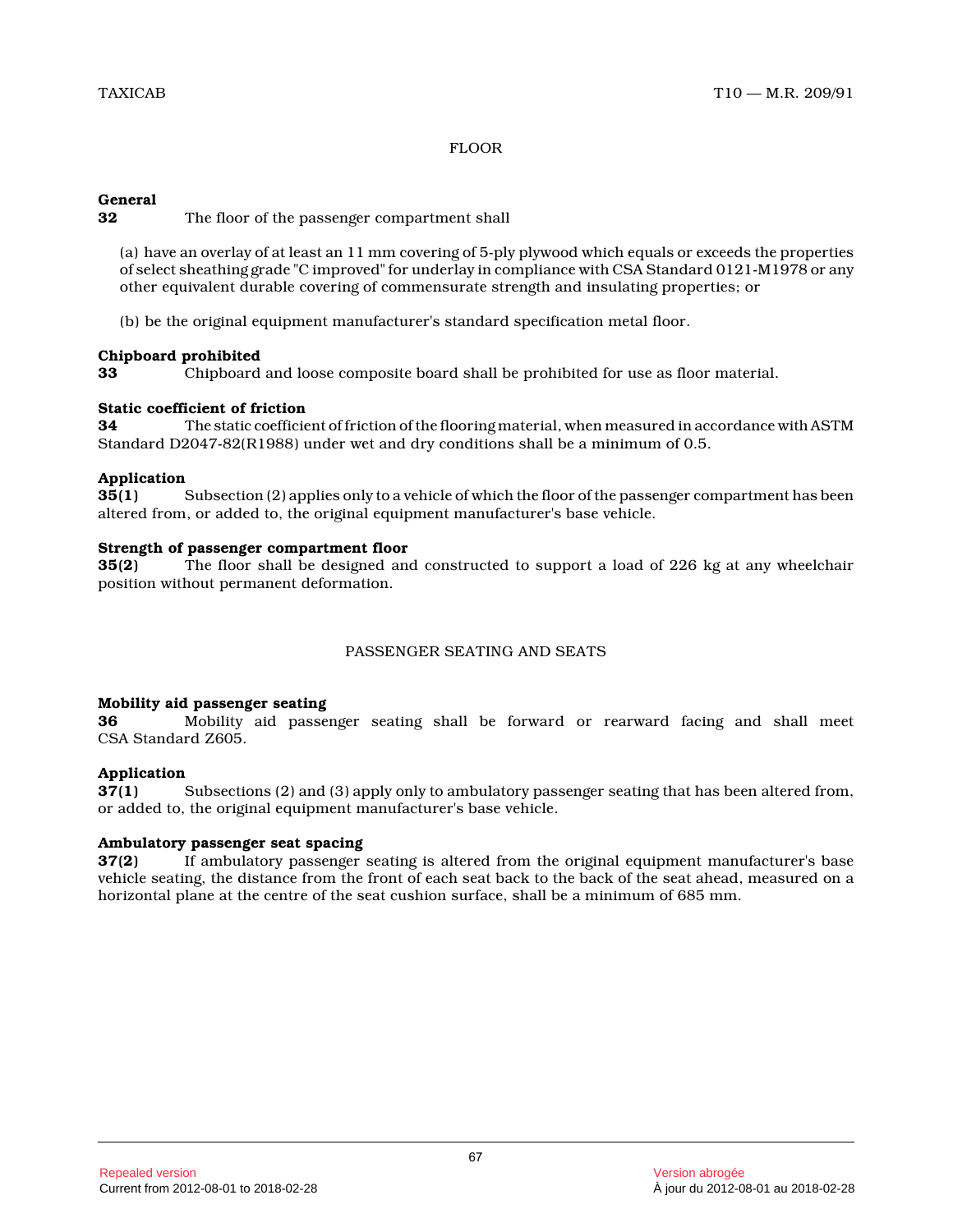## FLOOR

**General**

**32** The floor of the passenger compartment shall

(a) have an overlay of at least an 11 mm covering of 5-ply plywood which equals or exceeds the properties of select sheathing grade "C improved" for underlay in compliance with CSA Standard 0121-M1978 or any other equivalent durable covering of commensurate strength and insulating properties; or

(b) be the original equipment manufacturer's standard specification metal floor.

**Chipboard prohibited**

**33** Chipboard and loose composite board shall be prohibited for use as floor material.

**Static coefficient of friction**

**34** The static coefficient of friction of the flooring material, when measured in accordance with ASTM Standard D2047-82(R1988) under wet and dry conditions shall be a minimum of 0.5.

**Application**

**35(1)** Subsection (2) applies only to a vehicle of which the floor of the passenger compartment has been altered from, or added to, the original equipment manufacturer's base vehicle.

**Strength of passenger compartment floor**

**35(2)** The floor shall be designed and constructed to support a load of 226 kg at any wheelchair position without permanent deformation.

## PASSENGER SEATING AND SEATS

**Mobility aid passenger seating**

**36** Mobility aid passenger seating shall be forward or rearward facing and shall meet CSA Standard Z605.

**Application**

**37(1)** Subsections (2) and (3) apply only to ambulatory passenger seating that has been altered from, or added to, the original equipment manufacturer's base vehicle.

**Ambulatory passenger seat spacing**

**37(2)** If ambulatory passenger seating is altered from the original equipment manufacturer's base vehicle seating, the distance from the front of each seat back to the back of the seat ahead, measured on a horizontal plane at the centre of the seat cushion surface, shall be a minimum of 685 mm.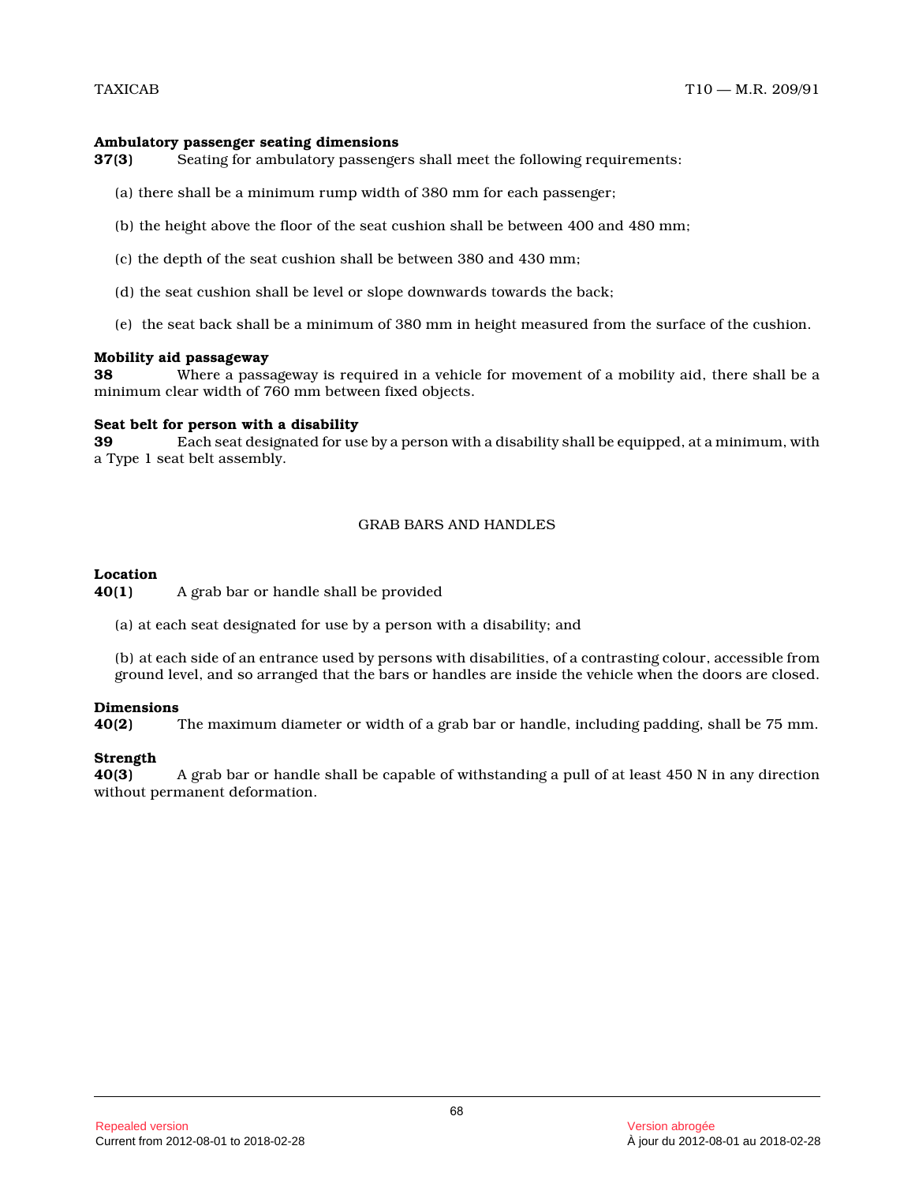**Ambulatory passenger seating dimensions**

**37(3)** Seating for ambulatory passengers shall meet the following requirements:

(a) there shall be a minimum rump width of 380 mm for each passenger;

(b) the height above the floor of the seat cushion shall be between 400 and 480 mm;

(c) the depth of the seat cushion shall be between 380 and 430 mm;

(d) the seat cushion shall be level or slope downwards towards the back;

(e) the seat back shall be a minimum of 380 mm in height measured from the surface of the cushion.

**Mobility aid passageway**

**38** Where a passageway is required in a vehicle for movement of a mobility aid, there shall be a minimum clear width of 760 mm between fixed objects.

**Seat belt for person with a disability**

**39** Each seat designated for use by a person with a disability shall be equipped, at a minimum, with a Type 1 seat belt assembly.

## GRAB BARS AND HANDLES

**Location**

**40(1)** A grab bar or handle shall be provided

(a) at each seat designated for use by a person with a disability; and

(b) at each side of an entrance used by persons with disabilities, of a contrasting colour, accessible from ground level, and so arranged that the bars or handles are inside the vehicle when the doors are closed.

**Dimensions**

**40(2)** The maximum diameter or width of a grab bar or handle, including padding, shall be 75 mm.

**Strength**

**40(3)** A grab bar or handle shall be capable of withstanding a pull of at least 450 N in any direction without permanent deformation.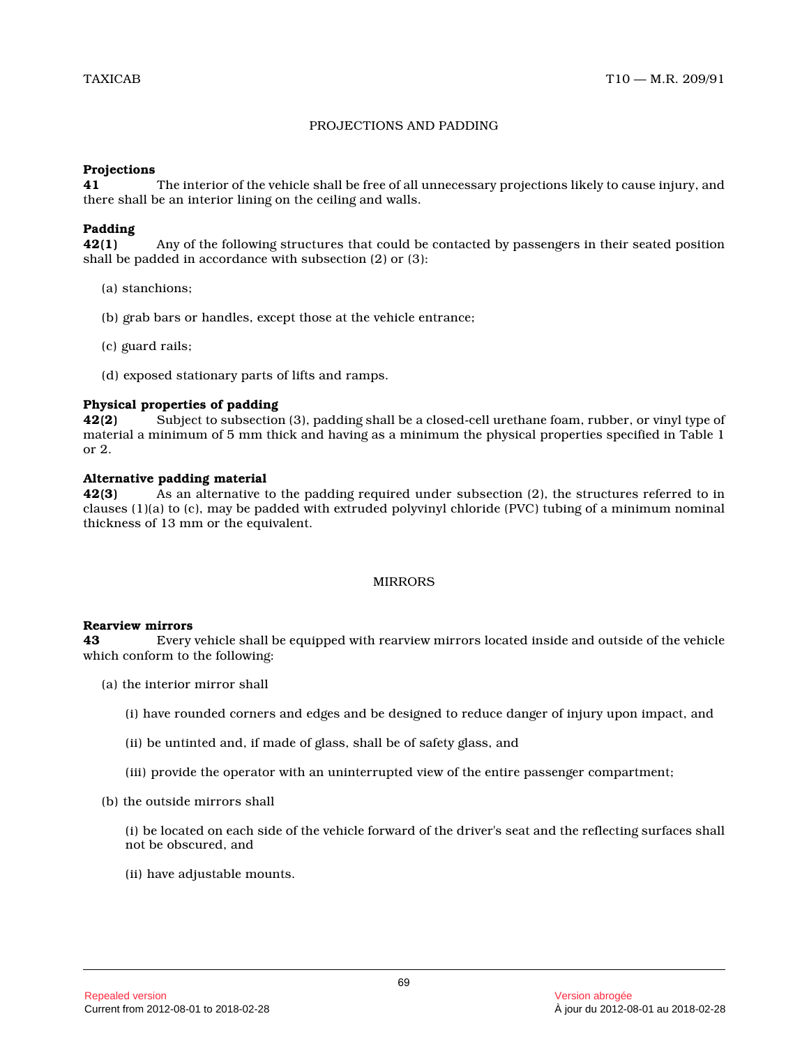## PROJECTIONS AND PADDING

**Projections**

**41** The interior of the vehicle shall be free of all unnecessary projections likely to cause injury, and there shall be an interior lining on the ceiling and walls.

**Padding**

**42(1)** Any of the following structures that could be contacted by passengers in their seated position shall be padded in accordance with subsection (2) or (3):

(a) stanchions;

(b) grab bars or handles, except those at the vehicle entrance;

(c) guard rails;

(d) exposed stationary parts of lifts and ramps.

**Physical properties of padding**

**42(2)** Subject to subsection (3), padding shall be a closed-cell urethane foam, rubber, or vinyl type of material a minimum of 5 mm thick and having as a minimum the physical properties specified in Table 1 or 2.

**Alternative padding material**

**42(3)** As an alternative to the padding required under subsection (2), the structures referred to in clauses (1)(a) to (c), may be padded with extruded polyvinyl chloride (PVC) tubing of a minimum nominal thickness of 13 mm or the equivalent.

## MIRRORS

**Rearview mirrors**

**43** Every vehicle shall be equipped with rearview mirrors located inside and outside of the vehicle which conform to the following:

(a) the interior mirror shall

(i) have rounded corners and edges and be designed to reduce danger of injury upon impact, and

(ii) be untinted and, if made of glass, shall be of safety glass, and

(iii) provide the operator with an uninterrupted view of the entire passenger compartment;

(b) the outside mirrors shall

(i) be located on each side of the vehicle forward of the driver's seat and the reflecting surfaces shall not be obscured, and

(ii) have adjustable mounts.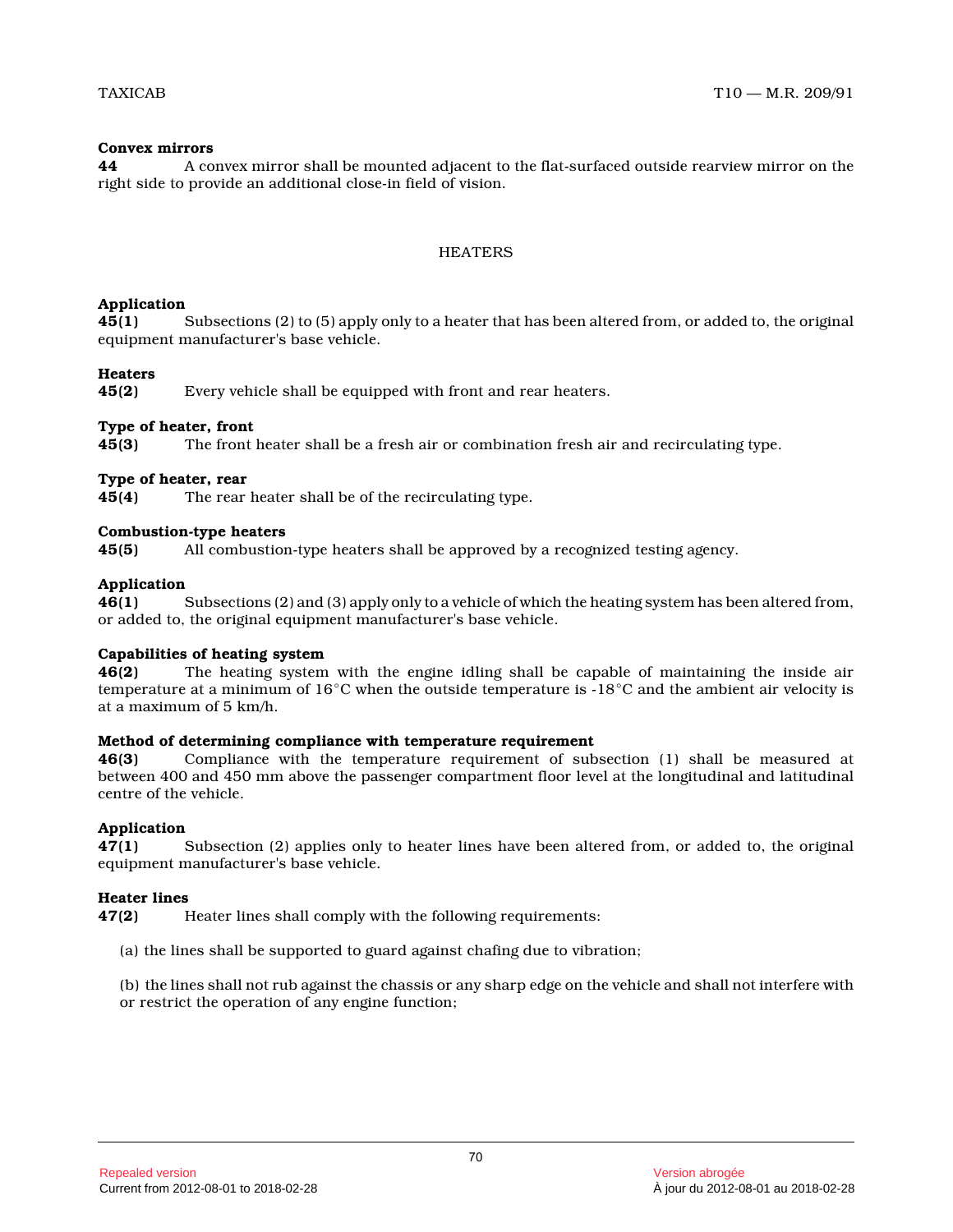**Convex mirrors**

**44** A convex mirror shall be mounted adjacent to the flat-surfaced outside rearview mirror on the right side to provide an additional close-in field of vision.

## HEATERS

**Application**

**45(1)** Subsections (2) to (5) apply only to a heater that has been altered from, or added to, the original equipment manufacturer's base vehicle.

**Heaters**

**45(2)** Every vehicle shall be equipped with front and rear heaters.

**Type of heater, front**

**45(3)** The front heater shall be a fresh air or combination fresh air and recirculating type.

**Type of heater, rear**

**45(4)** The rear heater shall be of the recirculating type.

**Combustion-type heaters**

**45(5)** All combustion-type heaters shall be approved by a recognized testing agency.

**Application**

**46(1)** Subsections (2) and (3) apply only to a vehicle of which the heating system has been altered from, or added to, the original equipment manufacturer's base vehicle.

**Capabilities of heating system**

**46(2)** The heating system with the engine idling shall be capable of maintaining the inside air temperature at a minimum of 16°C when the outside temperature is -18°C and the ambient air velocity is at a maximum of 5 km/h.

**Method of determining compliance with temperature requirement**

**46(3)** Compliance with the temperature requirement of subsection (1) shall be measured at between 400 and 450 mm above the passenger compartment floor level at the longitudinal and latitudinal centre of the vehicle.

**Application**

**47(1)** Subsection (2) applies only to heater lines have been altered from, or added to, the original equipment manufacturer's base vehicle.

**Heater lines**

**47(2)** Heater lines shall comply with the following requirements:

(a) the lines shall be supported to guard against chafing due to vibration;

(b) the lines shall not rub against the chassis or any sharp edge on the vehicle and shall not interfere with or restrict the operation of any engine function;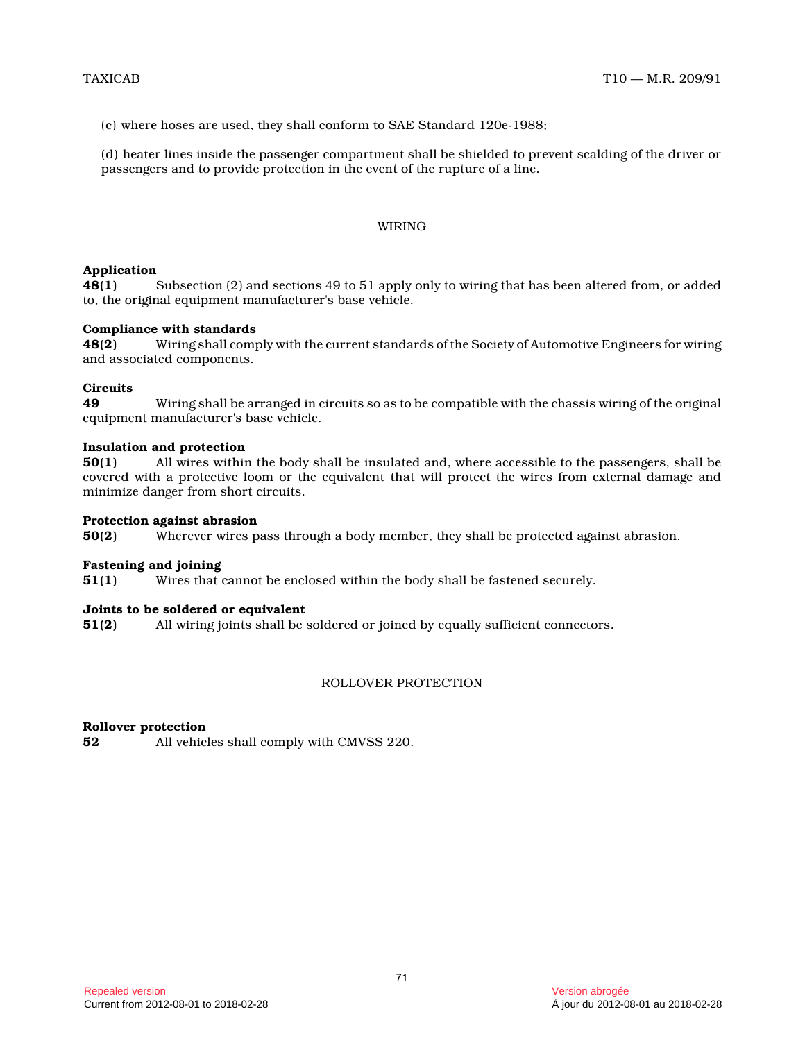(c) where hoses are used, they shall conform to SAE Standard 120e-1988;

(d) heater lines inside the passenger compartment shall be shielded to prevent scalding of the driver or passengers and to provide protection in the event of the rupture of a line.

## WIRING

**Application**
**48(1)** Subsection (2) and sections 49 to 51 apply only to wiring that has been altered from, or added to, the original equipment manufacturer's base vehicle.

**Compliance with standards**
**48(2)** Wiring shall comply with the current standards of the Society of Automotive Engineers for wiring and associated components.

**Circuits**
**49** Wiring shall be arranged in circuits so as to be compatible with the chassis wiring of the original equipment manufacturer's base vehicle.

**Insulation and protection**
**50(1)** All wires within the body shall be insulated and, where accessible to the passengers, shall be covered with a protective loom or the equivalent that will protect the wires from external damage and minimize danger from short circuits.

**Protection against abrasion**
**50(2)** Wherever wires pass through a body member, they shall be protected against abrasion.

**Fastening and joining**
**51(1)** Wires that cannot be enclosed within the body shall be fastened securely.

**Joints to be soldered or equivalent**
**51(2)** All wiring joints shall be soldered or joined by equally sufficient connectors.

## ROLLOVER PROTECTION

**Rollover protection**
**52** All vehicles shall comply with CMVSS 220.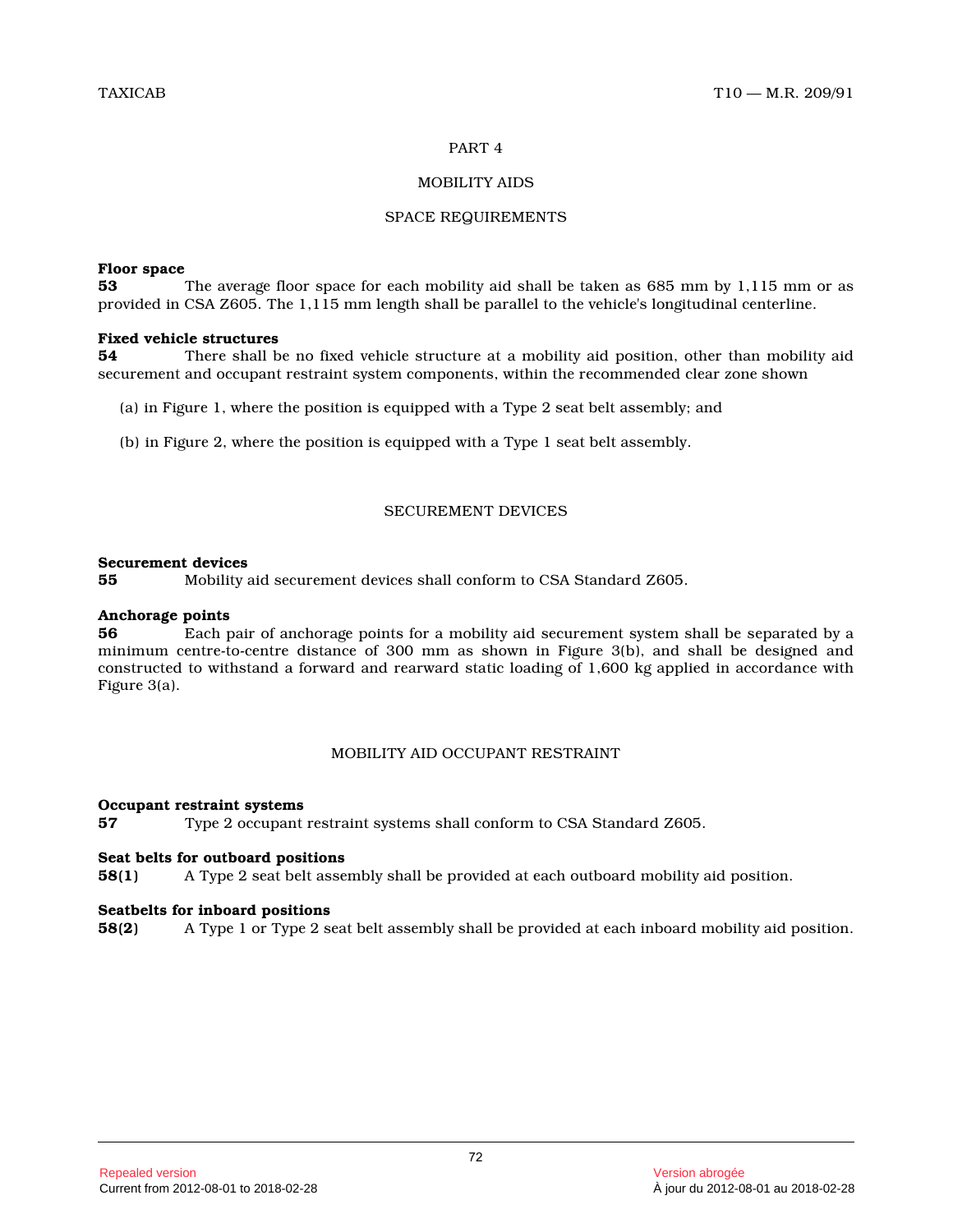## PART 4

## MOBILITY AIDS

### SPACE REQUIREMENTS

**Floor space**

**53** The average floor space for each mobility aid shall be taken as 685 mm by 1,115 mm or as provided in CSA Z605. The 1,115 mm length shall be parallel to the vehicle's longitudinal centerline.

**Fixed vehicle structures**

**54** There shall be no fixed vehicle structure at a mobility aid position, other than mobility aid securement and occupant restraint system components, within the recommended clear zone shown

(a) in Figure 1, where the position is equipped with a Type 2 seat belt assembly; and

(b) in Figure 2, where the position is equipped with a Type 1 seat belt assembly.

### SECUREMENT DEVICES

**Securement devices**

**55** Mobility aid securement devices shall conform to CSA Standard Z605.

**Anchorage points**

**56** Each pair of anchorage points for a mobility aid securement system shall be separated by a minimum centre-to-centre distance of 300 mm as shown in Figure 3(b), and shall be designed and constructed to withstand a forward and rearward static loading of 1,600 kg applied in accordance with Figure 3(a).

### MOBILITY AID OCCUPANT RESTRAINT

**Occupant restraint systems**

**57** Type 2 occupant restraint systems shall conform to CSA Standard Z605.

**Seat belts for outboard positions**

**58(1)** A Type 2 seat belt assembly shall be provided at each outboard mobility aid position.

**Seatbelts for inboard positions**

**58(2)** A Type 1 or Type 2 seat belt assembly shall be provided at each inboard mobility aid position.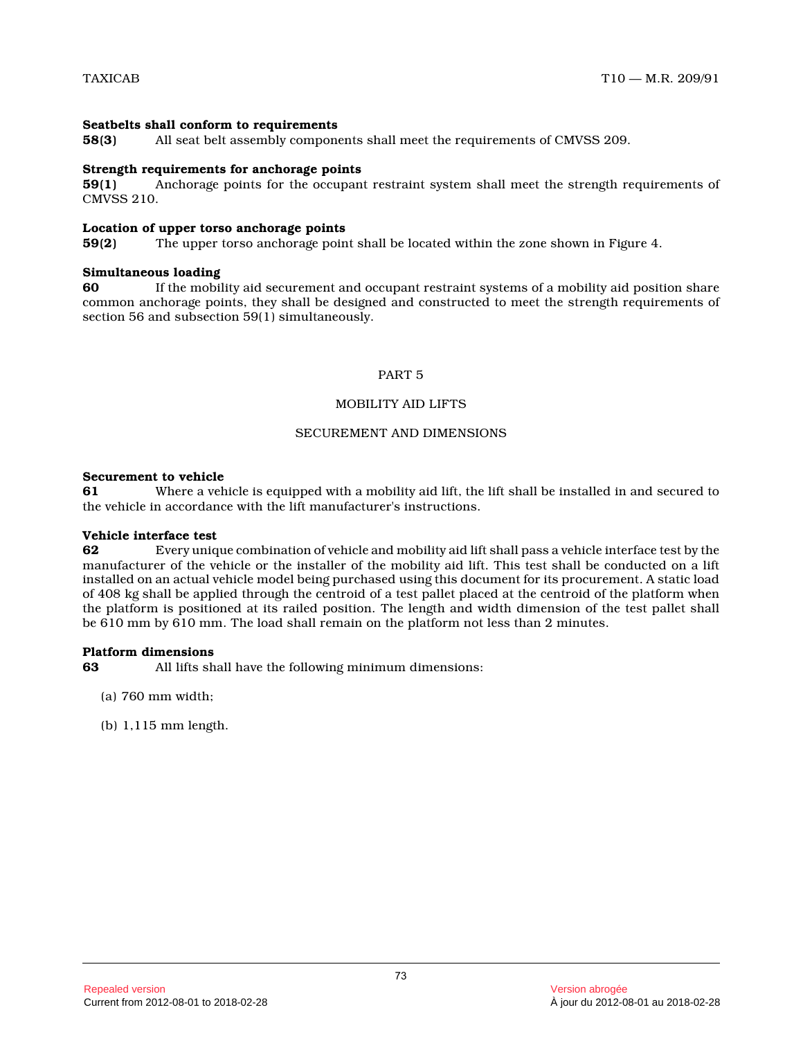**Seatbelts shall conform to requirements**

**58(3)** All seat belt assembly components shall meet the requirements of CMVSS 209.

**Strength requirements for anchorage points**

**59(1)** Anchorage points for the occupant restraint system shall meet the strength requirements of CMVSS 210.

**Location of upper torso anchorage points**

**59(2)** The upper torso anchorage point shall be located within the zone shown in Figure 4.

**Simultaneous loading**

**60** If the mobility aid securement and occupant restraint systems of a mobility aid position share common anchorage points, they shall be designed and constructed to meet the strength requirements of section 56 and subsection 59(1) simultaneously.

## PART 5

## MOBILITY AID LIFTS

### SECUREMENT AND DIMENSIONS

**Securement to vehicle**

**61** Where a vehicle is equipped with a mobility aid lift, the lift shall be installed in and secured to the vehicle in accordance with the lift manufacturer's instructions.

**Vehicle interface test**

**62** Every unique combination of vehicle and mobility aid lift shall pass a vehicle interface test by the manufacturer of the vehicle or the installer of the mobility aid lift. This test shall be conducted on a lift installed on an actual vehicle model being purchased using this document for its procurement. A static load of 408 kg shall be applied through the centroid of a test pallet placed at the centroid of the platform when the platform is positioned at its railed position. The length and width dimension of the test pallet shall be 610 mm by 610 mm. The load shall remain on the platform not less than 2 minutes.

**Platform dimensions**

**63** All lifts shall have the following minimum dimensions:

(a) 760 mm width;

(b) 1,115 mm length.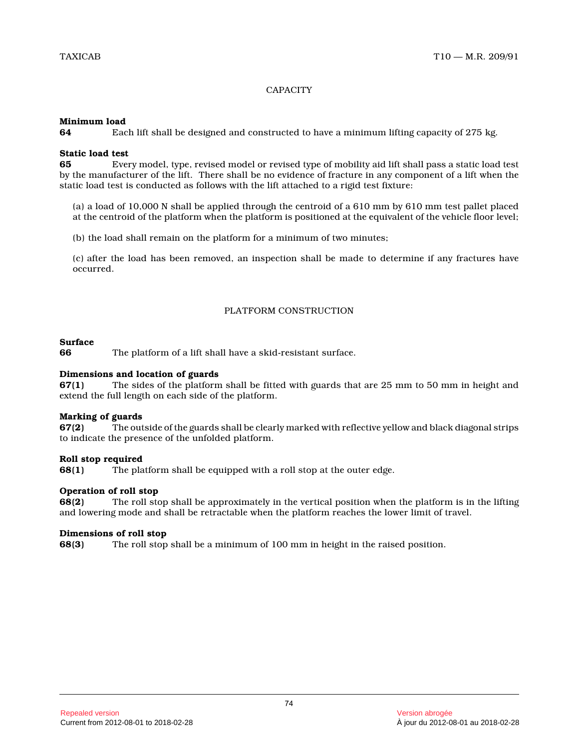## CAPACITY

**Minimum load**

**64** Each lift shall be designed and constructed to have a minimum lifting capacity of 275 kg.

**Static load test**

**65** Every model, type, revised model or revised type of mobility aid lift shall pass a static load test by the manufacturer of the lift. There shall be no evidence of fracture in any component of a lift when the static load test is conducted as follows with the lift attached to a rigid test fixture:

(a) a load of 10,000 N shall be applied through the centroid of a 610 mm by 610 mm test pallet placed at the centroid of the platform when the platform is positioned at the equivalent of the vehicle floor level;

(b) the load shall remain on the platform for a minimum of two minutes;

(c) after the load has been removed, an inspection shall be made to determine if any fractures have occurred.

## PLATFORM CONSTRUCTION

**Surface**

**66** The platform of a lift shall have a skid-resistant surface.

**Dimensions and location of guards**

**67(1)** The sides of the platform shall be fitted with guards that are 25 mm to 50 mm in height and extend the full length on each side of the platform.

**Marking of guards**

**67(2)** The outside of the guards shall be clearly marked with reflective yellow and black diagonal strips to indicate the presence of the unfolded platform.

**Roll stop required**

**68(1)** The platform shall be equipped with a roll stop at the outer edge.

**Operation of roll stop**

**68(2)** The roll stop shall be approximately in the vertical position when the platform is in the lifting and lowering mode and shall be retractable when the platform reaches the lower limit of travel.

**Dimensions of roll stop**

**68(3)** The roll stop shall be a minimum of 100 mm in height in the raised position.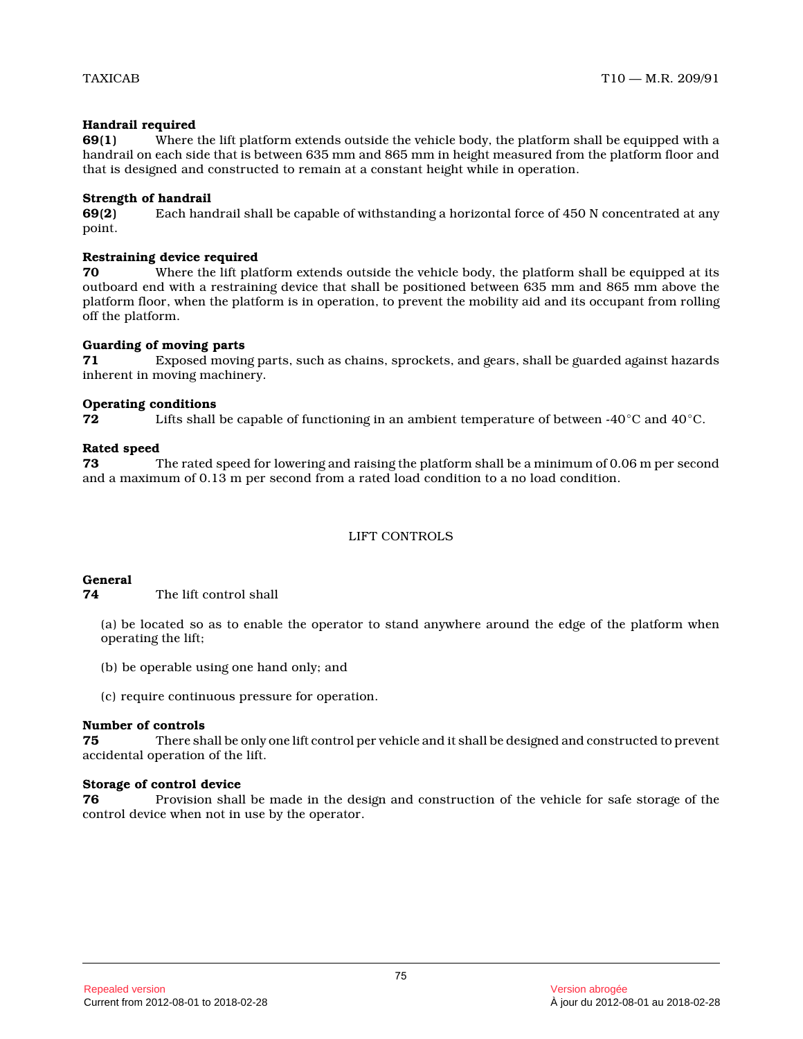**Handrail required**

**69(1)** Where the lift platform extends outside the vehicle body, the platform shall be equipped with a handrail on each side that is between 635 mm and 865 mm in height measured from the platform floor and that is designed and constructed to remain at a constant height while in operation.

**Strength of handrail**

**69(2)** Each handrail shall be capable of withstanding a horizontal force of 450 N concentrated at any point.

**Restraining device required**

**70** Where the lift platform extends outside the vehicle body, the platform shall be equipped at its outboard end with a restraining device that shall be positioned between 635 mm and 865 mm above the platform floor, when the platform is in operation, to prevent the mobility aid and its occupant from rolling off the platform.

**Guarding of moving parts**

**71** Exposed moving parts, such as chains, sprockets, and gears, shall be guarded against hazards inherent in moving machinery.

**Operating conditions**

**72** Lifts shall be capable of functioning in an ambient temperature of between -40°C and 40°C.

**Rated speed**

**73** The rated speed for lowering and raising the platform shall be a minimum of 0.06 m per second and a maximum of 0.13 m per second from a rated load condition to a no load condition.

## LIFT CONTROLS

**General**

**74** The lift control shall

(a) be located so as to enable the operator to stand anywhere around the edge of the platform when operating the lift;

(b) be operable using one hand only; and

(c) require continuous pressure for operation.

**Number of controls**

**75** There shall be only one lift control per vehicle and it shall be designed and constructed to prevent accidental operation of the lift.

**Storage of control device**

**76** Provision shall be made in the design and construction of the vehicle for safe storage of the control device when not in use by the operator.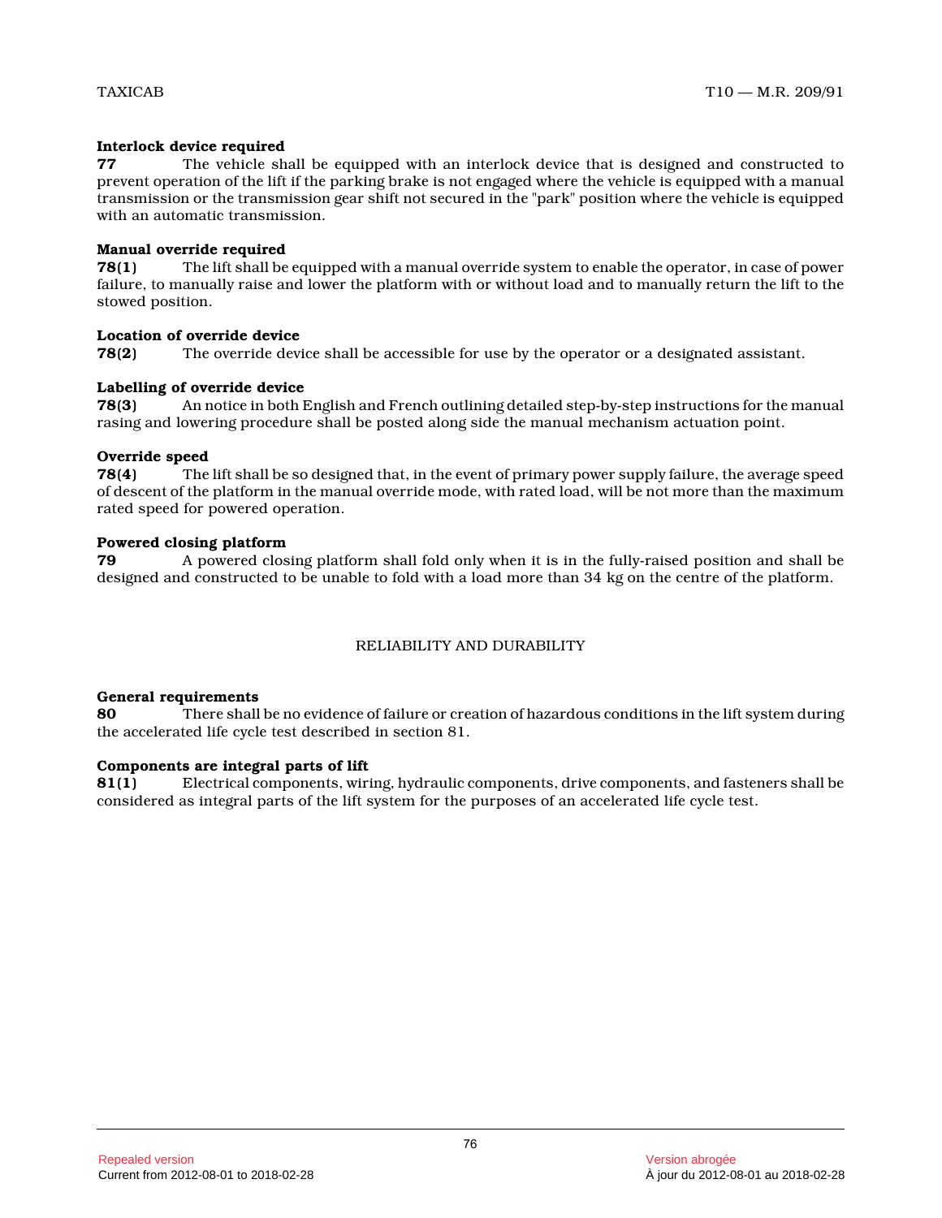**Interlock device required**

**77** The vehicle shall be equipped with an interlock device that is designed and constructed to prevent operation of the lift if the parking brake is not engaged where the vehicle is equipped with a manual transmission or the transmission gear shift not secured in the "park" position where the vehicle is equipped with an automatic transmission.

**Manual override required**

**78(1)** The lift shall be equipped with a manual override system to enable the operator, in case of power failure, to manually raise and lower the platform with or without load and to manually return the lift to the stowed position.

**Location of override device**

**78(2)** The override device shall be accessible for use by the operator or a designated assistant.

**Labelling of override device**

**78(3)** An notice in both English and French outlining detailed step-by-step instructions for the manual rasing and lowering procedure shall be posted along side the manual mechanism actuation point.

**Override speed**

**78(4)** The lift shall be so designed that, in the event of primary power supply failure, the average speed of descent of the platform in the manual override mode, with rated load, will be not more than the maximum rated speed for powered operation.

**Powered closing platform**

**79** A powered closing platform shall fold only when it is in the fully-raised position and shall be designed and constructed to be unable to fold with a load more than 34 kg on the centre of the platform.

## RELIABILITY AND DURABILITY

**General requirements**

**80** There shall be no evidence of failure or creation of hazardous conditions in the lift system during the accelerated life cycle test described in section 81.

**Components are integral parts of lift**

**81(1)** Electrical components, wiring, hydraulic components, drive components, and fasteners shall be considered as integral parts of the lift system for the purposes of an accelerated life cycle test.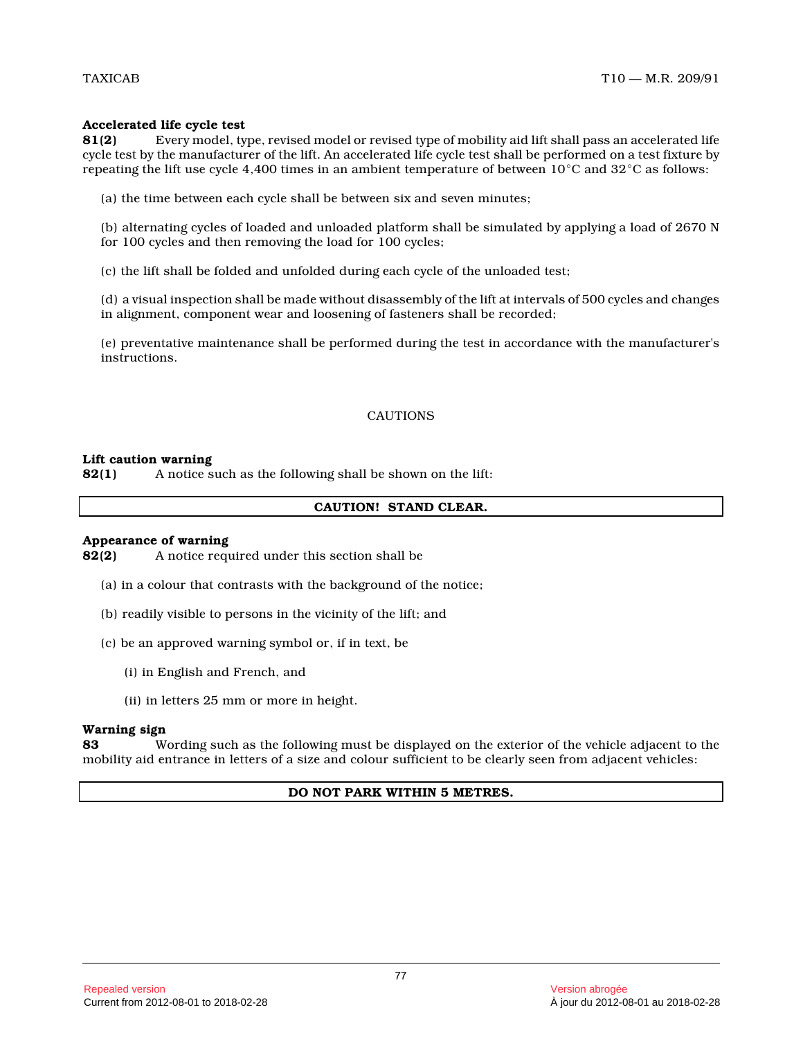**Accelerated life cycle test**

**81(2)** Every model, type, revised model or revised type of mobility aid lift shall pass an accelerated life cycle test by the manufacturer of the lift. An accelerated life cycle test shall be performed on a test fixture by repeating the lift use cycle 4,400 times in an ambient temperature of between 10°C and 32°C as follows:

(a) the time between each cycle shall be between six and seven minutes;

(b) alternating cycles of loaded and unloaded platform shall be simulated by applying a load of 2670 N for 100 cycles and then removing the load for 100 cycles;

(c) the lift shall be folded and unfolded during each cycle of the unloaded test;

(d) a visual inspection shall be made without disassembly of the lift at intervals of 500 cycles and changes in alignment, component wear and loosening of fasteners shall be recorded;

(e) preventative maintenance shall be performed during the test in accordance with the manufacturer's instructions.

## CAUTIONS

**Lift caution warning**

**82(1)** A notice such as the following shall be shown on the lift:

| **CAUTION! STAND CLEAR.** |
|---|

**Appearance of warning**

**82(2)** A notice required under this section shall be

(a) in a colour that contrasts with the background of the notice;

(b) readily visible to persons in the vicinity of the lift; and

(c) be an approved warning symbol or, if in text, be

(i) in English and French, and

(ii) in letters 25 mm or more in height.

**Warning sign**

**83** Wording such as the following must be displayed on the exterior of the vehicle adjacent to the mobility aid entrance in letters of a size and colour sufficient to be clearly seen from adjacent vehicles:

| **DO NOT PARK WITHIN 5 METRES.** |
|---|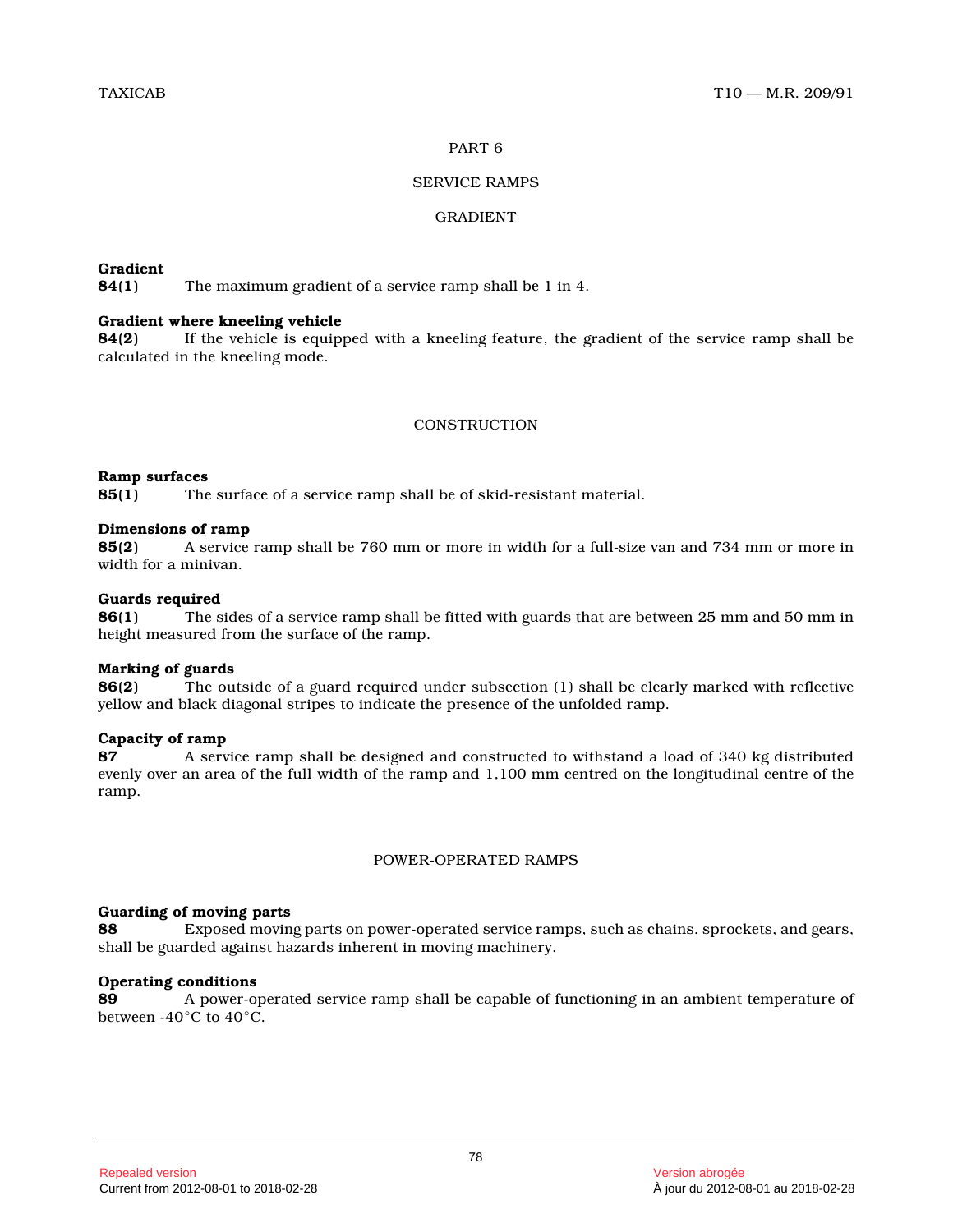## PART 6

## SERVICE RAMPS

### GRADIENT

**Gradient**

**84(1)** The maximum gradient of a service ramp shall be 1 in 4.

**Gradient where kneeling vehicle**

**84(2)** If the vehicle is equipped with a kneeling feature, the gradient of the service ramp shall be calculated in the kneeling mode.

### CONSTRUCTION

**Ramp surfaces**

**85(1)** The surface of a service ramp shall be of skid-resistant material.

**Dimensions of ramp**

**85(2)** A service ramp shall be 760 mm or more in width for a full-size van and 734 mm or more in width for a minivan.

**Guards required**

**86(1)** The sides of a service ramp shall be fitted with guards that are between 25 mm and 50 mm in height measured from the surface of the ramp.

**Marking of guards**

**86(2)** The outside of a guard required under subsection (1) shall be clearly marked with reflective yellow and black diagonal stripes to indicate the presence of the unfolded ramp.

**Capacity of ramp**

**87** A service ramp shall be designed and constructed to withstand a load of 340 kg distributed evenly over an area of the full width of the ramp and 1,100 mm centred on the longitudinal centre of the ramp.

### POWER-OPERATED RAMPS

**Guarding of moving parts**

**88** Exposed moving parts on power-operated service ramps, such as chains. sprockets, and gears, shall be guarded against hazards inherent in moving machinery.

**Operating conditions**

**89** A power-operated service ramp shall be capable of functioning in an ambient temperature of between -40°C to 40°C.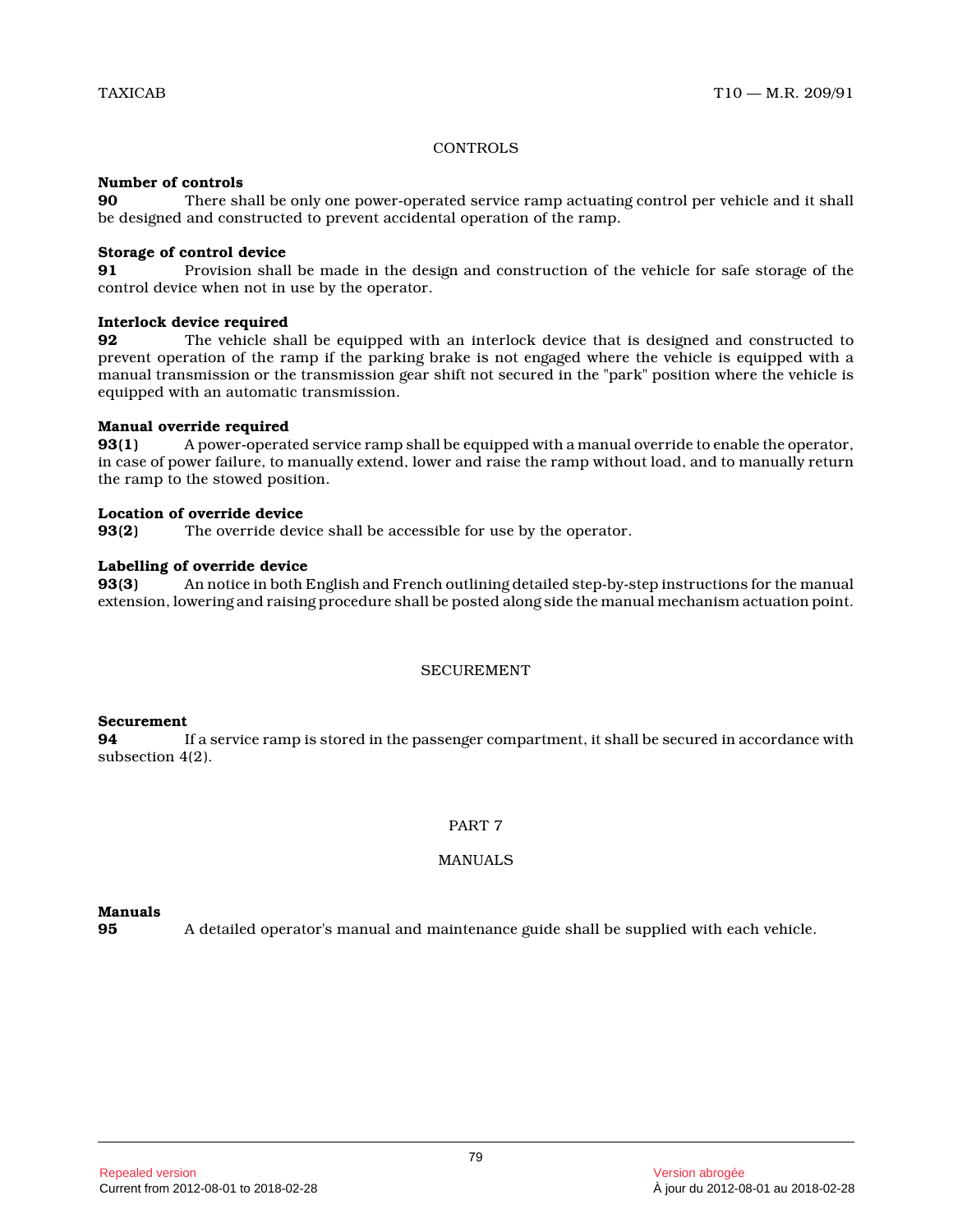CONTROLS

**Number of controls**
**90** There shall be only one power-operated service ramp actuating control per vehicle and it shall be designed and constructed to prevent accidental operation of the ramp.

**Storage of control device**
**91** Provision shall be made in the design and construction of the vehicle for safe storage of the control device when not in use by the operator.

**Interlock device required**
**92** The vehicle shall be equipped with an interlock device that is designed and constructed to prevent operation of the ramp if the parking brake is not engaged where the vehicle is equipped with a manual transmission or the transmission gear shift not secured in the "park" position where the vehicle is equipped with an automatic transmission.

**Manual override required**
**93(1)** A power-operated service ramp shall be equipped with a manual override to enable the operator, in case of power failure, to manually extend, lower and raise the ramp without load, and to manually return the ramp to the stowed position.

**Location of override device**
**93(2)** The override device shall be accessible for use by the operator.

**Labelling of override device**
**93(3)** An notice in both English and French outlining detailed step-by-step instructions for the manual extension, lowering and raising procedure shall be posted along side the manual mechanism actuation point.

SECUREMENT

**Securement**
**94** If a service ramp is stored in the passenger compartment, it shall be secured in accordance with subsection 4(2).

PART 7

MANUALS

**Manuals**
**95** A detailed operator's manual and maintenance guide shall be supplied with each vehicle.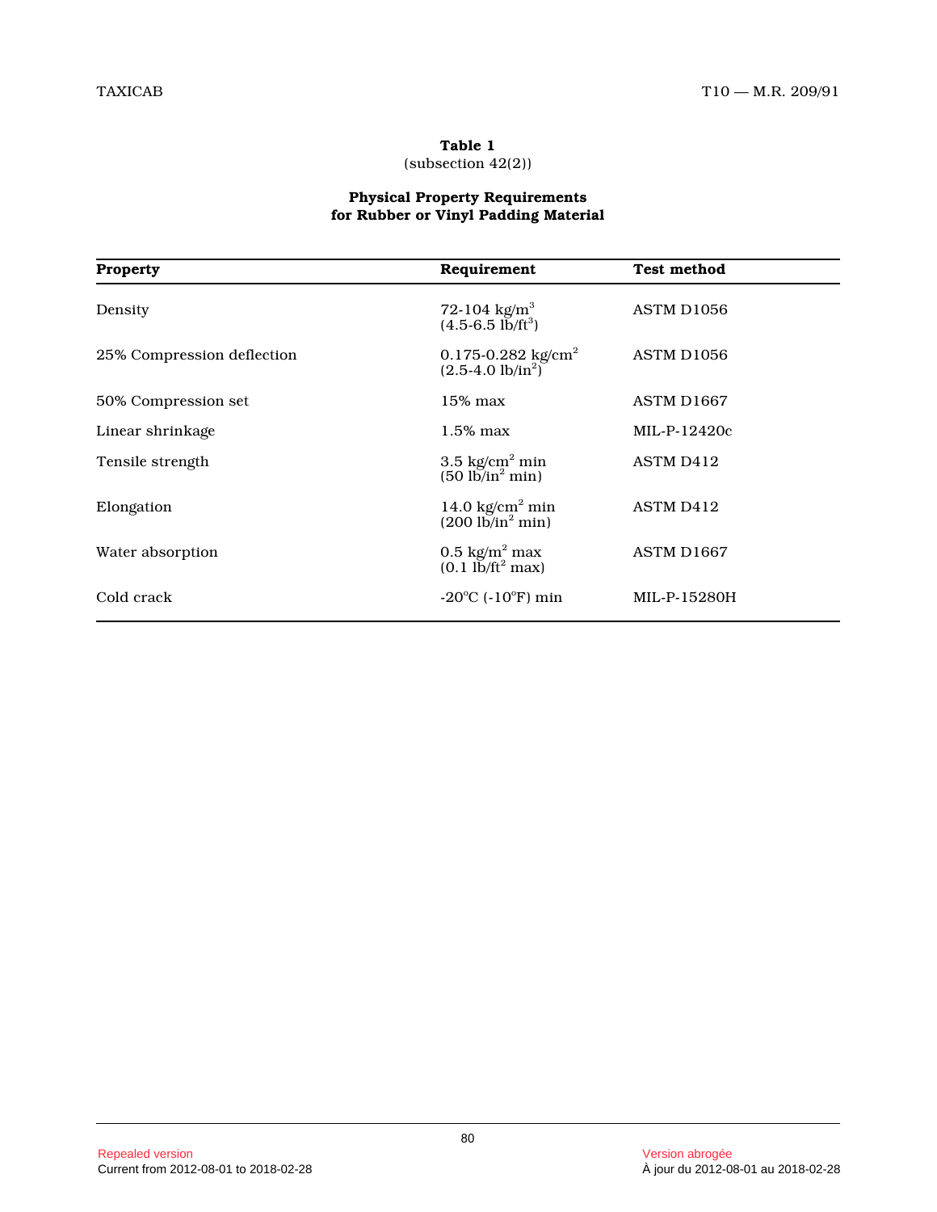**Table 1**
(subsection 42(2))

**Physical Property Requirements for Rubber or Vinyl Padding Material**

| Property | Requirement | Test method |
|---|---|---|
| Density | 72-104 $kg/m^3$ (4.5-6.5 $lb/ft^3$) | ASTM D1056 |
| 25% Compression deflection | 0.175-0.282 $kg/cm^2$ (2.5-4.0 $lb/in^2$) | ASTM D1056 |
| 50% Compression set | 15% max | ASTM D1667 |
| Linear shrinkage | 1.5% max | MIL-P-12420c |
| Tensile strength | 3.5 $kg/cm^2$ min (50 $lb/in^2$ min) | ASTM D412 |
| Elongation | 14.0 $kg/cm^2$ min (200 $lb/in^2$ min) | ASTM D412 |
| Water absorption | 0.5 $kg/m^2$ max (0.1 $lb/ft^2$ max) | ASTM D1667 |
| Cold crack | -20°C (-10°F) min | MIL-P-15280H |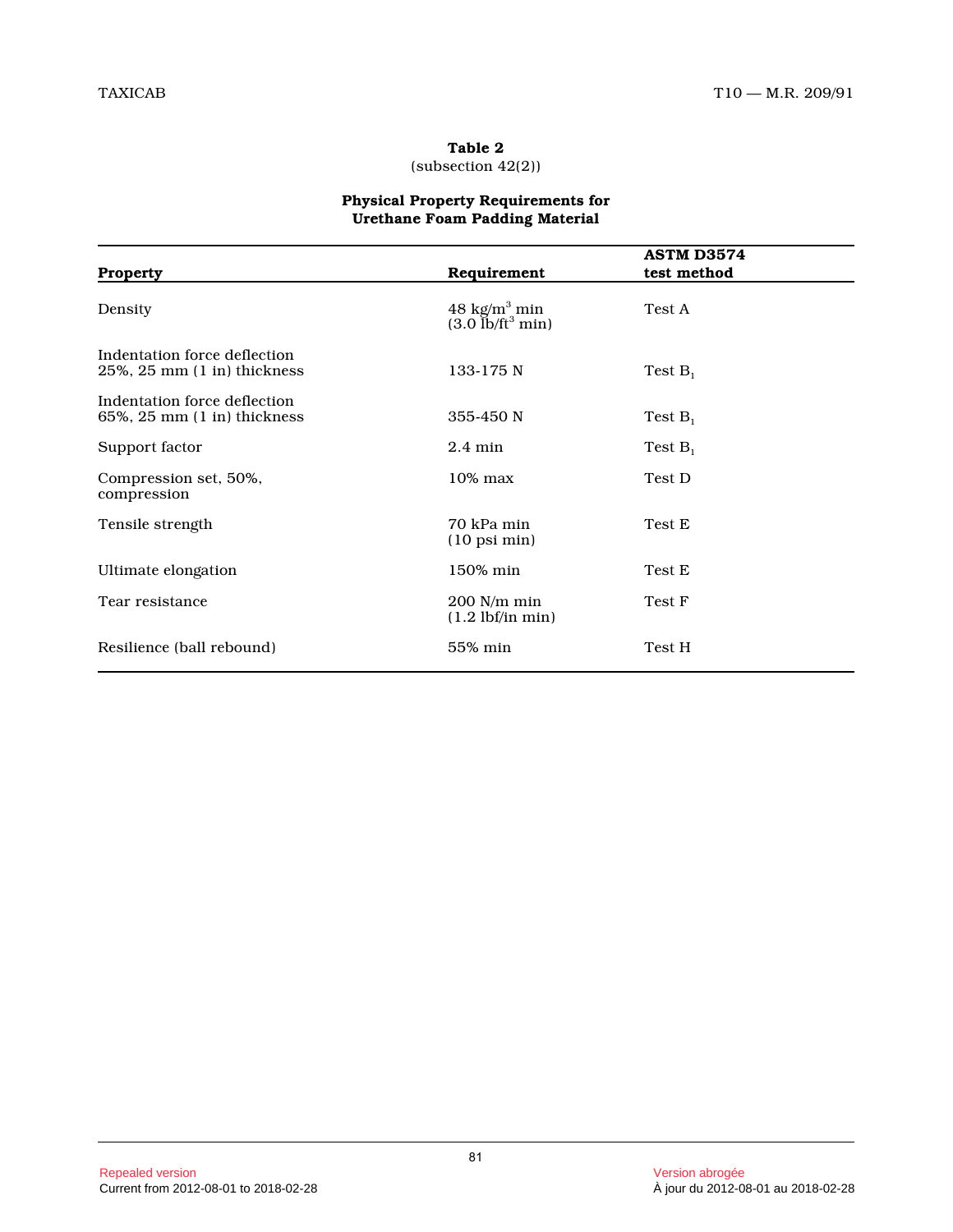**Table 2**
(subsection 42(2))

**Physical Property Requirements for Urethane Foam Padding Material**

| Property | Requirement | ASTM D3574 test method |
|---|---|---|
| Density | 48 $kg/m^3$ min (3.0 $lb/ft^3$ min) | Test A |
| Indentation force deflection 25%, 25 mm (1 in) thickness | 133-175 N | Test $B_1$ |
| Indentation force deflection 65%, 25 mm (1 in) thickness | 355-450 N | Test $B_1$ |
| Support factor | 2.4 min | Test $B_1$ |
| Compression set, 50%, compression | 10% max | Test D |
| Tensile strength | 70 kPa min (10 psi min) | Test E |
| Ultimate elongation | 150% min | Test E |
| Tear resistance | 200 N/m min (1.2 lbf/in min) | Test F |
| Resilience (ball rebound) | 55% min | Test H |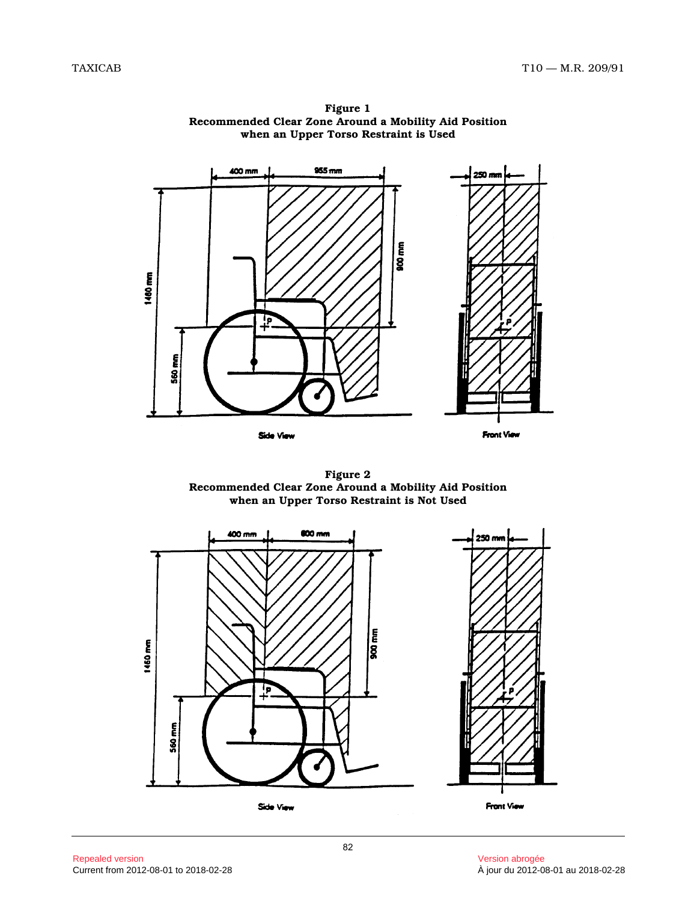**Figure 1**
**Recommended Clear Zone Around a Mobility Aid Position when an Upper Torso Restraint is Used**

400 mm 955 mm 250 mm

1460 mm 900 mm 560 mm

P

Side View

Front View

**Figure 2**
**Recommended Clear Zone Around a Mobility Aid Position when an Upper Torso Restraint is Not Used**

400 mm 800 mm 250 mm

1460 mm 900 mm 560 mm

P

Side View

Front View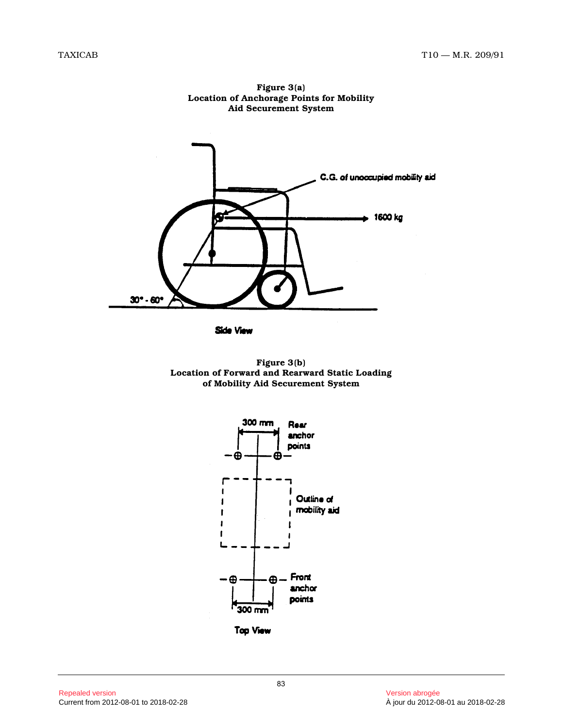**Figure 3(a)**
**Location of Anchorage Points for Mobility Aid Securement System**

C.G. of unoccupied mobility aid

1600 kg

30° - 60°

Side View

**Figure 3(b)**
**Location of Forward and Rearward Static Loading of Mobility Aid Securement System**

300 mm

Rear anchor points

Outline of mobility aid

Front anchor points

300 mm

Top View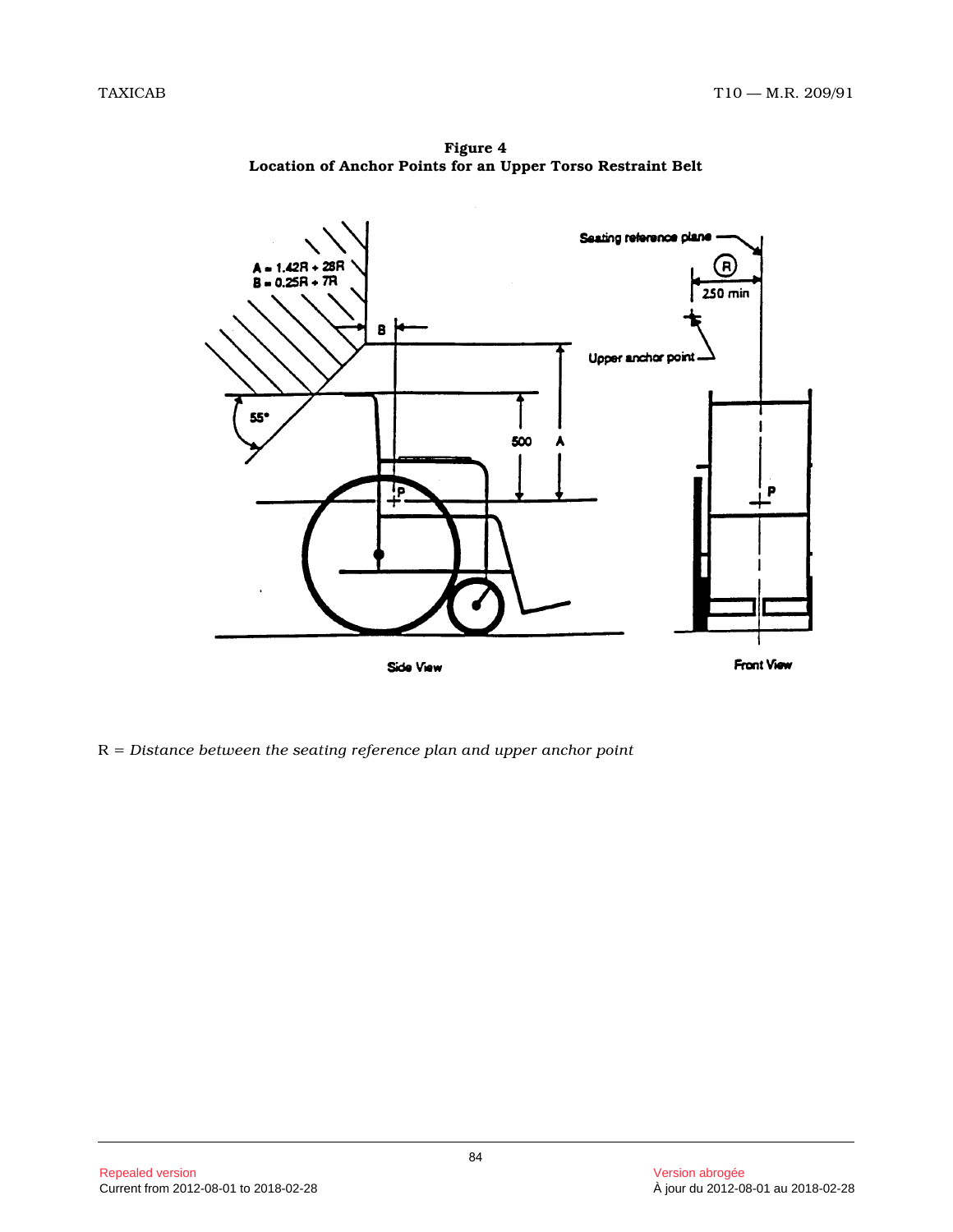**Figure 4**
**Location of Anchor Points for an Upper Torso Restraint Belt**

A = 1.42R + 28R
B = 0.25R + 7R

R = *Distance between the seating reference plan and upper anchor point*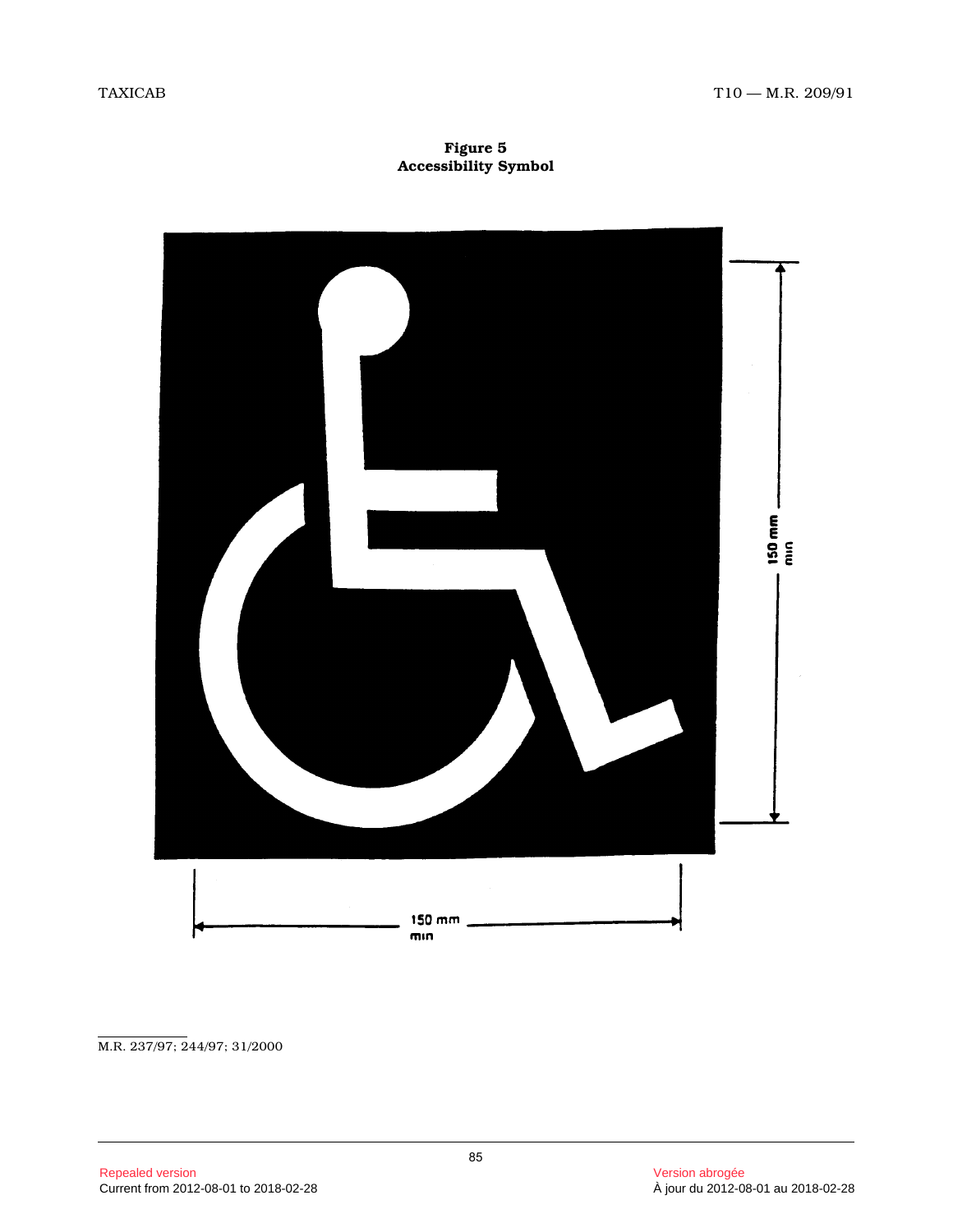**Figure 5**
**Accessibility Symbol**

150 mm min

150 mm min

M.R. 237/97; 244/97; 31/2000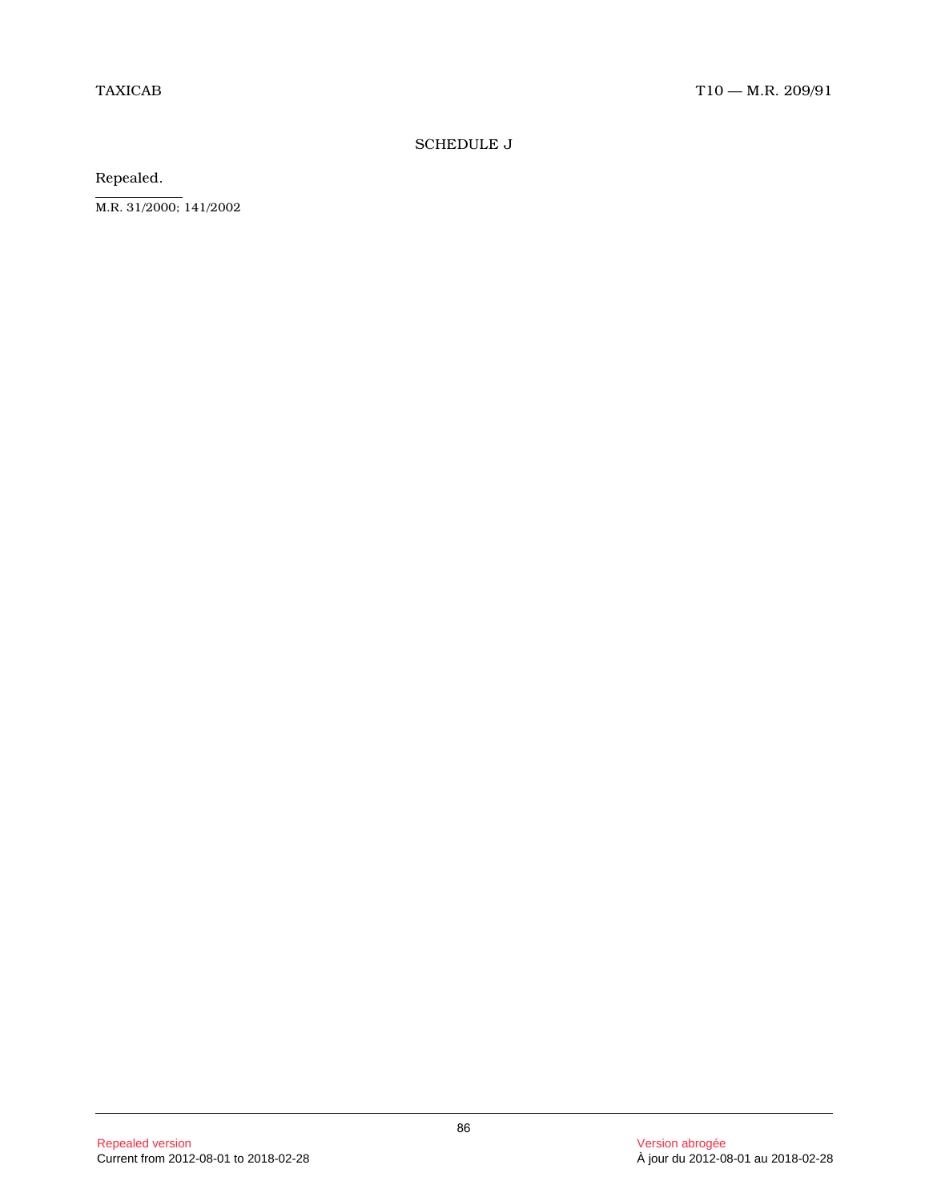## SCHEDULE J

Repealed.

M.R. 31/2000; 141/2002